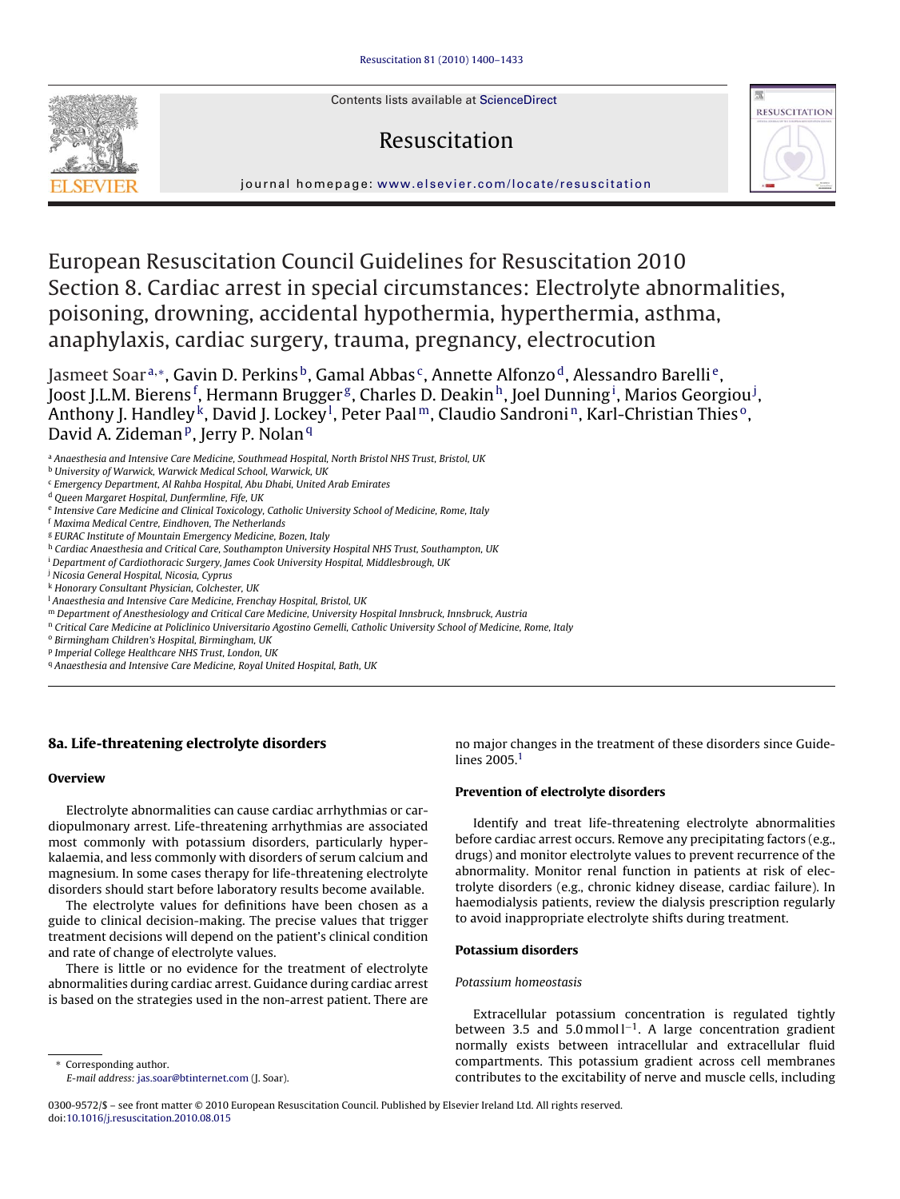# European Resuscitation Council Guidelines for Resuscitation 2010 Section 8. Cardiac arrest in special circumstances: Electrolyte abnormalities, poisoning, drowning, accidental hypothermia, hyperthermia, asthma, anaphylaxis, cardiac surgery, trauma, pregnancy, electrocution

Jasmeet Soar[a,*], Gavin D. Perkins[b], Gamal Abbas[c], Annette Alfonzo[d], Alessandro Barelli[e], Joost J.L.M. Bierens[f], Hermann Brugger[g], Charles D. Deakin[h], Joel Dunning[i], Marios Georgiou[j], Anthony J. Handley[k], David J. Lockey[l], Peter Paal[m], Claudio Sandroni[n], Karl-Christian Thies[o], David A. Zideman[p], Jerry P. Nolan[q]

[a] Anaesthesia and Intensive Care Medicine, Southmead Hospital, North Bristol NHS Trust, Bristol, UK
[b] University of Warwick, Warwick Medical School, Warwick, UK
[c] Emergency Department, Al Rahba Hospital, Abu Dhabi, United Arab Emirates
[d] Queen Margaret Hospital, Dunfermline, Fife, UK
[e] Intensive Care Medicine and Clinical Toxicology, Catholic University School of Medicine, Rome, Italy
[f] Maxima Medical Centre, Eindhoven, The Netherlands
[g] EURAC Institute of Mountain Emergency Medicine, Bozen, Italy
[h] Cardiac Anaesthesia and Critical Care, Southampton University Hospital NHS Trust, Southampton, UK
[i] Department of Cardiothoracic Surgery, James Cook University Hospital, Middlesbrough, UK
[j] Nicosia General Hospital, Nicosia, Cyprus
[k] Honorary Consultant Physician, Colchester, UK
[l] Anaesthesia and Intensive Care Medicine, Frenchay Hospital, Bristol, UK
[m] Department of Anesthesiology and Critical Care Medicine, University Hospital Innsbruck, Innsbruck, Austria
[n] Critical Care Medicine at Policlinico Universitario Agostino Gemelli, Catholic University School of Medicine, Rome, Italy
[o] Birmingham Children's Hospital, Birmingham, UK
[p] Imperial College Healthcare NHS Trust, London, UK
[q] Anaesthesia and Intensive Care Medicine, Royal United Hospital, Bath, UK

## 8a. Life-threatening electrolyte disorders

### Overview

Electrolyte abnormalities can cause cardiac arrhythmias or cardiopulmonary arrest. Life-threatening arrhythmias are associated most commonly with potassium disorders, particularly hyperkalaemia, and less commonly with disorders of serum calcium and magnesium. In some cases therapy for life-threatening electrolyte disorders should start before laboratory results become available.

The electrolyte values for definitions have been chosen as a guide to clinical decision-making. The precise values that trigger treatment decisions will depend on the patient's clinical condition and rate of change of electrolyte values.

There is little or no evidence for the treatment of electrolyte abnormalities during cardiac arrest. Guidance during cardiac arrest is based on the strategies used in the non-arrest patient. There are no major changes in the treatment of these disorders since Guidelines 2005.[1]

### Prevention of electrolyte disorders

Identify and treat life-threatening electrolyte abnormalities before cardiac arrest occurs. Remove any precipitating factors (e.g., drugs) and monitor electrolyte values to prevent recurrence of the abnormality. Monitor renal function in patients at risk of electrolyte disorders (e.g., chronic kidney disease, cardiac failure). In haemodialysis patients, review the dialysis prescription regularly to avoid inappropriate electrolyte shifts during treatment.

### Potassium disorders

*Potassium homeostasis*

Extracellular potassium concentration is regulated tightly between 3.5 and 5.0 $\text{mmol}\,\text{l}^{-1}$. A large concentration gradient normally exists between intracellular and extracellular fluid compartments. This potassium gradient across cell membranes contributes to the excitability of nerve and muscle cells, including

* Corresponding author.
E-mail address: jas.soar@btinternet.com (J. Soar).

0300-9572/$ – see front matter © 2010 European Resuscitation Council. Published by Elsevier Ireland Ltd. All rights reserved.
doi:10.1016/j.resuscitation.2010.08.015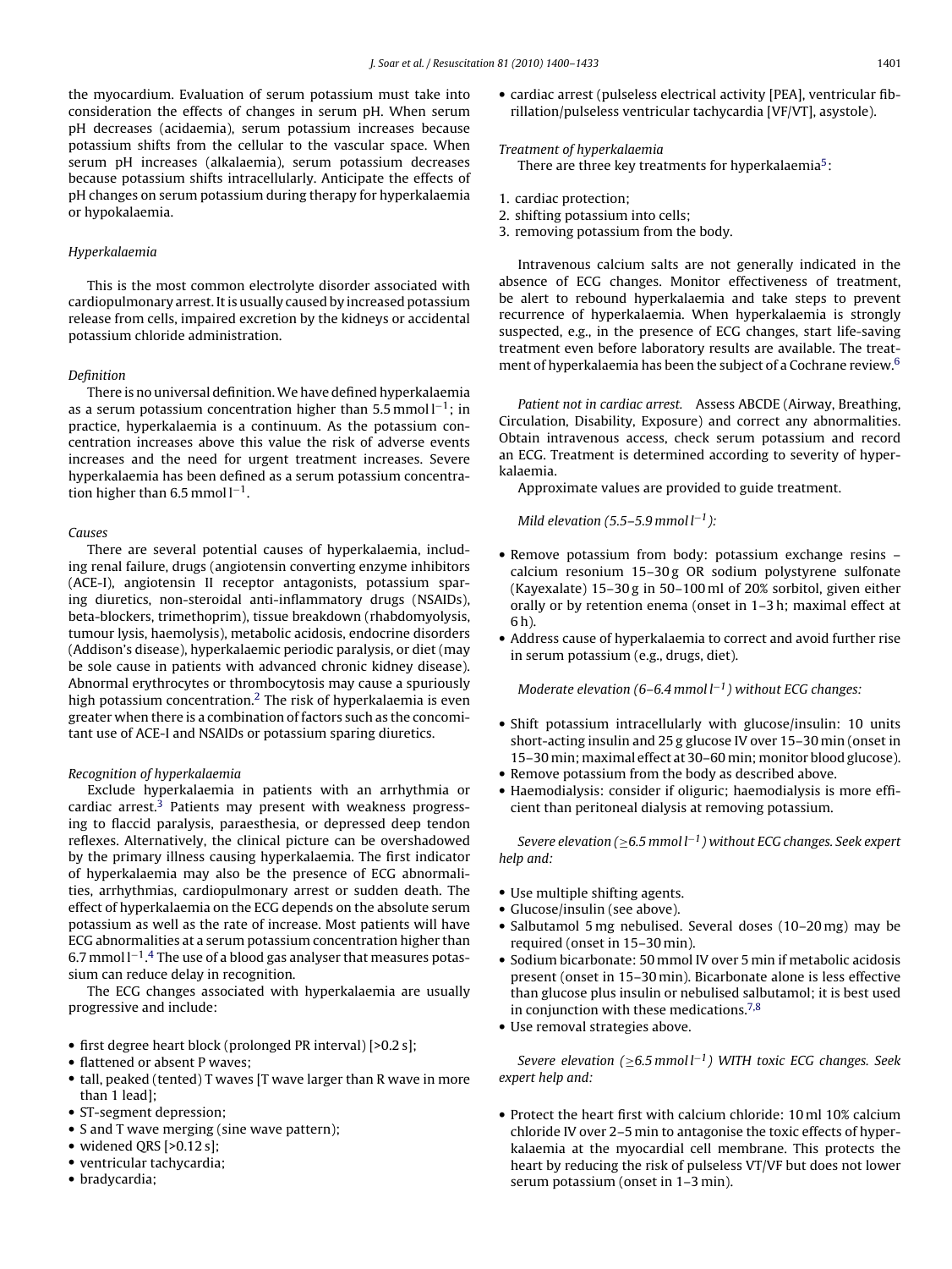the myocardium. Evaluation of serum potassium must take into consideration the effects of changes in serum pH. When serum pH decreases (acidaemia), serum potassium increases because potassium shifts from the cellular to the vascular space. When serum pH increases (alkalaemia), serum potassium decreases because potassium shifts intracellularly. Anticipate the effects of pH changes on serum potassium during therapy for hyperkalaemia or hypokalaemia.

### *Hyperkalaemia*

This is the most common electrolyte disorder associated with cardiopulmonary arrest. It is usually caused by increased potassium release from cells, impaired excretion by the kidneys or accidental potassium chloride administration.

#### *Definition*

There is no universal definition. We have defined hyperkalaemia as a serum potassium concentration higher than 5.5 mmol $l^{-1}$; in practice, hyperkalaemia is a continuum. As the potassium concentration increases above this value the risk of adverse events increases and the need for urgent treatment increases. Severe hyperkalaemia has been defined as a serum potassium concentration higher than 6.5 mmol $l^{-1}$.

#### *Causes*

There are several potential causes of hyperkalaemia, including renal failure, drugs (angiotensin converting enzyme inhibitors (ACE-I), angiotensin II receptor antagonists, potassium sparing diuretics, non-steroidal anti-inflammatory drugs (NSAIDs), beta-blockers, trimethoprim), tissue breakdown (rhabdomyolysis, tumour lysis, haemolysis), metabolic acidosis, endocrine disorders (Addison's disease), hyperkalaemic periodic paralysis, or diet (may be sole cause in patients with advanced chronic kidney disease). Abnormal erythrocytes or thrombocytosis may cause a spuriously high potassium concentration.[2] The risk of hyperkalaemia is even greater when there is a combination of factors such as the concomitant use of ACE-I and NSAIDs or potassium sparing diuretics.

#### *Recognition of hyperkalaemia*

Exclude hyperkalaemia in patients with an arrhythmia or cardiac arrest.[3] Patients may present with weakness progressing to flaccid paralysis, paraesthesia, or depressed deep tendon reflexes. Alternatively, the clinical picture can be overshadowed by the primary illness causing hyperkalaemia. The first indicator of hyperkalaemia may also be the presence of ECG abnormalities, arrhythmias, cardiopulmonary arrest or sudden death. The effect of hyperkalaemia on the ECG depends on the absolute serum potassium as well as the rate of increase. Most patients will have ECG abnormalities at a serum potassium concentration higher than 6.7 mmol $l^{-1}$.[4] The use of a blood gas analyser that measures potassium can reduce delay in recognition.

The ECG changes associated with hyperkalaemia are usually progressive and include:

- first degree heart block (prolonged PR interval) [>0.2 s];
- flattened or absent P waves;
- tall, peaked (tented) T waves [T wave larger than R wave in more than 1 lead];
- ST-segment depression;
- S and T wave merging (sine wave pattern);
- widened QRS [>0.12 s];
- ventricular tachycardia;
- bradycardia;
- cardiac arrest (pulseless electrical activity [PEA], ventricular fibrillation/pulseless ventricular tachycardia [VF/VT], asystole).

#### *Treatment of hyperkalaemia*

There are three key treatments for hyperkalaemia[5]:

1. cardiac protection;
2. shifting potassium into cells;
3. removing potassium from the body.

Intravenous calcium salts are not generally indicated in the absence of ECG changes. Monitor effectiveness of treatment, be alert to rebound hyperkalaemia and take steps to prevent recurrence of hyperkalaemia. When hyperkalaemia is strongly suspected, e.g., in the presence of ECG changes, start life-saving treatment even before laboratory results are available. The treatment of hyperkalaemia has been the subject of a Cochrane review.[6]

*Patient not in cardiac arrest.* Assess ABCDE (Airway, Breathing, Circulation, Disability, Exposure) and correct any abnormalities. Obtain intravenous access, check serum potassium and record an ECG. Treatment is determined according to severity of hyperkalaemia.

Approximate values are provided to guide treatment.

*Mild elevation (5.5–5.9 mmol $l^{-1}$):*

- Remove potassium from body: potassium exchange resins – calcium resonium 15–30 g OR sodium polystyrene sulfonate (Kayexalate) 15–30 g in 50–100 ml of 20% sorbitol, given either orally or by retention enema (onset in 1–3 h; maximal effect at 6 h).
- Address cause of hyperkalaemia to correct and avoid further rise in serum potassium (e.g., drugs, diet).

*Moderate elevation (6–6.4 mmol $l^{-1}$) without ECG changes:*

- Shift potassium intracellularly with glucose/insulin: 10 units short-acting insulin and 25 g glucose IV over 15–30 min (onset in 15–30 min; maximal effect at 30–60 min; monitor blood glucose).
- Remove potassium from the body as described above.
- Haemodialysis: consider if oliguric; haemodialysis is more efficient than peritoneal dialysis at removing potassium.

*Severe elevation (≥6.5 mmol $l^{-1}$) without ECG changes. Seek expert help and:*

- Use multiple shifting agents.
- Glucose/insulin (see above).
- Salbutamol 5 mg nebulised. Several doses (10–20 mg) may be required (onset in 15–30 min).
- Sodium bicarbonate: 50 mmol IV over 5 min if metabolic acidosis present (onset in 15–30 min). Bicarbonate alone is less effective than glucose plus insulin or nebulised salbutamol; it is best used in conjunction with these medications.[7,8]
- Use removal strategies above.

*Severe elevation (≥6.5 mmol $l^{-1}$) WITH toxic ECG changes. Seek expert help and:*

- Protect the heart first with calcium chloride: 10 ml 10% calcium chloride IV over 2–5 min to antagonise the toxic effects of hyperkalaemia at the myocardial cell membrane. This protects the heart by reducing the risk of pulseless VT/VF but does not lower serum potassium (onset in 1–3 min).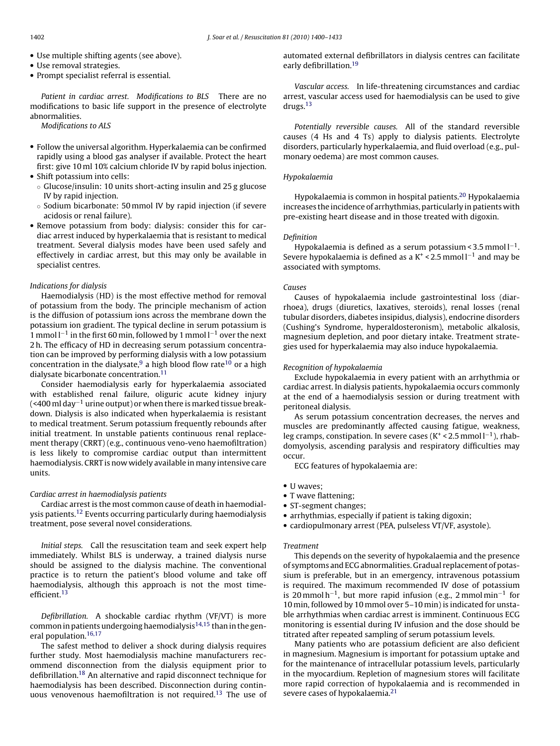- Use multiple shifting agents (see above).
- Use removal strategies.
- Prompt specialist referral is essential.

*Patient in cardiac arrest. Modifications to BLS* There are no modifications to basic life support in the presence of electrolyte abnormalities.

*Modifications to ALS*

- Follow the universal algorithm. Hyperkalaemia can be confirmed rapidly using a blood gas analyser if available. Protect the heart first: give 10 ml 10% calcium chloride IV by rapid bolus injection.
- Shift potassium into cells:
  - Glucose/insulin: 10 units short-acting insulin and 25 g glucose IV by rapid injection.
  - Sodium bicarbonate: 50 mmol IV by rapid injection (if severe acidosis or renal failure).
- Remove potassium from body: dialysis: consider this for cardiac arrest induced by hyperkalaemia that is resistant to medical treatment. Several dialysis modes have been used safely and effectively in cardiac arrest, but this may only be available in specialist centres.

*Indications for dialysis*

Haemodialysis (HD) is the most effective method for removal of potassium from the body. The principle mechanism of action is the diffusion of potassium ions across the membrane down the potassium ion gradient. The typical decline in serum potassium is 1 mmol $l^{-1}$ in the first 60 min, followed by 1 mmol $l^{-1}$ over the next 2 h. The efficacy of HD in decreasing serum potassium concentration can be improved by performing dialysis with a low potassium concentration in the dialysate,[9] a high blood flow rate[10] or a high dialysate bicarbonate concentration.[11]

Consider haemodialysis early for hyperkalaemia associated with established renal failure, oliguric acute kidney injury (<400 ml $day^{-1}$ urine output) or when there is marked tissue breakdown. Dialysis is also indicated when hyperkalaemia is resistant to medical treatment. Serum potassium frequently rebounds after initial treatment. In unstable patients continuous renal replacement therapy (CRRT) (e.g., continuous veno-veno haemofiltration) is less likely to compromise cardiac output than intermittent haemodialysis. CRRT is now widely available in many intensive care units.

*Cardiac arrest in haemodialysis patients*

Cardiac arrest is the most common cause of death in haemodialysis patients.[12] Events occurring particularly during haemodialysis treatment, pose several novel considerations.

*Initial steps.* Call the resuscitation team and seek expert help immediately. Whilst BLS is underway, a trained dialysis nurse should be assigned to the dialysis machine. The conventional practice is to return the patient's blood volume and take off haemodialysis, although this approach is not the most time-efficient.[13]

*Defibrillation.* A shockable cardiac rhythm (VF/VT) is more common in patients undergoing haemodialysis[14,15] than in the general population.[16,17]

The safest method to deliver a shock during dialysis requires further study. Most haemodialysis machine manufacturers recommend disconnection from the dialysis equipment prior to defibrillation.[18] An alternative and rapid disconnect technique for haemodialysis has been described. Disconnection during continuous venovenous haemofiltration is not required.[13] The use of automated external defibrillators in dialysis centres can facilitate early defibrillation.[19]

*Vascular access.* In life-threatening circumstances and cardiac arrest, vascular access used for haemodialysis can be used to give drugs.[13]

*Potentially reversible causes.* All of the standard reversible causes (4 Hs and 4 Ts) apply to dialysis patients. Electrolyte disorders, particularly hyperkalaemia, and fluid overload (e.g., pulmonary oedema) are most common causes.

*Hypokalaemia*

Hypokalaemia is common in hospital patients.[20] Hypokalaemia increases the incidence of arrhythmias, particularly in patients with pre-existing heart disease and in those treated with digoxin.

*Definition*

Hypokalaemia is defined as a serum potassium < 3.5 mmol $l^{-1}$. Severe hypokalaemia is defined as a $K^+$ < 2.5 mmol $l^{-1}$ and may be associated with symptoms.

*Causes*

Causes of hypokalaemia include gastrointestinal loss (diarrhoea), drugs (diuretics, laxatives, steroids), renal losses (renal tubular disorders, diabetes insipidus, dialysis), endocrine disorders (Cushing's Syndrome, hyperaldosteronism), metabolic alkalosis, magnesium depletion, and poor dietary intake. Treatment strategies used for hyperkalaemia may also induce hypokalaemia.

*Recognition of hypokalaemia*

Exclude hypokalaemia in every patient with an arrhythmia or cardiac arrest. In dialysis patients, hypokalaemia occurs commonly at the end of a haemodialysis session or during treatment with peritoneal dialysis.

As serum potassium concentration decreases, the nerves and muscles are predominantly affected causing fatigue, weakness, leg cramps, constipation. In severe cases ($K^+$ < 2.5 mmol $l^{-1}$), rhabdomyolysis, ascending paralysis and respiratory difficulties may occur.

ECG features of hypokalaemia are:

- U waves;
- T wave flattening;
- ST-segment changes;
- arrhythmias, especially if patient is taking digoxin;
- cardiopulmonary arrest (PEA, pulseless VT/VF, asystole).

*Treatment*

This depends on the severity of hypokalaemia and the presence of symptoms and ECG abnormalities. Gradual replacement of potassium is preferable, but in an emergency, intravenous potassium is required. The maximum recommended IV dose of potassium is 20 mmol $h^{-1}$, but more rapid infusion (e.g., 2 mmol $min^{-1}$ for 10 min, followed by 10 mmol over 5–10 min) is indicated for unstable arrhythmias when cardiac arrest is imminent. Continuous ECG monitoring is essential during IV infusion and the dose should be titrated after repeated sampling of serum potassium levels.

Many patients who are potassium deficient are also deficient in magnesium. Magnesium is important for potassium uptake and for the maintenance of intracellular potassium levels, particularly in the myocardium. Repletion of magnesium stores will facilitate more rapid correction of hypokalaemia and is recommended in severe cases of hypokalaemia.[21]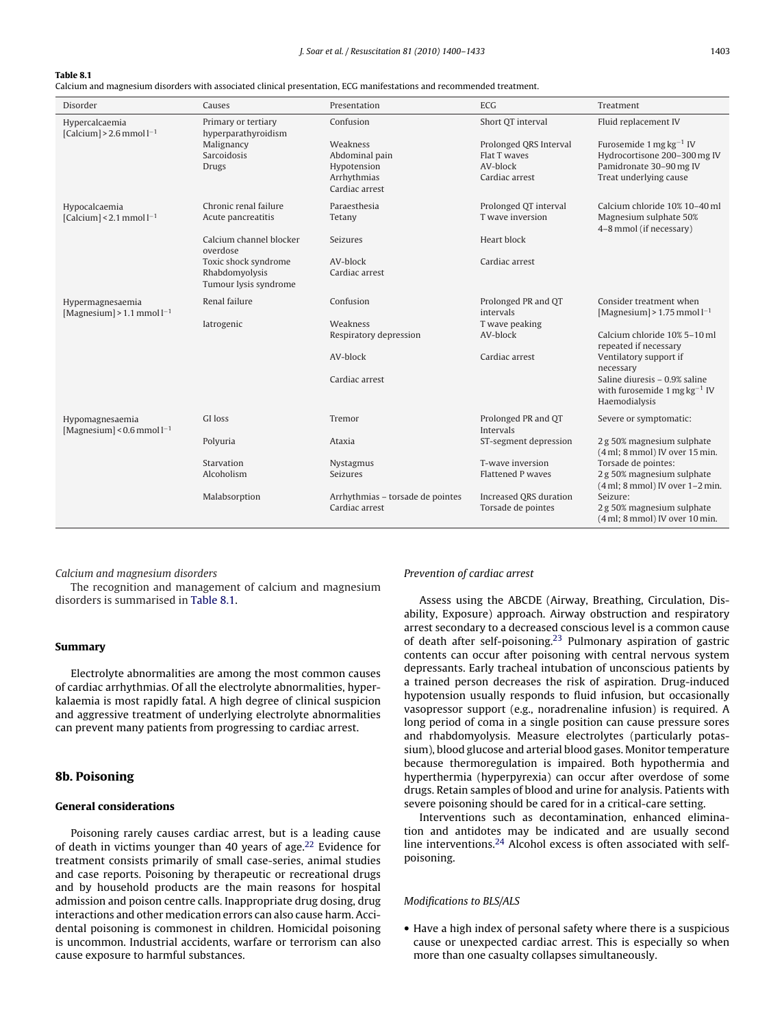**Table 8.1**
Calcium and magnesium disorders with associated clinical presentation, ECG manifestations and recommended treatment.

| Disorder | Causes | Presentation | ECG | Treatment |
|---|---|---|---|---|
| Hypercalcaemia<br>[Calcium] > 2.6 mmol $l^{-1}$ | Primary or tertiary hyperparathyroidism<br>Malignancy<br>Sarcoidosis<br>Drugs | Confusion<br>Weakness<br>Abdominal pain<br>Hypotension<br>Arrhythmias<br>Cardiac arrest | Short QT interval<br>Prolonged QRS Interval<br>Flat T waves<br>AV-block<br>Cardiac arrest | Fluid replacement IV<br>Furosemide 1 mg $kg^{-1}$ IV<br>Hydrocortisone 200–300 mg IV<br>Pamidronate 30–90 mg IV<br>Treat underlying cause |
| Hypocalcaemia<br>[Calcium] < 2.1 mmol $l^{-1}$ | Chronic renal failure<br>Acute pancreatitis<br>Calcium channel blocker overdose<br>Toxic shock syndrome<br>Rhabdomyolysis<br>Tumour lysis syndrome | Paraesthesia<br>Tetany<br>Seizures<br>AV-block<br>Cardiac arrest | Prolonged QT interval<br>T wave inversion<br>Heart block<br>Cardiac arrest | Calcium chloride 10% 10–40 ml<br>Magnesium sulphate 50% 4–8 mmol (if necessary) |
| Hypermagnesaemia<br>[Magnesium] > 1.1 mmol $l^{-1}$ | Renal failure<br>Iatrogenic | Confusion<br>Weakness<br>Respiratory depression<br>AV-block<br>Cardiac arrest | Prolonged PR and QT intervals<br>T wave peaking<br>AV-block<br>Cardiac arrest | Consider treatment when [Magnesium] > 1.75 mmol $l^{-1}$<br>Calcium chloride 10% 5–10 ml repeated if necessary<br>Ventilatory support if necessary<br>Saline diuresis – 0.9% saline with furosemide 1 mg $kg^{-1}$ IV<br>Haemodialysis |
| Hypomagnesaemia<br>[Magnesium] < 0.6 mmol $l^{-1}$ | GI loss<br>Polyuria<br>Starvation<br>Alcoholism<br>Malabsorption | Tremor<br>Ataxia<br>Nystagmus<br>Seizures<br>Arrhythmias – torsade de pointes<br>Cardiac arrest | Prolonged PR and QT Intervals<br>ST-segment depression<br>T-wave inversion<br>Flattened P waves<br>Increased QRS duration<br>Torsade de pointes | Severe or symptomatic:<br>2 g 50% magnesium sulphate (4 ml; 8 mmol) IV over 15 min.<br>Torsade de pointes:<br>2 g 50% magnesium sulphate (4 ml; 8 mmol) IV over 1–2 min.<br>Seizure:<br>2 g 50% magnesium sulphate (4 ml; 8 mmol) IV over 10 min. |

*Calcium and magnesium disorders*

The recognition and management of calcium and magnesium disorders is summarised in Table 8.1.

### Summary

Electrolyte abnormalities are among the most common causes of cardiac arrhythmias. Of all the electrolyte abnormalities, hyperkalaemia is most rapidly fatal. A high degree of clinical suspicion and aggressive treatment of underlying electrolyte abnormalities can prevent many patients from progressing to cardiac arrest.

## 8b. Poisoning

### General considerations

Poisoning rarely causes cardiac arrest, but is a leading cause of death in victims younger than 40 years of age.[22] Evidence for treatment consists primarily of small case-series, animal studies and case reports. Poisoning by therapeutic or recreational drugs and by household products are the main reasons for hospital admission and poison centre calls. Inappropriate drug dosing, drug interactions and other medication errors can also cause harm. Accidental poisoning is commonest in children. Homicidal poisoning is uncommon. Industrial accidents, warfare or terrorism can also cause exposure to harmful substances.

*Prevention of cardiac arrest*

Assess using the ABCDE (Airway, Breathing, Circulation, Disability, Exposure) approach. Airway obstruction and respiratory arrest secondary to a decreased conscious level is a common cause of death after self-poisoning.[23] Pulmonary aspiration of gastric contents can occur after poisoning with central nervous system depressants. Early tracheal intubation of unconscious patients by a trained person decreases the risk of aspiration. Drug-induced hypotension usually responds to fluid infusion, but occasionally vasopressor support (e.g., noradrenaline infusion) is required. A long period of coma in a single position can cause pressure sores and rhabdomyolysis. Measure electrolytes (particularly potassium), blood glucose and arterial blood gases. Monitor temperature because thermoregulation is impaired. Both hypothermia and hyperthermia (hyperpyrexia) can occur after overdose of some drugs. Retain samples of blood and urine for analysis. Patients with severe poisoning should be cared for in a critical-care setting.

Interventions such as decontamination, enhanced elimination and antidotes may be indicated and are usually second line interventions.[24] Alcohol excess is often associated with self-poisoning.

*Modifications to BLS/ALS*

- Have a high index of personal safety where there is a suspicious cause or unexpected cardiac arrest. This is especially so when more than one casualty collapses simultaneously.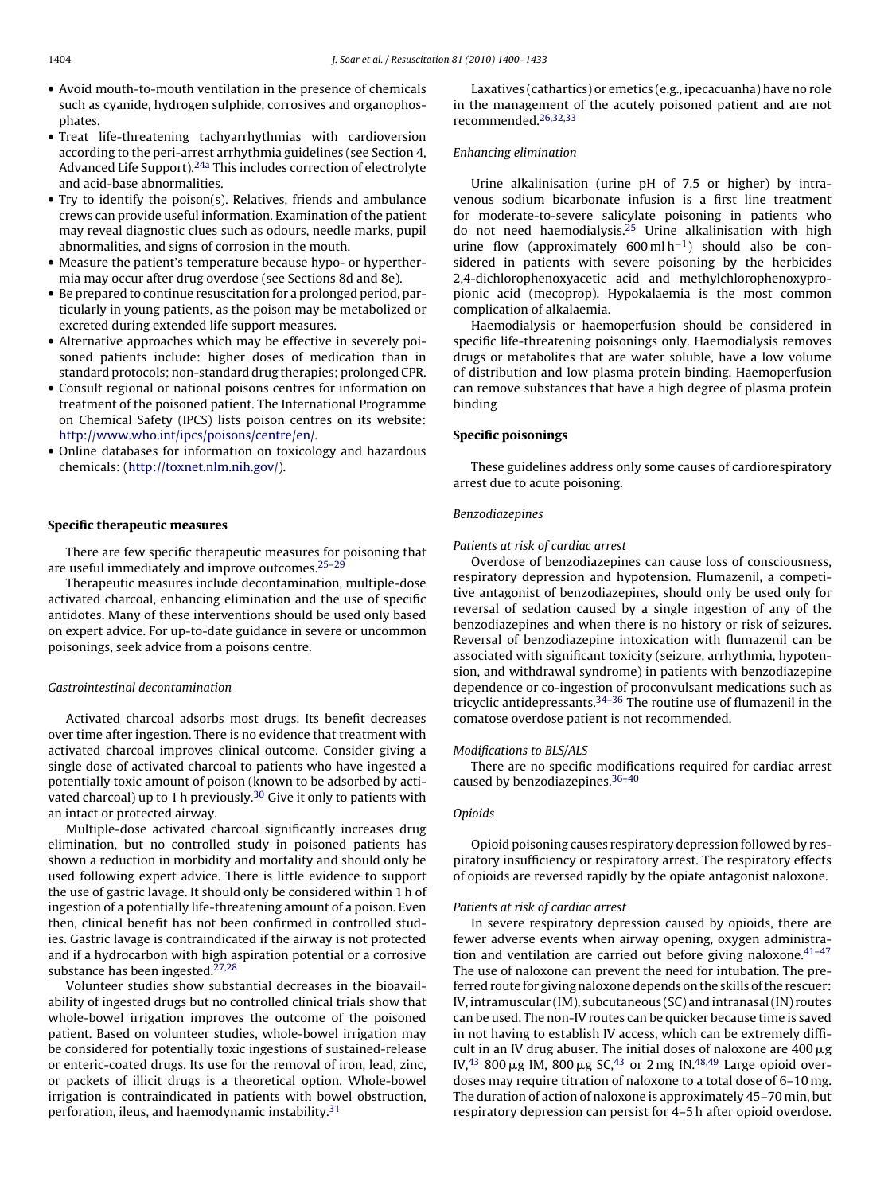- Avoid mouth-to-mouth ventilation in the presence of chemicals such as cyanide, hydrogen sulphide, corrosives and organophosphates.
- Treat life-threatening tachyarrhythmias with cardioversion according to the peri-arrest arrhythmia guidelines (see Section 4, Advanced Life Support).[24a] This includes correction of electrolyte and acid-base abnormalities.
- Try to identify the poison(s). Relatives, friends and ambulance crews can provide useful information. Examination of the patient may reveal diagnostic clues such as odours, needle marks, pupil abnormalities, and signs of corrosion in the mouth.
- Measure the patient's temperature because hypo- or hyperthermia may occur after drug overdose (see Sections 8d and 8e).
- Be prepared to continue resuscitation for a prolonged period, particularly in young patients, as the poison may be metabolized or excreted during extended life support measures.
- Alternative approaches which may be effective in severely poisoned patients include: higher doses of medication than in standard protocols; non-standard drug therapies; prolonged CPR.
- Consult regional or national poisons centres for information on treatment of the poisoned patient. The International Programme on Chemical Safety (IPCS) lists poison centres on its website: http://www.who.int/ipcs/poisons/centre/en/.
- Online databases for information on toxicology and hazardous chemicals: (http://toxnet.nlm.nih.gov/).

### Specific therapeutic measures

There are few specific therapeutic measures for poisoning that are useful immediately and improve outcomes.[25–29]

Therapeutic measures include decontamination, multiple-dose activated charcoal, enhancing elimination and the use of specific antidotes. Many of these interventions should be used only based on expert advice. For up-to-date guidance in severe or uncommon poisonings, seek advice from a poisons centre.

#### *Gastrointestinal decontamination*

Activated charcoal adsorbs most drugs. Its benefit decreases over time after ingestion. There is no evidence that treatment with activated charcoal improves clinical outcome. Consider giving a single dose of activated charcoal to patients who have ingested a potentially toxic amount of poison (known to be adsorbed by activated charcoal) up to 1 h previously.[30] Give it only to patients with an intact or protected airway.

Multiple-dose activated charcoal significantly increases drug elimination, but no controlled study in poisoned patients has shown a reduction in morbidity and mortality and should only be used following expert advice. There is little evidence to support the use of gastric lavage. It should only be considered within 1 h of ingestion of a potentially life-threatening amount of a poison. Even then, clinical benefit has not been confirmed in controlled studies. Gastric lavage is contraindicated if the airway is not protected and if a hydrocarbon with high aspiration potential or a corrosive substance has been ingested.[27,28]

Volunteer studies show substantial decreases in the bioavailability of ingested drugs but no controlled clinical trials show that whole-bowel irrigation improves the outcome of the poisoned patient. Based on volunteer studies, whole-bowel irrigation may be considered for potentially toxic ingestions of sustained-release or enteric-coated drugs. Its use for the removal of iron, lead, zinc, or packets of illicit drugs is a theoretical option. Whole-bowel irrigation is contraindicated in patients with bowel obstruction, perforation, ileus, and haemodynamic instability.[31]

Laxatives (cathartics) or emetics (e.g., ipecacuanha) have no role in the management of the acutely poisoned patient and are not recommended.[26,32,33]

#### *Enhancing elimination*

Urine alkalinisation (urine pH of 7.5 or higher) by intravenous sodium bicarbonate infusion is a first line treatment for moderate-to-severe salicylate poisoning in patients who do not need haemodialysis.[25] Urine alkalinisation with high urine flow (approximately $600\,\mathrm{ml\,h^{-1}}$) should also be considered in patients with severe poisoning by the herbicides 2,4-dichlorophenoxyacetic acid and methylchlorophenoxypropionic acid (mecoprop). Hypokalaemia is the most common complication of alkalaemia.

Haemodialysis or haemoperfusion should be considered in specific life-threatening poisonings only. Haemodialysis removes drugs or metabolites that are water soluble, have a low volume of distribution and low plasma protein binding. Haemoperfusion can remove substances that have a high degree of plasma protein binding

### Specific poisonings

These guidelines address only some causes of cardiorespiratory arrest due to acute poisoning.

#### *Benzodiazepines*

*Patients at risk of cardiac arrest*

Overdose of benzodiazepines can cause loss of consciousness, respiratory depression and hypotension. Flumazenil, a competitive antagonist of benzodiazepines, should only be used only for reversal of sedation caused by a single ingestion of any of the benzodiazepines and when there is no history or risk of seizures. Reversal of benzodiazepine intoxication with flumazenil can be associated with significant toxicity (seizure, arrhythmia, hypotension, and withdrawal syndrome) in patients with benzodiazepine dependence or co-ingestion of proconvulsant medications such as tricyclic antidepressants.[34–36] The routine use of flumazenil in the comatose overdose patient is not recommended.

*Modifications to BLS/ALS*

There are no specific modifications required for cardiac arrest caused by benzodiazepines.[36–40]

#### *Opioids*

Opioid poisoning causes respiratory depression followed by respiratory insufficiency or respiratory arrest. The respiratory effects of opioids are reversed rapidly by the opiate antagonist naloxone.

*Patients at risk of cardiac arrest*

In severe respiratory depression caused by opioids, there are fewer adverse events when airway opening, oxygen administration and ventilation are carried out before giving naloxone.[41–47] The use of naloxone can prevent the need for intubation. The preferred route for giving naloxone depends on the skills of the rescuer: IV, intramuscular (IM), subcutaneous (SC) and intranasal (IN) routes can be used. The non-IV routes can be quicker because time is saved in not having to establish IV access, which can be extremely difficult in an IV drug abuser. The initial doses of naloxone are 400 μg IV,[43] 800 μg IM, 800 μg SC,[43] or 2 mg IN.[48,49] Large opioid overdoses may require titration of naloxone to a total dose of 6–10 mg. The duration of action of naloxone is approximately 45–70 min, but respiratory depression can persist for 4–5 h after opioid overdose.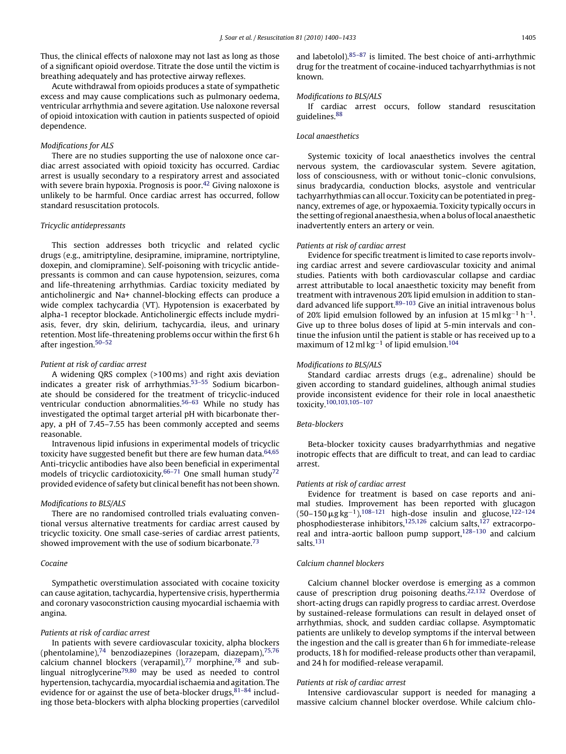Thus, the clinical effects of naloxone may not last as long as those of a significant opioid overdose. Titrate the dose until the victim is breathing adequately and has protective airway reflexes.

Acute withdrawal from opioids produces a state of sympathetic excess and may cause complications such as pulmonary oedema, ventricular arrhythmia and severe agitation. Use naloxone reversal of opioid intoxication with caution in patients suspected of opioid dependence.

*Modifications for ALS*

There are no studies supporting the use of naloxone once cardiac arrest associated with opioid toxicity has occurred. Cardiac arrest is usually secondary to a respiratory arrest and associated with severe brain hypoxia. Prognosis is poor.[42] Giving naloxone is unlikely to be harmful. Once cardiac arrest has occurred, follow standard resuscitation protocols.

*Tricyclic antidepressants*

This section addresses both tricyclic and related cyclic drugs (e.g., amitriptyline, desipramine, imipramine, nortriptyline, doxepin, and clomipramine). Self-poisoning with tricyclic antidepressants is common and can cause hypotension, seizures, coma and life-threatening arrhythmias. Cardiac toxicity mediated by anticholinergic and Na+ channel-blocking effects can produce a wide complex tachycardia (VT). Hypotension is exacerbated by alpha-1 receptor blockade. Anticholinergic effects include mydriasis, fever, dry skin, delirium, tachycardia, ileus, and urinary retention. Most life-threatening problems occur within the first 6 h after ingestion.[50–52]

*Patient at risk of cardiac arrest*

A widening QRS complex (>100 ms) and right axis deviation indicates a greater risk of arrhythmias.[53–55] Sodium bicarbonate should be considered for the treatment of tricyclic-induced ventricular conduction abnormalities.[56–63] While no study has investigated the optimal target arterial pH with bicarbonate therapy, a pH of 7.45–7.55 has been commonly accepted and seems reasonable.

Intravenous lipid infusions in experimental models of tricyclic toxicity have suggested benefit but there are few human data.[64,65] Anti-tricyclic antibodies have also been beneficial in experimental models of tricyclic cardiotoxicity.[66–71] One small human study[72] provided evidence of safety but clinical benefit has not been shown.

*Modifications to BLS/ALS*

There are no randomised controlled trials evaluating conventional versus alternative treatments for cardiac arrest caused by tricyclic toxicity. One small case-series of cardiac arrest patients, showed improvement with the use of sodium bicarbonate.[73]

*Cocaine*

Sympathetic overstimulation associated with cocaine toxicity can cause agitation, tachycardia, hypertensive crisis, hyperthermia and coronary vasoconstriction causing myocardial ischaemia with angina.

*Patients at risk of cardiac arrest*

In patients with severe cardiovascular toxicity, alpha blockers (phentolamine),[74] benzodiazepines (lorazepam, diazepam),[75,76] calcium channel blockers (verapamil),[77] morphine,[78] and sublingual nitroglycerine[79,80] may be used as needed to control hypertension, tachycardia, myocardial ischaemia and agitation. The evidence for or against the use of beta-blocker drugs,[81–84] including those beta-blockers with alpha blocking properties (carvedilol and labetolol),[85–87] is limited. The best choice of anti-arrhythmic drug for the treatment of cocaine-induced tachyarrhythmias is not known.

*Modifications to BLS/ALS*

If cardiac arrest occurs, follow standard resuscitation guidelines.[88]

*Local anaesthetics*

Systemic toxicity of local anaesthetics involves the central nervous system, the cardiovascular system. Severe agitation, loss of consciousness, with or without tonic–clonic convulsions, sinus bradycardia, conduction blocks, asystole and ventricular tachyarrhythmias can all occur. Toxicity can be potentiated in pregnancy, extremes of age, or hypoxaemia. Toxicity typically occurs in the setting of regional anaesthesia, when a bolus of local anaesthetic inadvertently enters an artery or vein.

*Patients at risk of cardiac arrest*

Evidence for specific treatment is limited to case reports involving cardiac arrest and severe cardiovascular toxicity and animal studies. Patients with both cardiovascular collapse and cardiac arrest attributable to local anaesthetic toxicity may benefit from treatment with intravenous 20% lipid emulsion in addition to standard advanced life support.[89–103] Give an initial intravenous bolus of 20% lipid emulsion followed by an infusion at $15\ \text{ml kg}^{-1}\ \text{h}^{-1}$. Give up to three bolus doses of lipid at 5-min intervals and continue the infusion until the patient is stable or has received up to a maximum of $12\ \text{ml kg}^{-1}$ of lipid emulsion.[104]

*Modifications to BLS/ALS*

Standard cardiac arrests drugs (e.g., adrenaline) should be given according to standard guidelines, although animal studies provide inconsistent evidence for their role in local anaesthetic toxicity.[100,103,105–107]

*Beta-blockers*

Beta-blocker toxicity causes bradyarrhythmias and negative inotropic effects that are difficult to treat, and can lead to cardiac arrest.

*Patients at risk of cardiac arrest*

Evidence for treatment is based on case reports and animal studies. Improvement has been reported with glucagon ($50–150\ \mu\text{g kg}^{-1}$),[108–121] high-dose insulin and glucose,[122–124] phosphodiesterase inhibitors,[125,126] calcium salts,[127] extracorporeal and intra-aortic balloon pump support,[128–130] and calcium salts.[131]

*Calcium channel blockers*

Calcium channel blocker overdose is emerging as a common cause of prescription drug poisoning deaths.[22,132] Overdose of short-acting drugs can rapidly progress to cardiac arrest. Overdose by sustained-release formulations can result in delayed onset of arrhythmias, shock, and sudden cardiac collapse. Asymptomatic patients are unlikely to develop symptoms if the interval between the ingestion and the call is greater than 6 h for immediate-release products, 18 h for modified-release products other than verapamil, and 24 h for modified-release verapamil.

*Patients at risk of cardiac arrest*

Intensive cardiovascular support is needed for managing a massive calcium channel blocker overdose. While calcium chlo-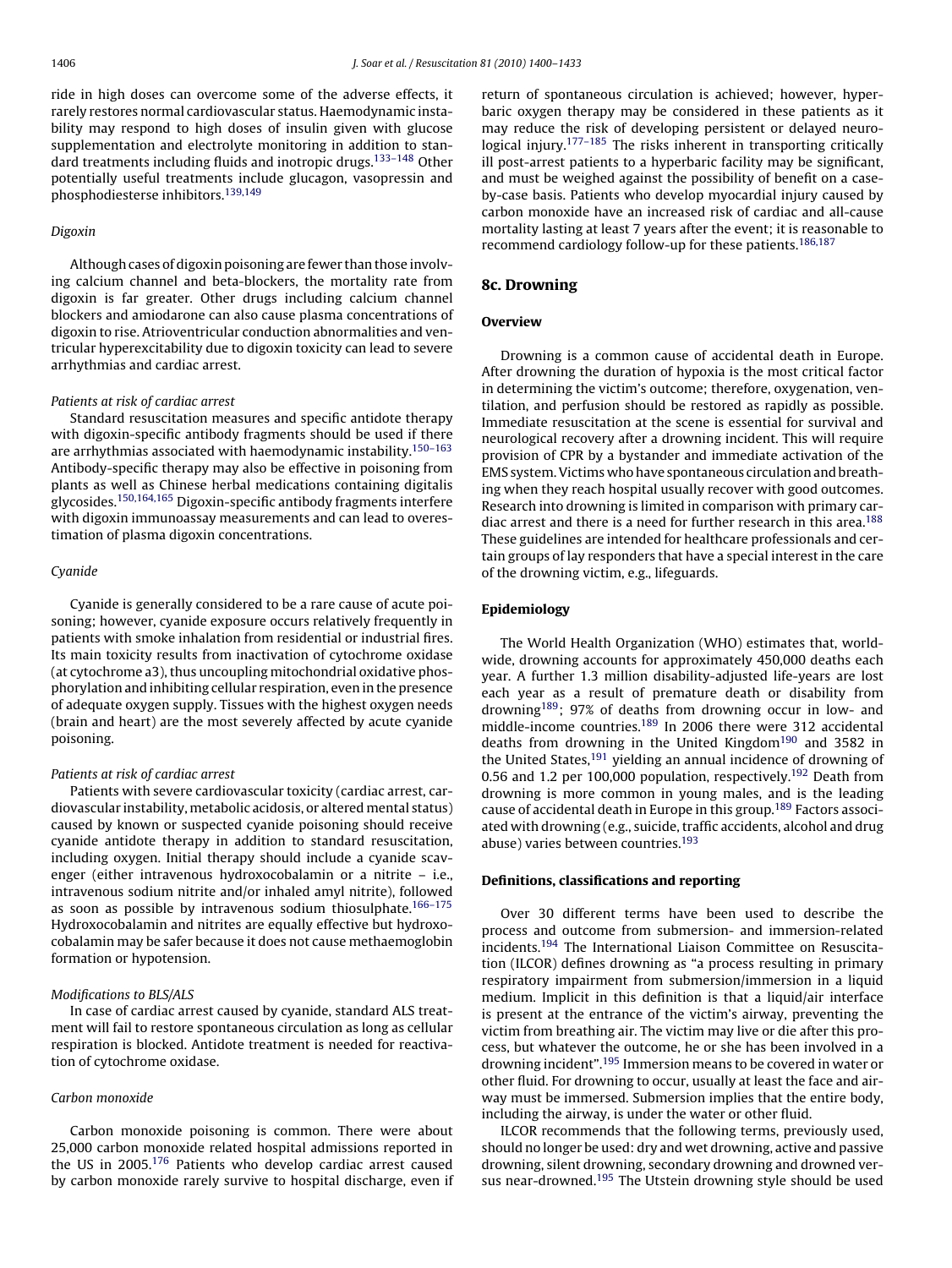ride in high doses can overcome some of the adverse effects, it rarely restores normal cardiovascular status. Haemodynamic instability may respond to high doses of insulin given with glucose supplementation and electrolyte monitoring in addition to standard treatments including fluids and inotropic drugs.[133–148] Other potentially useful treatments include glucagon, vasopressin and phosphodiesterse inhibitors.[139,149]

*Digoxin*

Although cases of digoxin poisoning are fewer than those involving calcium channel and beta-blockers, the mortality rate from digoxin is far greater. Other drugs including calcium channel blockers and amiodarone can also cause plasma concentrations of digoxin to rise. Atrioventricular conduction abnormalities and ventricular hyperexcitability due to digoxin toxicity can lead to severe arrhythmias and cardiac arrest.

*Patients at risk of cardiac arrest*

Standard resuscitation measures and specific antidote therapy with digoxin-specific antibody fragments should be used if there are arrhythmias associated with haemodynamic instability.[150–163] Antibody-specific therapy may also be effective in poisoning from plants as well as Chinese herbal medications containing digitalis glycosides.[150,164,165] Digoxin-specific antibody fragments interfere with digoxin immunoassay measurements and can lead to overestimation of plasma digoxin concentrations.

*Cyanide*

Cyanide is generally considered to be a rare cause of acute poisoning; however, cyanide exposure occurs relatively frequently in patients with smoke inhalation from residential or industrial fires. Its main toxicity results from inactivation of cytochrome oxidase (at cytochrome a3), thus uncoupling mitochondrial oxidative phosphorylation and inhibiting cellular respiration, even in the presence of adequate oxygen supply. Tissues with the highest oxygen needs (brain and heart) are the most severely affected by acute cyanide poisoning.

*Patients at risk of cardiac arrest*

Patients with severe cardiovascular toxicity (cardiac arrest, cardiovascular instability, metabolic acidosis, or altered mental status) caused by known or suspected cyanide poisoning should receive cyanide antidote therapy in addition to standard resuscitation, including oxygen. Initial therapy should include a cyanide scavenger (either intravenous hydroxocobalamin or a nitrite – i.e., intravenous sodium nitrite and/or inhaled amyl nitrite), followed as soon as possible by intravenous sodium thiosulphate.[166–175] Hydroxocobalamin and nitrites are equally effective but hydroxocobalamin may be safer because it does not cause methaemoglobin formation or hypotension.

*Modifications to BLS/ALS*

In case of cardiac arrest caused by cyanide, standard ALS treatment will fail to restore spontaneous circulation as long as cellular respiration is blocked. Antidote treatment is needed for reactivation of cytochrome oxidase.

*Carbon monoxide*

Carbon monoxide poisoning is common. There were about 25,000 carbon monoxide related hospital admissions reported in the US in 2005.[176] Patients who develop cardiac arrest caused by carbon monoxide rarely survive to hospital discharge, even if return of spontaneous circulation is achieved; however, hyperbaric oxygen therapy may be considered in these patients as it may reduce the risk of developing persistent or delayed neurological injury.[177–185] The risks inherent in transporting critically ill post-arrest patients to a hyperbaric facility may be significant, and must be weighed against the possibility of benefit on a case-by-case basis. Patients who develop myocardial injury caused by carbon monoxide have an increased risk of cardiac and all-cause mortality lasting at least 7 years after the event; it is reasonable to recommend cardiology follow-up for these patients.[186,187]

## 8c. Drowning

### Overview

Drowning is a common cause of accidental death in Europe. After drowning the duration of hypoxia is the most critical factor in determining the victim's outcome; therefore, oxygenation, ventilation, and perfusion should be restored as rapidly as possible. Immediate resuscitation at the scene is essential for survival and neurological recovery after a drowning incident. This will require provision of CPR by a bystander and immediate activation of the EMS system. Victims who have spontaneous circulation and breathing when they reach hospital usually recover with good outcomes. Research into drowning is limited in comparison with primary cardiac arrest and there is a need for further research in this area.[188] These guidelines are intended for healthcare professionals and certain groups of lay responders that have a special interest in the care of the drowning victim, e.g., lifeguards.

### Epidemiology

The World Health Organization (WHO) estimates that, worldwide, drowning accounts for approximately 450,000 deaths each year. A further 1.3 million disability-adjusted life-years are lost each year as a result of premature death or disability from drowning[189]; 97% of deaths from drowning occur in low- and middle-income countries.[189] In 2006 there were 312 accidental deaths from drowning in the United Kingdom[190] and 3582 in the United States,[191] yielding an annual incidence of drowning of 0.56 and 1.2 per 100,000 population, respectively.[192] Death from drowning is more common in young males, and is the leading cause of accidental death in Europe in this group.[189] Factors associated with drowning (e.g., suicide, traffic accidents, alcohol and drug abuse) varies between countries.[193]

### Definitions, classifications and reporting

Over 30 different terms have been used to describe the process and outcome from submersion- and immersion-related incidents.[194] The International Liaison Committee on Resuscitation (ILCOR) defines drowning as "a process resulting in primary respiratory impairment from submersion/immersion in a liquid medium. Implicit in this definition is that a liquid/air interface is present at the entrance of the victim's airway, preventing the victim from breathing air. The victim may live or die after this process, but whatever the outcome, he or she has been involved in a drowning incident".[195] Immersion means to be covered in water or other fluid. For drowning to occur, usually at least the face and airway must be immersed. Submersion implies that the entire body, including the airway, is under the water or other fluid.

ILCOR recommends that the following terms, previously used, should no longer be used: dry and wet drowning, active and passive drowning, silent drowning, secondary drowning and drowned versus near-drowned.[195] The Utstein drowning style should be used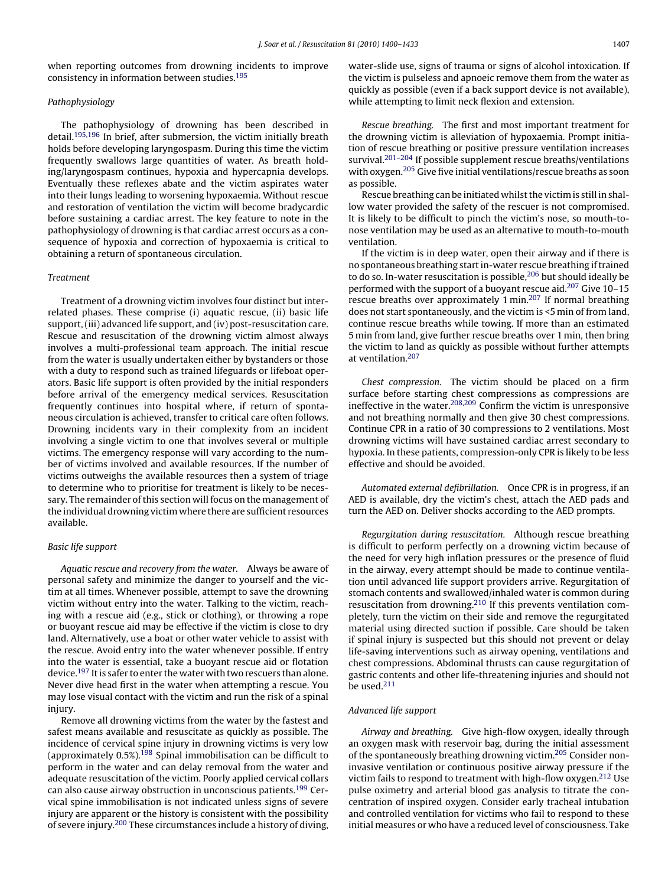when reporting outcomes from drowning incidents to improve consistency in information between studies.[195]

### Pathophysiology

The pathophysiology of drowning has been described in detail.[195,196] In brief, after submersion, the victim initially breath holds before developing laryngospasm. During this time the victim frequently swallows large quantities of water. As breath holding/laryngospasm continues, hypoxia and hypercapnia develops. Eventually these reflexes abate and the victim aspirates water into their lungs leading to worsening hypoxaemia. Without rescue and restoration of ventilation the victim will become bradycardic before sustaining a cardiac arrest. The key feature to note in the pathophysiology of drowning is that cardiac arrest occurs as a consequence of hypoxia and correction of hypoxaemia is critical to obtaining a return of spontaneous circulation.

### Treatment

Treatment of a drowning victim involves four distinct but interrelated phases. These comprise (i) aquatic rescue, (ii) basic life support, (iii) advanced life support, and (iv) post-resuscitation care. Rescue and resuscitation of the drowning victim almost always involves a multi-professional team approach. The initial rescue from the water is usually undertaken either by bystanders or those with a duty to respond such as trained lifeguards or lifeboat operators. Basic life support is often provided by the initial responders before arrival of the emergency medical services. Resuscitation frequently continues into hospital where, if return of spontaneous circulation is achieved, transfer to critical care often follows. Drowning incidents vary in their complexity from an incident involving a single victim to one that involves several or multiple victims. The emergency response will vary according to the number of victims involved and available resources. If the number of victims outweighs the available resources then a system of triage to determine who to prioritise for treatment is likely to be necessary. The remainder of this section will focus on the management of the individual drowning victim where there are sufficient resources available.

### Basic life support

*Aquatic rescue and recovery from the water.* Always be aware of personal safety and minimize the danger to yourself and the victim at all times. Whenever possible, attempt to save the drowning victim without entry into the water. Talking to the victim, reaching with a rescue aid (e.g., stick or clothing), or throwing a rope or buoyant rescue aid may be effective if the victim is close to dry land. Alternatively, use a boat or other water vehicle to assist with the rescue. Avoid entry into the water whenever possible. If entry into the water is essential, take a buoyant rescue aid or flotation device.[197] It is safer to enter the water with two rescuers than alone. Never dive head first in the water when attempting a rescue. You may lose visual contact with the victim and run the risk of a spinal injury.

Remove all drowning victims from the water by the fastest and safest means available and resuscitate as quickly as possible. The incidence of cervical spine injury in drowning victims is very low (approximately 0.5%).[198] Spinal immobilisation can be difficult to perform in the water and can delay removal from the water and adequate resuscitation of the victim. Poorly applied cervical collars can also cause airway obstruction in unconscious patients.[199] Cervical spine immobilisation is not indicated unless signs of severe injury are apparent or the history is consistent with the possibility of severe injury.[200] These circumstances include a history of diving, water-slide use, signs of trauma or signs of alcohol intoxication. If the victim is pulseless and apnoeic remove them from the water as quickly as possible (even if a back support device is not available), while attempting to limit neck flexion and extension.

*Rescue breathing.* The first and most important treatment for the drowning victim is alleviation of hypoxaemia. Prompt initiation of rescue breathing or positive pressure ventilation increases survival.[201–204] If possible supplement rescue breaths/ventilations with oxygen.[205] Give five initial ventilations/rescue breaths as soon as possible.

Rescue breathing can be initiated whilst the victim is still in shallow water provided the safety of the rescuer is not compromised. It is likely to be difficult to pinch the victim's nose, so mouth-to-nose ventilation may be used as an alternative to mouth-to-mouth ventilation.

If the victim is in deep water, open their airway and if there is no spontaneous breathing start in-water rescue breathing if trained to do so. In-water resuscitation is possible,[206] but should ideally be performed with the support of a buoyant rescue aid.[207] Give 10–15 rescue breaths over approximately 1 min.[207] If normal breathing does not start spontaneously, and the victim is <5 min of from land, continue rescue breaths while towing. If more than an estimated 5 min from land, give further rescue breaths over 1 min, then bring the victim to land as quickly as possible without further attempts at ventilation.[207]

*Chest compression.* The victim should be placed on a firm surface before starting chest compressions as compressions are ineffective in the water.[208,209] Confirm the victim is unresponsive and not breathing normally and then give 30 chest compressions. Continue CPR in a ratio of 30 compressions to 2 ventilations. Most drowning victims will have sustained cardiac arrest secondary to hypoxia. In these patients, compression-only CPR is likely to be less effective and should be avoided.

*Automated external defibrillation.* Once CPR is in progress, if an AED is available, dry the victim's chest, attach the AED pads and turn the AED on. Deliver shocks according to the AED prompts.

*Regurgitation during resuscitation.* Although rescue breathing is difficult to perform perfectly on a drowning victim because of the need for very high inflation pressures or the presence of fluid in the airway, every attempt should be made to continue ventilation until advanced life support providers arrive. Regurgitation of stomach contents and swallowed/inhaled water is common during resuscitation from drowning.[210] If this prevents ventilation completely, turn the victim on their side and remove the regurgitated material using directed suction if possible. Care should be taken if spinal injury is suspected but this should not prevent or delay life-saving interventions such as airway opening, ventilations and chest compressions. Abdominal thrusts can cause regurgitation of gastric contents and other life-threatening injuries and should not be used.[211]

### Advanced life support

*Airway and breathing.* Give high-flow oxygen, ideally through an oxygen mask with reservoir bag, during the initial assessment of the spontaneously breathing drowning victim.[205] Consider non-invasive ventilation or continuous positive airway pressure if the victim fails to respond to treatment with high-flow oxygen.[212] Use pulse oximetry and arterial blood gas analysis to titrate the concentration of inspired oxygen. Consider early tracheal intubation and controlled ventilation for victims who fail to respond to these initial measures or who have a reduced level of consciousness. Take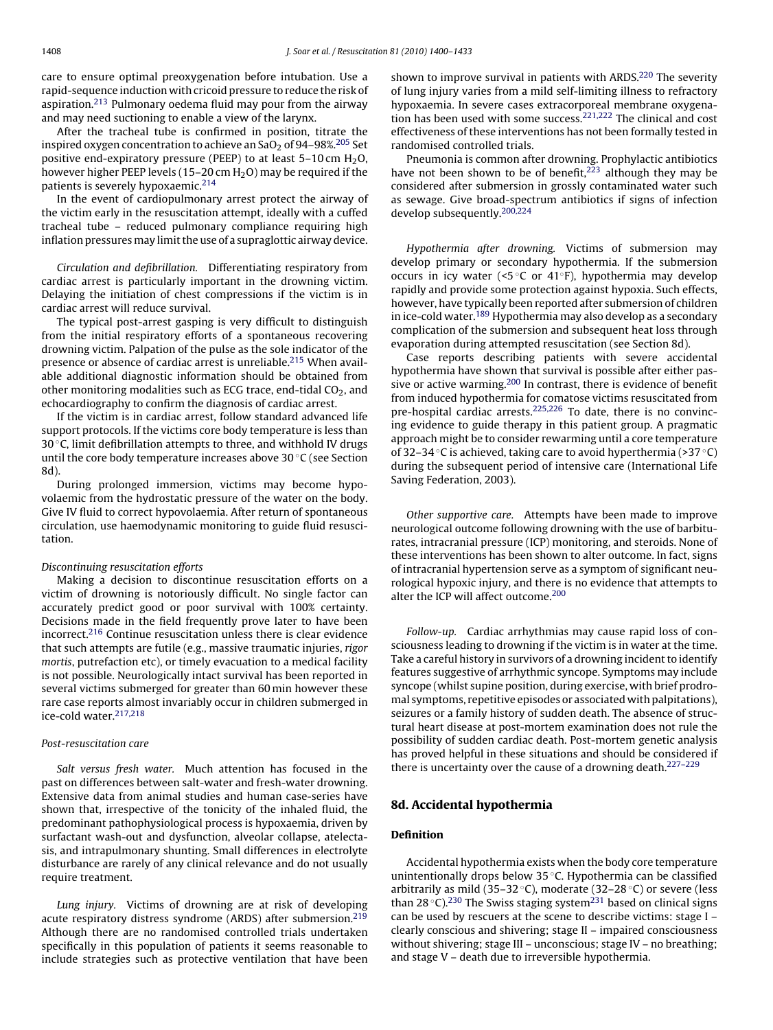care to ensure optimal preoxygenation before intubation. Use a rapid-sequence induction with cricoid pressure to reduce the risk of aspiration.[213] Pulmonary oedema fluid may pour from the airway and may need suctioning to enable a view of the larynx.

After the tracheal tube is confirmed in position, titrate the inspired oxygen concentration to achieve an $SaO_2$ of 94–98%.[205] Set positive end-expiratory pressure (PEEP) to at least 5–10 cm $H_2O$, however higher PEEP levels (15–20 cm $H_2O$) may be required if the patients is severely hypoxaemic.[214]

In the event of cardiopulmonary arrest protect the airway of the victim early in the resuscitation attempt, ideally with a cuffed tracheal tube – reduced pulmonary compliance requiring high inflation pressures may limit the use of a supraglottic airway device.

*Circulation and defibrillation.* Differentiating respiratory from cardiac arrest is particularly important in the drowning victim. Delaying the initiation of chest compressions if the victim is in cardiac arrest will reduce survival.

The typical post-arrest gasping is very difficult to distinguish from the initial respiratory efforts of a spontaneous recovering drowning victim. Palpation of the pulse as the sole indicator of the presence or absence of cardiac arrest is unreliable.[215] When available additional diagnostic information should be obtained from other monitoring modalities such as ECG trace, end-tidal $CO_2$, and echocardiography to confirm the diagnosis of cardiac arrest.

If the victim is in cardiac arrest, follow standard advanced life support protocols. If the victims core body temperature is less than 30 °C, limit defibrillation attempts to three, and withhold IV drugs until the core body temperature increases above 30 °C (see Section 8d).

During prolonged immersion, victims may become hypovolaemic from the hydrostatic pressure of the water on the body. Give IV fluid to correct hypovolaemia. After return of spontaneous circulation, use haemodynamic monitoring to guide fluid resuscitation.

*Discontinuing resuscitation efforts*

Making a decision to discontinue resuscitation efforts on a victim of drowning is notoriously difficult. No single factor can accurately predict good or poor survival with 100% certainty. Decisions made in the field frequently prove later to have been incorrect.[216] Continue resuscitation unless there is clear evidence that such attempts are futile (e.g., massive traumatic injuries, *rigor mortis*, putrefaction etc), or timely evacuation to a medical facility is not possible. Neurologically intact survival has been reported in several victims submerged for greater than 60 min however these rare case reports almost invariably occur in children submerged in ice-cold water.[217,218]

*Post-resuscitation care*

*Salt versus fresh water.* Much attention has focused in the past on differences between salt-water and fresh-water drowning. Extensive data from animal studies and human case-series have shown that, irrespective of the tonicity of the inhaled fluid, the predominant pathophysiological process is hypoxaemia, driven by surfactant wash-out and dysfunction, alveolar collapse, atelectasis, and intrapulmonary shunting. Small differences in electrolyte disturbance are rarely of any clinical relevance and do not usually require treatment.

*Lung injury.* Victims of drowning are at risk of developing acute respiratory distress syndrome (ARDS) after submersion.[219] Although there are no randomised controlled trials undertaken specifically in this population of patients it seems reasonable to include strategies such as protective ventilation that have been shown to improve survival in patients with ARDS.[220] The severity of lung injury varies from a mild self-limiting illness to refractory hypoxaemia. In severe cases extracorporeal membrane oxygenation has been used with some success.[221,222] The clinical and cost effectiveness of these interventions has not been formally tested in randomised controlled trials.

Pneumonia is common after drowning. Prophylactic antibiotics have not been shown to be of benefit,[223] although they may be considered after submersion in grossly contaminated water such as sewage. Give broad-spectrum antibiotics if signs of infection develop subsequently.[200,224]

*Hypothermia after drowning.* Victims of submersion may develop primary or secondary hypothermia. If the submersion occurs in icy water (<5 °C or 41 °F), hypothermia may develop rapidly and provide some protection against hypoxia. Such effects, however, have typically been reported after submersion of children in ice-cold water.[189] Hypothermia may also develop as a secondary complication of the submersion and subsequent heat loss through evaporation during attempted resuscitation (see Section 8d).

Case reports describing patients with severe accidental hypothermia have shown that survival is possible after either passive or active warming.[200] In contrast, there is evidence of benefit from induced hypothermia for comatose victims resuscitated from pre-hospital cardiac arrests.[225,226] To date, there is no convincing evidence to guide therapy in this patient group. A pragmatic approach might be to consider rewarming until a core temperature of 32–34 °C is achieved, taking care to avoid hyperthermia (>37 °C) during the subsequent period of intensive care (International Life Saving Federation, 2003).

*Other supportive care.* Attempts have been made to improve neurological outcome following drowning with the use of barbiturates, intracranial pressure (ICP) monitoring, and steroids. None of these interventions has been shown to alter outcome. In fact, signs of intracranial hypertension serve as a symptom of significant neurological hypoxic injury, and there is no evidence that attempts to alter the ICP will affect outcome.[200]

*Follow-up.* Cardiac arrhythmias may cause rapid loss of consciousness leading to drowning if the victim is in water at the time. Take a careful history in survivors of a drowning incident to identify features suggestive of arrhythmic syncope. Symptoms may include syncope (whilst supine position, during exercise, with brief prodromal symptoms, repetitive episodes or associated with palpitations), seizures or a family history of sudden death. The absence of structural heart disease at post-mortem examination does not rule the possibility of sudden cardiac death. Post-mortem genetic analysis has proved helpful in these situations and should be considered if there is uncertainty over the cause of a drowning death.[227–229]

## 8d. Accidental hypothermia

### Definition

Accidental hypothermia exists when the body core temperature unintentionally drops below 35 °C. Hypothermia can be classified arbitrarily as mild (35–32 °C), moderate (32–28 °C) or severe (less than 28 °C).[230] The Swiss staging system[231] based on clinical signs can be used by rescuers at the scene to describe victims: stage I – clearly conscious and shivering; stage II – impaired consciousness without shivering; stage III – unconscious; stage IV – no breathing; and stage V – death due to irreversible hypothermia.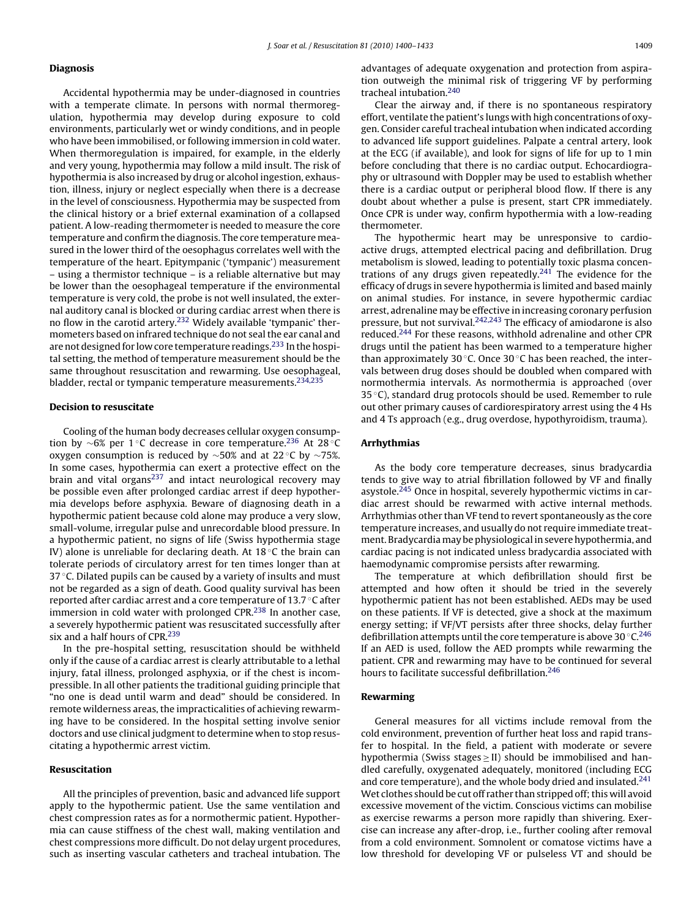### Diagnosis

Accidental hypothermia may be under-diagnosed in countries with a temperate climate. In persons with normal thermoregulation, hypothermia may develop during exposure to cold environments, particularly wet or windy conditions, and in people who have been immobilised, or following immersion in cold water. When thermoregulation is impaired, for example, in the elderly and very young, hypothermia may follow a mild insult. The risk of hypothermia is also increased by drug or alcohol ingestion, exhaustion, illness, injury or neglect especially when there is a decrease in the level of consciousness. Hypothermia may be suspected from the clinical history or a brief external examination of a collapsed patient. A low-reading thermometer is needed to measure the core temperature and confirm the diagnosis. The core temperature measured in the lower third of the oesophagus correlates well with the temperature of the heart. Epitympanic ('tympanic') measurement – using a thermistor technique – is a reliable alternative but may be lower than the oesophageal temperature if the environmental temperature is very cold, the probe is not well insulated, the external auditory canal is blocked or during cardiac arrest when there is no flow in the carotid artery.[232] Widely available 'tympanic' thermometers based on infrared technique do not seal the ear canal and are not designed for low core temperature readings.[233] In the hospital setting, the method of temperature measurement should be the same throughout resuscitation and rewarming. Use oesophageal, bladder, rectal or tympanic temperature measurements.[234,235]

### Decision to resuscitate

Cooling of the human body decreases cellular oxygen consumption by ~6% per 1 °C decrease in core temperature.[236] At 28 °C oxygen consumption is reduced by ~50% and at 22 °C by ~75%. In some cases, hypothermia can exert a protective effect on the brain and vital organs[237] and intact neurological recovery may be possible even after prolonged cardiac arrest if deep hypothermia develops before asphyxia. Beware of diagnosing death in a hypothermic patient because cold alone may produce a very slow, small-volume, irregular pulse and unrecordable blood pressure. In a hypothermic patient, no signs of life (Swiss hypothermia stage IV) alone is unreliable for declaring death. At 18 °C the brain can tolerate periods of circulatory arrest for ten times longer than at 37 °C. Dilated pupils can be caused by a variety of insults and must not be regarded as a sign of death. Good quality survival has been reported after cardiac arrest and a core temperature of 13.7 °C after immersion in cold water with prolonged CPR.[238] In another case, a severely hypothermic patient was resuscitated successfully after six and a half hours of CPR.[239]

In the pre-hospital setting, resuscitation should be withheld only if the cause of a cardiac arrest is clearly attributable to a lethal injury, fatal illness, prolonged asphyxia, or if the chest is incompressible. In all other patients the traditional guiding principle that "no one is dead until warm and dead" should be considered. In remote wilderness areas, the impracticalities of achieving rewarming have to be considered. In the hospital setting involve senior doctors and use clinical judgment to determine when to stop resuscitating a hypothermic arrest victim.

### Resuscitation

All the principles of prevention, basic and advanced life support apply to the hypothermic patient. Use the same ventilation and chest compression rates as for a normothermic patient. Hypothermia can cause stiffness of the chest wall, making ventilation and chest compressions more difficult. Do not delay urgent procedures, such as inserting vascular catheters and tracheal intubation. The advantages of adequate oxygenation and protection from aspiration outweigh the minimal risk of triggering VF by performing tracheal intubation.[240]

Clear the airway and, if there is no spontaneous respiratory effort, ventilate the patient's lungs with high concentrations of oxygen. Consider careful tracheal intubation when indicated according to advanced life support guidelines. Palpate a central artery, look at the ECG (if available), and look for signs of life for up to 1 min before concluding that there is no cardiac output. Echocardiography or ultrasound with Doppler may be used to establish whether there is a cardiac output or peripheral blood flow. If there is any doubt about whether a pulse is present, start CPR immediately. Once CPR is under way, confirm hypothermia with a low-reading thermometer.

The hypothermic heart may be unresponsive to cardioactive drugs, attempted electrical pacing and defibrillation. Drug metabolism is slowed, leading to potentially toxic plasma concentrations of any drugs given repeatedly.[241] The evidence for the efficacy of drugs in severe hypothermia is limited and based mainly on animal studies. For instance, in severe hypothermic cardiac arrest, adrenaline may be effective in increasing coronary perfusion pressure, but not survival.[242,243] The efficacy of amiodarone is also reduced.[244] For these reasons, withhold adrenaline and other CPR drugs until the patient has been warmed to a temperature higher than approximately 30 °C. Once 30 °C has been reached, the intervals between drug doses should be doubled when compared with normothermia intervals. As normothermia is approached (over 35 °C), standard drug protocols should be used. Remember to rule out other primary causes of cardiorespiratory arrest using the 4 Hs and 4 Ts approach (e.g., drug overdose, hypothyroidism, trauma).

### Arrhythmias

As the body core temperature decreases, sinus bradycardia tends to give way to atrial fibrillation followed by VF and finally asystole.[245] Once in hospital, severely hypothermic victims in cardiac arrest should be rewarmed with active internal methods. Arrhythmias other than VF tend to revert spontaneously as the core temperature increases, and usually do not require immediate treatment. Bradycardia may be physiological in severe hypothermia, and cardiac pacing is not indicated unless bradycardia associated with haemodynamic compromise persists after rewarming.

The temperature at which defibrillation should first be attempted and how often it should be tried in the severely hypothermic patient has not been established. AEDs may be used on these patients. If VF is detected, give a shock at the maximum energy setting; if VF/VT persists after three shocks, delay further defibrillation attempts until the core temperature is above 30 °C.[246] If an AED is used, follow the AED prompts while rewarming the patient. CPR and rewarming may have to be continued for several hours to facilitate successful defibrillation.[246]

### Rewarming

General measures for all victims include removal from the cold environment, prevention of further heat loss and rapid transfer to hospital. In the field, a patient with moderate or severe hypothermia (Swiss stages ≥ II) should be immobilised and handled carefully, oxygenated adequately, monitored (including ECG and core temperature), and the whole body dried and insulated.[241] Wet clothes should be cut off rather than stripped off; this will avoid excessive movement of the victim. Conscious victims can mobilise as exercise rewarms a person more rapidly than shivering. Exercise can increase any after-drop, i.e., further cooling after removal from a cold environment. Somnolent or comatose victims have a low threshold for developing VF or pulseless VT and should be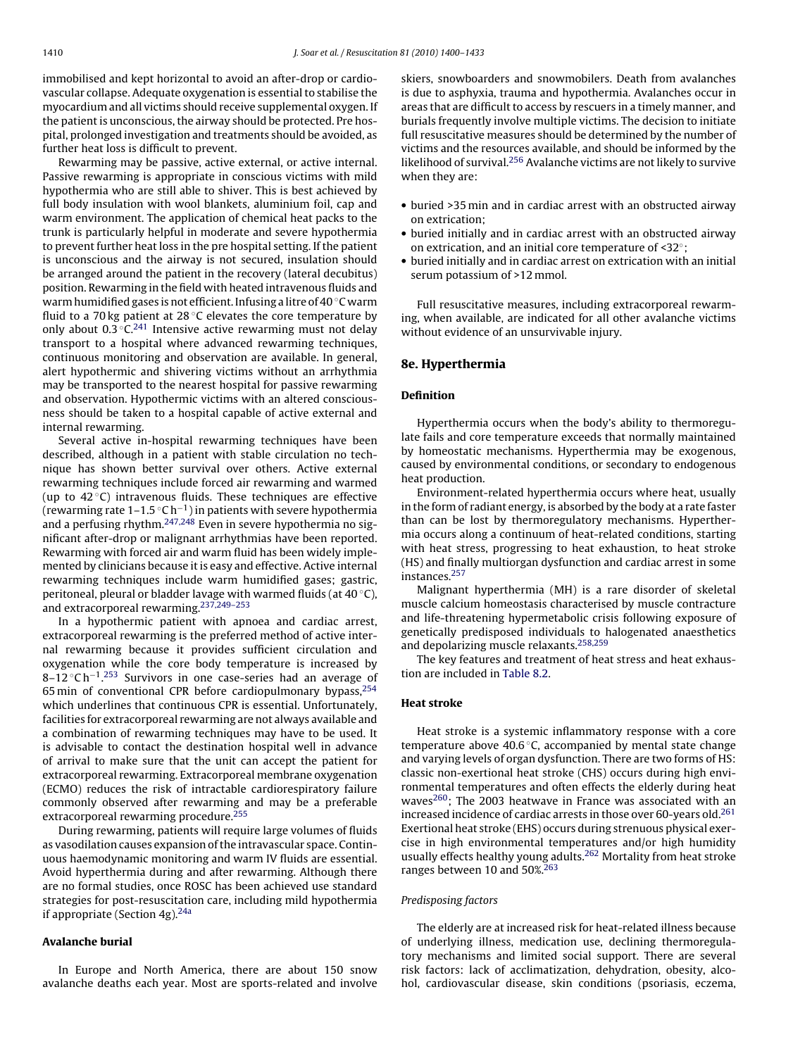immobilised and kept horizontal to avoid an after-drop or cardiovascular collapse. Adequate oxygenation is essential to stabilise the myocardium and all victims should receive supplemental oxygen. If the patient is unconscious, the airway should be protected. Pre hospital, prolonged investigation and treatments should be avoided, as further heat loss is difficult to prevent.

Rewarming may be passive, active external, or active internal. Passive rewarming is appropriate in conscious victims with mild hypothermia who are still able to shiver. This is best achieved by full body insulation with wool blankets, aluminium foil, cap and warm environment. The application of chemical heat packs to the trunk is particularly helpful in moderate and severe hypothermia to prevent further heat loss in the pre hospital setting. If the patient is unconscious and the airway is not secured, insulation should be arranged around the patient in the recovery (lateral decubitus) position. Rewarming in the field with heated intravenous fluids and warm humidified gases is not efficient. Infusing a litre of 40 °C warm fluid to a 70 kg patient at 28 °C elevates the core temperature by only about 0.3 °C.[241] Intensive active rewarming must not delay transport to a hospital where advanced rewarming techniques, continuous monitoring and observation are available. In general, alert hypothermic and shivering victims without an arrhythmia may be transported to the nearest hospital for passive rewarming and observation. Hypothermic victims with an altered consciousness should be taken to a hospital capable of active external and internal rewarming.

Several active in-hospital rewarming techniques have been described, although in a patient with stable circulation no technique has shown better survival over others. Active external rewarming techniques include forced air rewarming and warmed (up to 42 °C) intravenous fluids. These techniques are effective (rewarming rate 1–1.5 °C $h^{-1}$) in patients with severe hypothermia and a perfusing rhythm.[247,248] Even in severe hypothermia no significant after-drop or malignant arrhythmias have been reported. Rewarming with forced air and warm fluid has been widely implemented by clinicians because it is easy and effective. Active internal rewarming techniques include warm humidified gases; gastric, peritoneal, pleural or bladder lavage with warmed fluids (at 40 °C), and extracorporeal rewarming.[237,249–253]

In a hypothermic patient with apnoea and cardiac arrest, extracorporeal rewarming is the preferred method of active internal rewarming because it provides sufficient circulation and oxygenation while the core body temperature is increased by 8–12 °C $h^{-1}$.[253] Survivors in one case-series had an average of 65 min of conventional CPR before cardiopulmonary bypass,[254] which underlines that continuous CPR is essential. Unfortunately, facilities for extracorporeal rewarming are not always available and a combination of rewarming techniques may have to be used. It is advisable to contact the destination hospital well in advance of arrival to make sure that the unit can accept the patient for extracorporeal rewarming. Extracorporeal membrane oxygenation (ECMO) reduces the risk of intractable cardiorespiratory failure commonly observed after rewarming and may be a preferable extracorporeal rewarming procedure.[255]

During rewarming, patients will require large volumes of fluids as vasodilation causes expansion of the intravascular space. Continuous haemodynamic monitoring and warm IV fluids are essential. Avoid hyperthermia during and after rewarming. Although there are no formal studies, once ROSC has been achieved use standard strategies for post-resuscitation care, including mild hypothermia if appropriate (Section 4g).[24a]

### Avalanche burial

In Europe and North America, there are about 150 snow avalanche deaths each year. Most are sports-related and involve skiers, snowboarders and snowmobilers. Death from avalanches is due to asphyxia, trauma and hypothermia. Avalanches occur in areas that are difficult to access by rescuers in a timely manner, and burials frequently involve multiple victims. The decision to initiate full resuscitative measures should be determined by the number of victims and the resources available, and should be informed by the likelihood of survival.[256] Avalanche victims are not likely to survive when they are:

- buried >35 min and in cardiac arrest with an obstructed airway on extrication;
- buried initially and in cardiac arrest with an obstructed airway on extrication, and an initial core temperature of <32°;
- buried initially and in cardiac arrest on extrication with an initial serum potassium of >12 mmol.

Full resuscitative measures, including extracorporeal rewarming, when available, are indicated for all other avalanche victims without evidence of an unsurvivable injury.

## 8e. Hyperthermia

### Definition

Hyperthermia occurs when the body's ability to thermoregulate fails and core temperature exceeds that normally maintained by homeostatic mechanisms. Hyperthermia may be exogenous, caused by environmental conditions, or secondary to endogenous heat production.

Environment-related hyperthermia occurs where heat, usually in the form of radiant energy, is absorbed by the body at a rate faster than can be lost by thermoregulatory mechanisms. Hyperthermia occurs along a continuum of heat-related conditions, starting with heat stress, progressing to heat exhaustion, to heat stroke (HS) and finally multiorgan dysfunction and cardiac arrest in some instances.[257]

Malignant hyperthermia (MH) is a rare disorder of skeletal muscle calcium homeostasis characterised by muscle contracture and life-threatening hypermetabolic crisis following exposure of genetically predisposed individuals to halogenated anaesthetics and depolarizing muscle relaxants.[258,259]

The key features and treatment of heat stress and heat exhaustion are included in Table 8.2.

### Heat stroke

Heat stroke is a systemic inflammatory response with a core temperature above 40.6 °C, accompanied by mental state change and varying levels of organ dysfunction. There are two forms of HS: classic non-exertional heat stroke (CHS) occurs during high environmental temperatures and often effects the elderly during heat waves[260]; The 2003 heatwave in France was associated with an increased incidence of cardiac arrests in those over 60-years old.[261] Exertional heat stroke (EHS) occurs during strenuous physical exercise in high environmental temperatures and/or high humidity usually effects healthy young adults.[262] Mortality from heat stroke ranges between 10 and 50%.[263]

#### Predisposing factors

The elderly are at increased risk for heat-related illness because of underlying illness, medication use, declining thermoregulatory mechanisms and limited social support. There are several risk factors: lack of acclimatization, dehydration, obesity, alcohol, cardiovascular disease, skin conditions (psoriasis, eczema,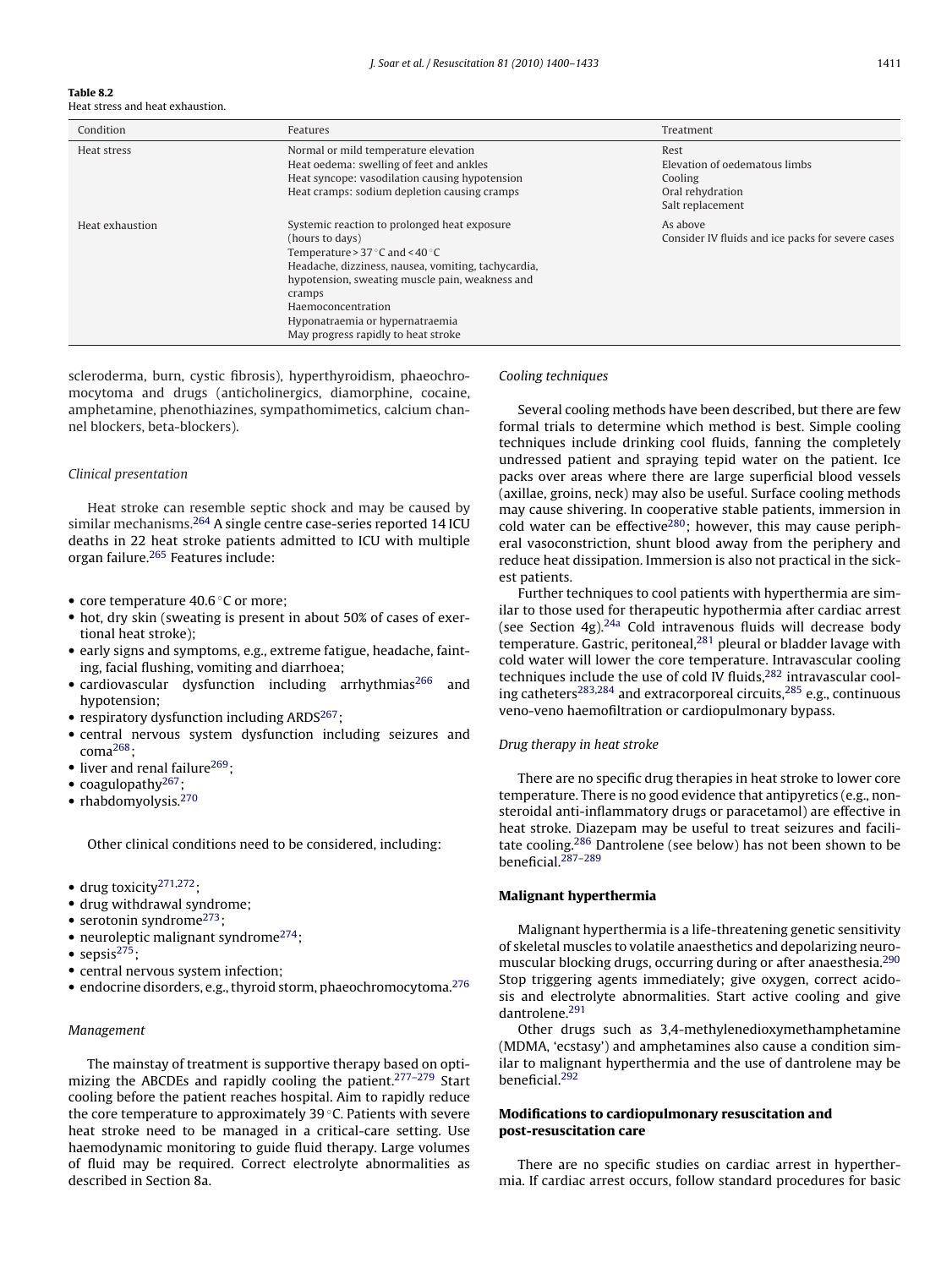**Table 8.2**
Heat stress and heat exhaustion.

| Condition | Features | Treatment |
|---|---|---|
| Heat stress | Normal or mild temperature elevation<br>Heat oedema: swelling of feet and ankles<br>Heat syncope: vasodilation causing hypotension<br>Heat cramps: sodium depletion causing cramps | Rest<br>Elevation of oedematous limbs<br>Cooling<br>Oral rehydration<br>Salt replacement |
| Heat exhaustion | Systemic reaction to prolonged heat exposure (hours to days)<br>Temperature > 37 °C and < 40 °C<br>Headache, dizziness, nausea, vomiting, tachycardia, hypotension, sweating muscle pain, weakness and cramps<br>Haemoconcentration<br>Hyponatraemia or hypernatraemia<br>May progress rapidly to heat stroke | As above<br>Consider IV fluids and ice packs for severe cases |

scleroderma, burn, cystic fibrosis), hyperthyroidism, phaeochromocytoma and drugs (anticholinergics, diamorphine, cocaine, amphetamine, phenothiazines, sympathomimetics, calcium channel blockers, beta-blockers).

*Clinical presentation*

Heat stroke can resemble septic shock and may be caused by similar mechanisms.[264] A single centre case-series reported 14 ICU deaths in 22 heat stroke patients admitted to ICU with multiple organ failure.[265] Features include:

- core temperature 40.6 °C or more;
- hot, dry skin (sweating is present in about 50% of cases of exertional heat stroke);
- early signs and symptoms, e.g., extreme fatigue, headache, fainting, facial flushing, vomiting and diarrhoea;
- cardiovascular dysfunction including arrhythmias[266] and hypotension;
- respiratory dysfunction including ARDS[267];
- central nervous system dysfunction including seizures and coma[268];
- liver and renal failure[269];
- coagulopathy[267];
- rhabdomyolysis.[270]

Other clinical conditions need to be considered, including:

- drug toxicity[271,272];
- drug withdrawal syndrome;
- serotonin syndrome[273];
- neuroleptic malignant syndrome[274];
- sepsis[275];
- central nervous system infection;
- endocrine disorders, e.g., thyroid storm, phaeochromocytoma.[276]

*Management*

The mainstay of treatment is supportive therapy based on optimizing the ABCDEs and rapidly cooling the patient.[277–279] Start cooling before the patient reaches hospital. Aim to rapidly reduce the core temperature to approximately 39 °C. Patients with severe heat stroke need to be managed in a critical-care setting. Use haemodynamic monitoring to guide fluid therapy. Large volumes of fluid may be required. Correct electrolyte abnormalities as described in Section 8a.

*Cooling techniques*

Several cooling methods have been described, but there are few formal trials to determine which method is best. Simple cooling techniques include drinking cool fluids, fanning the completely undressed patient and spraying tepid water on the patient. Ice packs over areas where there are large superficial blood vessels (axillae, groins, neck) may also be useful. Surface cooling methods may cause shivering. In cooperative stable patients, immersion in cold water can be effective[280]; however, this may cause peripheral vasoconstriction, shunt blood away from the periphery and reduce heat dissipation. Immersion is also not practical in the sickest patients.

Further techniques to cool patients with hyperthermia are similar to those used for therapeutic hypothermia after cardiac arrest (see Section 4g).[24a] Cold intravenous fluids will decrease body temperature. Gastric, peritoneal,[281] pleural or bladder lavage with cold water will lower the core temperature. Intravascular cooling techniques include the use of cold IV fluids,[282] intravascular cooling catheters[283,284] and extracorporeal circuits,[285] e.g., continuous veno-veno haemofiltration or cardiopulmonary bypass.

*Drug therapy in heat stroke*

There are no specific drug therapies in heat stroke to lower core temperature. There is no good evidence that antipyretics (e.g., non-steroidal anti-inflammatory drugs or paracetamol) are effective in heat stroke. Diazepam may be useful to treat seizures and facilitate cooling.[286] Dantrolene (see below) has not been shown to be beneficial.[287–289]

**Malignant hyperthermia**

Malignant hyperthermia is a life-threatening genetic sensitivity of skeletal muscles to volatile anaesthetics and depolarizing neuromuscular blocking drugs, occurring during or after anaesthesia.[290] Stop triggering agents immediately; give oxygen, correct acidosis and electrolyte abnormalities. Start active cooling and give dantrolene.[291]

Other drugs such as 3,4-methylenedioxymethamphetamine (MDMA, 'ecstasy') and amphetamines also cause a condition similar to malignant hyperthermia and the use of dantrolene may be beneficial.[292]

**Modifications to cardiopulmonary resuscitation and post-resuscitation care**

There are no specific studies on cardiac arrest in hyperthermia. If cardiac arrest occurs, follow standard procedures for basic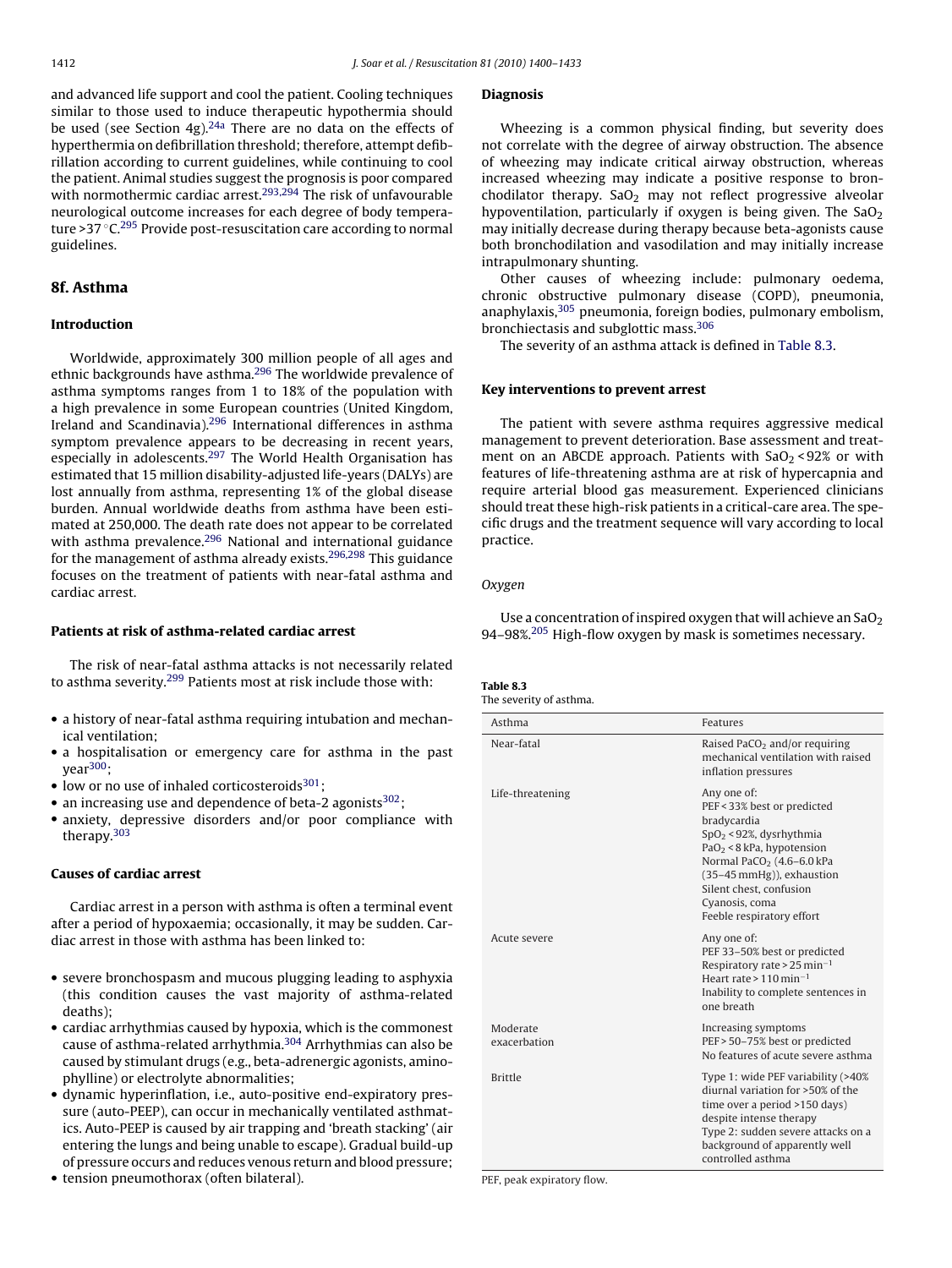and advanced life support and cool the patient. Cooling techniques similar to those used to induce therapeutic hypothermia should be used (see Section 4g).[24a] There are no data on the effects of hyperthermia on defibrillation threshold; therefore, attempt defibrillation according to current guidelines, while continuing to cool the patient. Animal studies suggest the prognosis is poor compared with normothermic cardiac arrest.[293,294] The risk of unfavourable neurological outcome increases for each degree of body temperature >37 °C.[295] Provide post-resuscitation care according to normal guidelines.

## 8f. Asthma

### Introduction

Worldwide, approximately 300 million people of all ages and ethnic backgrounds have asthma.[296] The worldwide prevalence of asthma symptoms ranges from 1 to 18% of the population with a high prevalence in some European countries (United Kingdom, Ireland and Scandinavia).[296] International differences in asthma symptom prevalence appears to be decreasing in recent years, especially in adolescents.[297] The World Health Organisation has estimated that 15 million disability-adjusted life-years (DALYs) are lost annually from asthma, representing 1% of the global disease burden. Annual worldwide deaths from asthma have been estimated at 250,000. The death rate does not appear to be correlated with asthma prevalence.[296] National and international guidance for the management of asthma already exists.[296,298] This guidance focuses on the treatment of patients with near-fatal asthma and cardiac arrest.

### Patients at risk of asthma-related cardiac arrest

The risk of near-fatal asthma attacks is not necessarily related to asthma severity.[299] Patients most at risk include those with:

- a history of near-fatal asthma requiring intubation and mechanical ventilation;
- a hospitalisation or emergency care for asthma in the past year[300];
- low or no use of inhaled corticosteroids[301];
- an increasing use and dependence of beta-2 agonists[302];
- anxiety, depressive disorders and/or poor compliance with therapy.[303]

### Causes of cardiac arrest

Cardiac arrest in a person with asthma is often a terminal event after a period of hypoxaemia; occasionally, it may be sudden. Cardiac arrest in those with asthma has been linked to:

- severe bronchospasm and mucous plugging leading to asphyxia (this condition causes the vast majority of asthma-related deaths);
- cardiac arrhythmias caused by hypoxia, which is the commonest cause of asthma-related arrhythmia.[304] Arrhythmias can also be caused by stimulant drugs (e.g., beta-adrenergic agonists, aminophylline) or electrolyte abnormalities;
- dynamic hyperinflation, i.e., auto-positive end-expiratory pressure (auto-PEEP), can occur in mechanically ventilated asthmatics. Auto-PEEP is caused by air trapping and 'breath stacking' (air entering the lungs and being unable to escape). Gradual build-up of pressure occurs and reduces venous return and blood pressure;
- tension pneumothorax (often bilateral).

### Diagnosis

Wheezing is a common physical finding, but severity does not correlate with the degree of airway obstruction. The absence of wheezing may indicate critical airway obstruction, whereas increased wheezing may indicate a positive response to bronchodilator therapy. $SaO_2$ may not reflect progressive alveolar hypoventilation, particularly if oxygen is being given. The $SaO_2$ may initially decrease during therapy because beta-agonists cause both bronchodilation and vasodilation and may initially increase intrapulmonary shunting.

Other causes of wheezing include: pulmonary oedema, chronic obstructive pulmonary disease (COPD), pneumonia, anaphylaxis,[305] pneumonia, foreign bodies, pulmonary embolism, bronchiectasis and subglottic mass.[306]

The severity of an asthma attack is defined in Table 8.3.

### Key interventions to prevent arrest

The patient with severe asthma requires aggressive medical management to prevent deterioration. Base assessment and treatment on an ABCDE approach. Patients with $SaO_2$ < 92% or with features of life-threatening asthma are at risk of hypercapnia and require arterial blood gas measurement. Experienced clinicians should treat these high-risk patients in a critical-care area. The specific drugs and the treatment sequence will vary according to local practice.

*Oxygen*

Use a concentration of inspired oxygen that will achieve an $SaO_2$ 94–98%.[205] High-flow oxygen by mask is sometimes necessary.

**Table 8.3**
The severity of asthma.

| Asthma | Features |
|---|---|
| Near-fatal | Raised $PaCO_2$ and/or requiring mechanical ventilation with raised inflation pressures |
| Life-threatening | Any one of:<br>PEF < 33% best or predicted bradycardia<br>$SpO_2$ < 92%, dysrhythmia<br>$PaO_2$ < 8 kPa, hypotension<br>Normal $PaCO_2$ (4.6–6.0 kPa (35–45 mmHg)), exhaustion<br>Silent chest, confusion<br>Cyanosis, coma<br>Feeble respiratory effort |
| Acute severe | Any one of:<br>PEF 33–50% best or predicted<br>Respiratory rate > 25 min$^{-1}$<br>Heart rate > 110 min$^{-1}$<br>Inability to complete sentences in one breath |
| Moderate exacerbation | Increasing symptoms<br>PEF > 50–75% best or predicted<br>No features of acute severe asthma |
| Brittle | Type 1: wide PEF variability (>40% diurnal variation for >50% of the time over a period >150 days) despite intense therapy<br>Type 2: sudden severe attacks on a background of apparently well controlled asthma |

PEF, peak expiratory flow.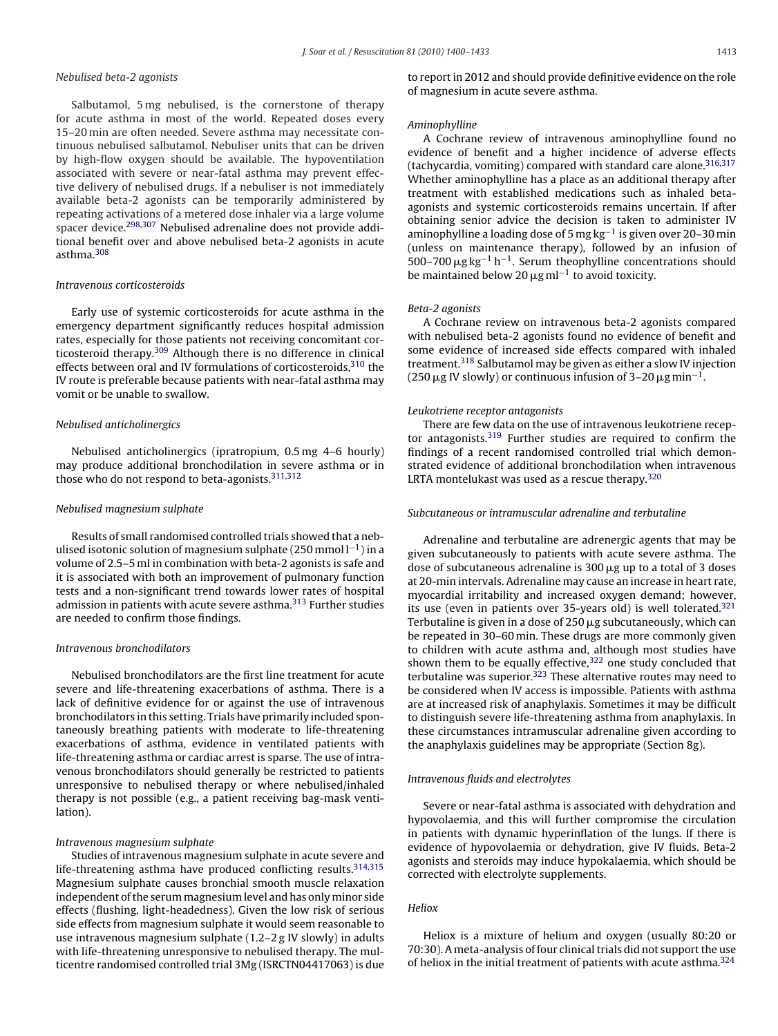### Nebulised beta-2 agonists

Salbutamol, 5 mg nebulised, is the cornerstone of therapy for acute asthma in most of the world. Repeated doses every 15–20 min are often needed. Severe asthma may necessitate continuous nebulised salbutamol. Nebuliser units that can be driven by high-flow oxygen should be available. The hypoventilation associated with severe or near-fatal asthma may prevent effective delivery of nebulised drugs. If a nebuliser is not immediately available beta-2 agonists can be temporarily administered by repeating activations of a metered dose inhaler via a large volume spacer device.[298,307] Nebulised adrenaline does not provide additional benefit over and above nebulised beta-2 agonists in acute asthma.[308]

### Intravenous corticosteroids

Early use of systemic corticosteroids for acute asthma in the emergency department significantly reduces hospital admission rates, especially for those patients not receiving concomitant corticosteroid therapy.[309] Although there is no difference in clinical effects between oral and IV formulations of corticosteroids,[310] the IV route is preferable because patients with near-fatal asthma may vomit or be unable to swallow.

### Nebulised anticholinergics

Nebulised anticholinergics (ipratropium, 0.5 mg 4–6 hourly) may produce additional bronchodilation in severe asthma or in those who do not respond to beta-agonists.[311,312]

### Nebulised magnesium sulphate

Results of small randomised controlled trials showed that a nebulised isotonic solution of magnesium sulphate (250 mmol $l^{-1}$) in a volume of 2.5–5 ml in combination with beta-2 agonists is safe and it is associated with both an improvement of pulmonary function tests and a non-significant trend towards lower rates of hospital admission in patients with acute severe asthma.[313] Further studies are needed to confirm those findings.

### Intravenous bronchodilators

Nebulised bronchodilators are the first line treatment for acute severe and life-threatening exacerbations of asthma. There is a lack of definitive evidence for or against the use of intravenous bronchodilators in this setting. Trials have primarily included spontaneously breathing patients with moderate to life-threatening exacerbations of asthma, evidence in ventilated patients with life-threatening asthma or cardiac arrest is sparse. The use of intravenous bronchodilators should generally be restricted to patients unresponsive to nebulised therapy or where nebulised/inhaled therapy is not possible (e.g., a patient receiving bag-mask ventilation).

### Intravenous magnesium sulphate

Studies of intravenous magnesium sulphate in acute severe and life-threatening asthma have produced conflicting results.[314,315] Magnesium sulphate causes bronchial smooth muscle relaxation independent of the serum magnesium level and has only minor side effects (flushing, light-headedness). Given the low risk of serious side effects from magnesium sulphate it would seem reasonable to use intravenous magnesium sulphate (1.2–2 g IV slowly) in adults with life-threatening unresponsive to nebulised therapy. The multicentre randomised controlled trial 3Mg (ISRCTN04417063) is due to report in 2012 and should provide definitive evidence on the role of magnesium in acute severe asthma.

### Aminophylline

A Cochrane review of intravenous aminophylline found no evidence of benefit and a higher incidence of adverse effects (tachycardia, vomiting) compared with standard care alone.[316,317] Whether aminophylline has a place as an additional therapy after treatment with established medications such as inhaled beta-agonists and systemic corticosteroids remains uncertain. If after obtaining senior advice the decision is taken to administer IV aminophylline a loading dose of 5 mg $kg^{-1}$ is given over 20–30 min (unless on maintenance therapy), followed by an infusion of 500–700 $\mu g\,kg^{-1}\,h^{-1}$. Serum theophylline concentrations should be maintained below 20 $\mu g\,ml^{-1}$ to avoid toxicity.

### Beta-2 agonists

A Cochrane review on intravenous beta-2 agonists compared with nebulised beta-2 agonists found no evidence of benefit and some evidence of increased side effects compared with inhaled treatment.[318] Salbutamol may be given as either a slow IV injection (250 $\mu$g IV slowly) or continuous infusion of 3–20 $\mu g\,min^{-1}$.

### Leukotriene receptor antagonists

There are few data on the use of intravenous leukotriene receptor antagonists.[319] Further studies are required to confirm the findings of a recent randomised controlled trial which demonstrated evidence of additional bronchodilation when intravenous LRTA montelukast was used as a rescue therapy.[320]

### Subcutaneous or intramuscular adrenaline and terbutaline

Adrenaline and terbutaline are adrenergic agents that may be given subcutaneously to patients with acute severe asthma. The dose of subcutaneous adrenaline is 300 $\mu$g up to a total of 3 doses at 20-min intervals. Adrenaline may cause an increase in heart rate, myocardial irritability and increased oxygen demand; however, its use (even in patients over 35-years old) is well tolerated.[321] Terbutaline is given in a dose of 250 $\mu$g subcutaneously, which can be repeated in 30–60 min. These drugs are more commonly given to children with acute asthma and, although most studies have shown them to be equally effective,[322] one study concluded that terbutaline was superior.[323] These alternative routes may need to be considered when IV access is impossible. Patients with asthma are at increased risk of anaphylaxis. Sometimes it may be difficult to distinguish severe life-threatening asthma from anaphylaxis. In these circumstances intramuscular adrenaline given according to the anaphylaxis guidelines may be appropriate (Section 8g).

### Intravenous fluids and electrolytes

Severe or near-fatal asthma is associated with dehydration and hypovolaemia, and this will further compromise the circulation in patients with dynamic hyperinflation of the lungs. If there is evidence of hypovolaemia or dehydration, give IV fluids. Beta-2 agonists and steroids may induce hypokalaemia, which should be corrected with electrolyte supplements.

### Heliox

Heliox is a mixture of helium and oxygen (usually 80:20 or 70:30). A meta-analysis of four clinical trials did not support the use of heliox in the initial treatment of patients with acute asthma.[324]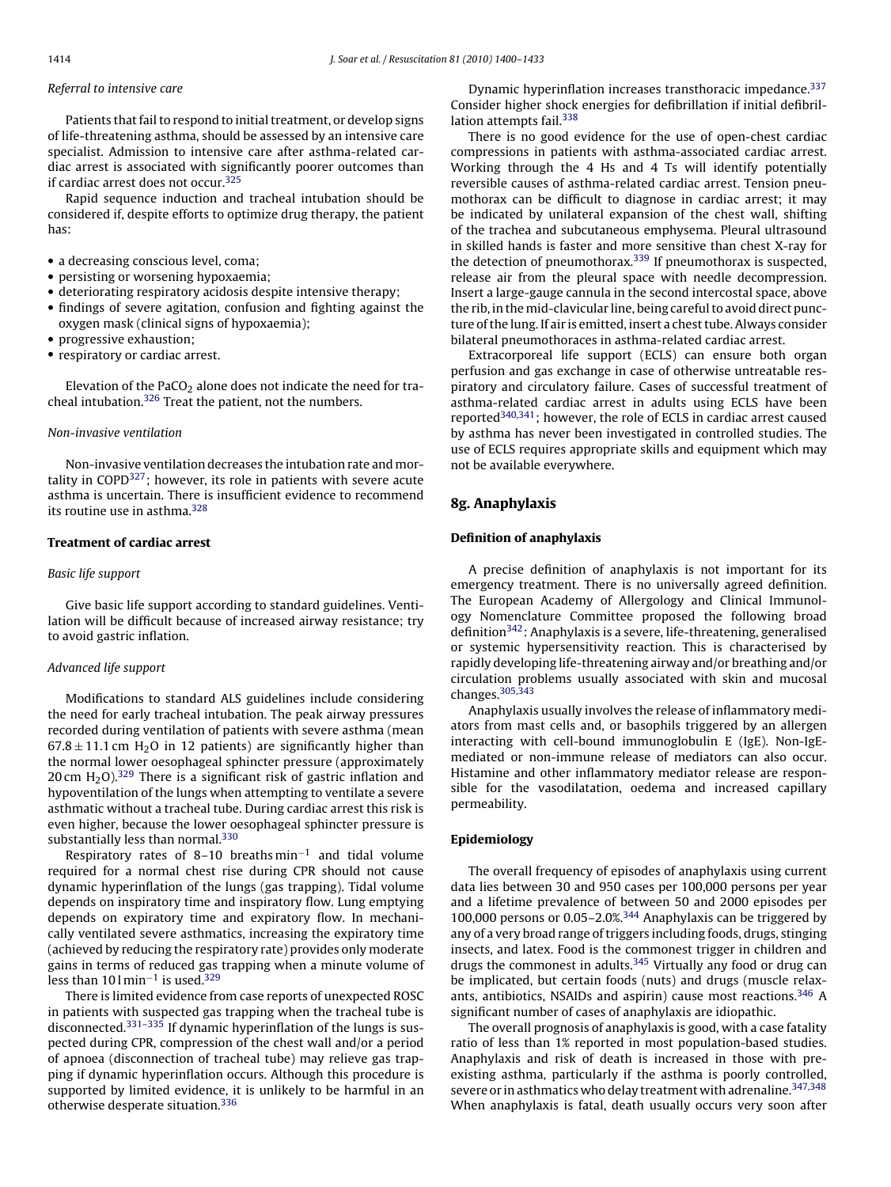*Referral to intensive care*

Patients that fail to respond to initial treatment, or develop signs of life-threatening asthma, should be assessed by an intensive care specialist. Admission to intensive care after asthma-related cardiac arrest is associated with significantly poorer outcomes than if cardiac arrest does not occur.[325]

Rapid sequence induction and tracheal intubation should be considered if, despite efforts to optimize drug therapy, the patient has:

- a decreasing conscious level, coma;
- persisting or worsening hypoxaemia;
- deteriorating respiratory acidosis despite intensive therapy;
- findings of severe agitation, confusion and fighting against the oxygen mask (clinical signs of hypoxaemia);
- progressive exhaustion;
- respiratory or cardiac arrest.

Elevation of the $PaCO_2$ alone does not indicate the need for tracheal intubation.[326] Treat the patient, not the numbers.

*Non-invasive ventilation*

Non-invasive ventilation decreases the intubation rate and mortality in COPD[327]; however, its role in patients with severe acute asthma is uncertain. There is insufficient evidence to recommend its routine use in asthma.[328]

### Treatment of cardiac arrest

*Basic life support*

Give basic life support according to standard guidelines. Ventilation will be difficult because of increased airway resistance; try to avoid gastric inflation.

*Advanced life support*

Modifications to standard ALS guidelines include considering the need for early tracheal intubation. The peak airway pressures recorded during ventilation of patients with severe asthma (mean $67.8 \pm 11.1$ cm $H_2O$ in 12 patients) are significantly higher than the normal lower oesophageal sphincter pressure (approximately 20 cm $H_2O$).[329] There is a significant risk of gastric inflation and hypoventilation of the lungs when attempting to ventilate a severe asthmatic without a tracheal tube. During cardiac arrest this risk is even higher, because the lower oesophageal sphincter pressure is substantially less than normal.[330]

Respiratory rates of 8–10 breaths $min^{-1}$ and tidal volume required for a normal chest rise during CPR should not cause dynamic hyperinflation of the lungs (gas trapping). Tidal volume depends on inspiratory time and inspiratory flow. Lung emptying depends on expiratory time and expiratory flow. In mechanically ventilated severe asthmatics, increasing the expiratory time (achieved by reducing the respiratory rate) provides only moderate gains in terms of reduced gas trapping when a minute volume of less than 10 l $min^{-1}$ is used.[329]

There is limited evidence from case reports of unexpected ROSC in patients with suspected gas trapping when the tracheal tube is disconnected.[331–335] If dynamic hyperinflation of the lungs is suspected during CPR, compression of the chest wall and/or a period of apnoea (disconnection of tracheal tube) may relieve gas trapping if dynamic hyperinflation occurs. Although this procedure is supported by limited evidence, it is unlikely to be harmful in an otherwise desperate situation.[336]

Dynamic hyperinflation increases transthoracic impedance.[337] Consider higher shock energies for defibrillation if initial defibrillation attempts fail.[338]

There is no good evidence for the use of open-chest cardiac compressions in patients with asthma-associated cardiac arrest. Working through the 4 Hs and 4 Ts will identify potentially reversible causes of asthma-related cardiac arrest. Tension pneumothorax can be difficult to diagnose in cardiac arrest; it may be indicated by unilateral expansion of the chest wall, shifting of the trachea and subcutaneous emphysema. Pleural ultrasound in skilled hands is faster and more sensitive than chest X-ray for the detection of pneumothorax.[339] If pneumothorax is suspected, release air from the pleural space with needle decompression. Insert a large-gauge cannula in the second intercostal space, above the rib, in the mid-clavicular line, being careful to avoid direct puncture of the lung. If air is emitted, insert a chest tube. Always consider bilateral pneumothoraces in asthma-related cardiac arrest.

Extracorporeal life support (ECLS) can ensure both organ perfusion and gas exchange in case of otherwise untreatable respiratory and circulatory failure. Cases of successful treatment of asthma-related cardiac arrest in adults using ECLS have been reported[340,341]; however, the role of ECLS in cardiac arrest caused by asthma has never been investigated in controlled studies. The use of ECLS requires appropriate skills and equipment which may not be available everywhere.

## 8g. Anaphylaxis

### Definition of anaphylaxis

A precise definition of anaphylaxis is not important for its emergency treatment. There is no universally agreed definition. The European Academy of Allergology and Clinical Immunology Nomenclature Committee proposed the following broad definition[342]: Anaphylaxis is a severe, life-threatening, generalised or systemic hypersensitivity reaction. This is characterised by rapidly developing life-threatening airway and/or breathing and/or circulation problems usually associated with skin and mucosal changes.[305,343]

Anaphylaxis usually involves the release of inflammatory mediators from mast cells and, or basophils triggered by an allergen interacting with cell-bound immunoglobulin E (IgE). Non-IgE-mediated or non-immune release of mediators can also occur. Histamine and other inflammatory mediator release are responsible for the vasodilatation, oedema and increased capillary permeability.

### Epidemiology

The overall frequency of episodes of anaphylaxis using current data lies between 30 and 950 cases per 100,000 persons per year and a lifetime prevalence of between 50 and 2000 episodes per 100,000 persons or 0.05–2.0%.[344] Anaphylaxis can be triggered by any of a very broad range of triggers including foods, drugs, stinging insects, and latex. Food is the commonest trigger in children and drugs the commonest in adults.[345] Virtually any food or drug can be implicated, but certain foods (nuts) and drugs (muscle relaxants, antibiotics, NSAIDs and aspirin) cause most reactions.[346] A significant number of cases of anaphylaxis are idiopathic.

The overall prognosis of anaphylaxis is good, with a case fatality ratio of less than 1% reported in most population-based studies. Anaphylaxis and risk of death is increased in those with pre-existing asthma, particularly if the asthma is poorly controlled, severe or in asthmatics who delay treatment with adrenaline.[347,348] When anaphylaxis is fatal, death usually occurs very soon after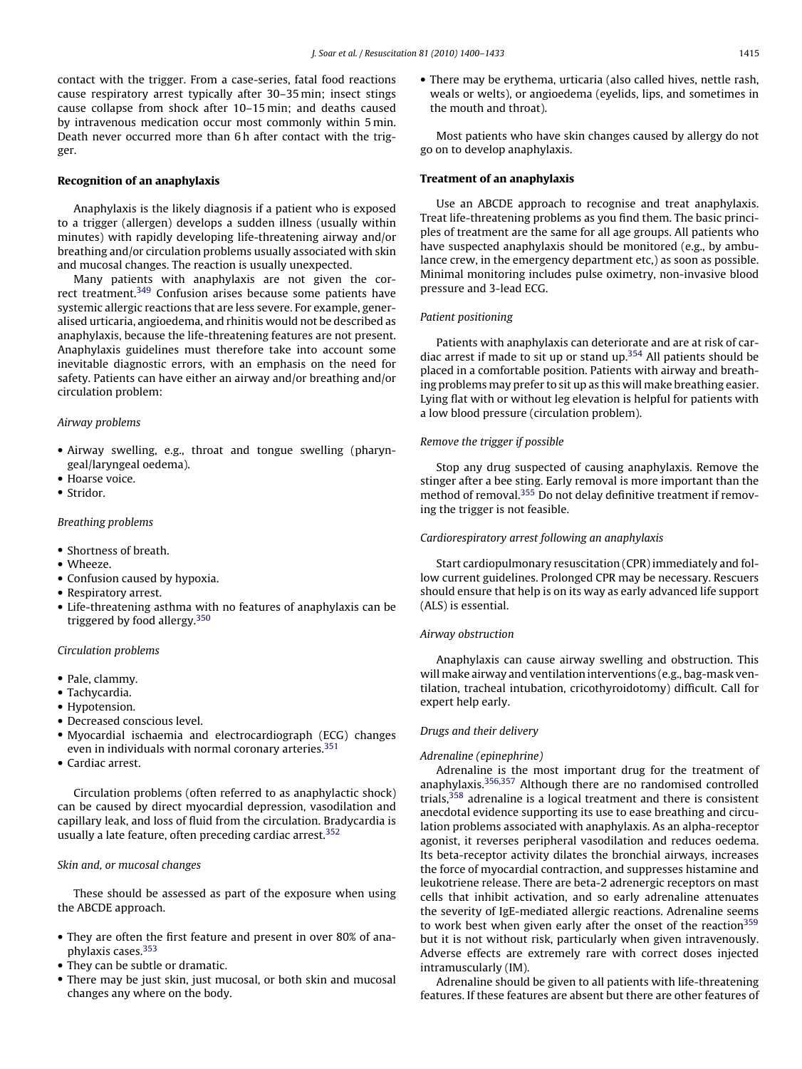contact with the trigger. From a case-series, fatal food reactions cause respiratory arrest typically after 30–35 min; insect stings cause collapse from shock after 10–15 min; and deaths caused by intravenous medication occur most commonly within 5 min. Death never occurred more than 6 h after contact with the trigger.

### Recognition of an anaphylaxis

Anaphylaxis is the likely diagnosis if a patient who is exposed to a trigger (allergen) develops a sudden illness (usually within minutes) with rapidly developing life-threatening airway and/or breathing and/or circulation problems usually associated with skin and mucosal changes. The reaction is usually unexpected.

Many patients with anaphylaxis are not given the correct treatment.[349] Confusion arises because some patients have systemic allergic reactions that are less severe. For example, generalised urticaria, angioedema, and rhinitis would not be described as anaphylaxis, because the life-threatening features are not present. Anaphylaxis guidelines must therefore take into account some inevitable diagnostic errors, with an emphasis on the need for safety. Patients can have either an airway and/or breathing and/or circulation problem:

*Airway problems*

- Airway swelling, e.g., throat and tongue swelling (pharyngeal/laryngeal oedema).
- Hoarse voice.
- Stridor.

*Breathing problems*

- Shortness of breath.
- Wheeze.
- Confusion caused by hypoxia.
- Respiratory arrest.
- Life-threatening asthma with no features of anaphylaxis can be triggered by food allergy.[350]

*Circulation problems*

- Pale, clammy.
- Tachycardia.
- Hypotension.
- Decreased conscious level.
- Myocardial ischaemia and electrocardiograph (ECG) changes even in individuals with normal coronary arteries.[351]
- Cardiac arrest.

Circulation problems (often referred to as anaphylactic shock) can be caused by direct myocardial depression, vasodilation and capillary leak, and loss of fluid from the circulation. Bradycardia is usually a late feature, often preceding cardiac arrest.[352]

*Skin and, or mucosal changes*

These should be assessed as part of the exposure when using the ABCDE approach.

- They are often the first feature and present in over 80% of anaphylaxis cases.[353]
- They can be subtle or dramatic.
- There may be just skin, just mucosal, or both skin and mucosal changes any where on the body.
- There may be erythema, urticaria (also called hives, nettle rash, weals or welts), or angioedema (eyelids, lips, and sometimes in the mouth and throat).

Most patients who have skin changes caused by allergy do not go on to develop anaphylaxis.

### Treatment of an anaphylaxis

Use an ABCDE approach to recognise and treat anaphylaxis. Treat life-threatening problems as you find them. The basic principles of treatment are the same for all age groups. All patients who have suspected anaphylaxis should be monitored (e.g., by ambulance crew, in the emergency department etc,) as soon as possible. Minimal monitoring includes pulse oximetry, non-invasive blood pressure and 3-lead ECG.

*Patient positioning*

Patients with anaphylaxis can deteriorate and are at risk of cardiac arrest if made to sit up or stand up.[354] All patients should be placed in a comfortable position. Patients with airway and breathing problems may prefer to sit up as this will make breathing easier. Lying flat with or without leg elevation is helpful for patients with a low blood pressure (circulation problem).

*Remove the trigger if possible*

Stop any drug suspected of causing anaphylaxis. Remove the stinger after a bee sting. Early removal is more important than the method of removal.[355] Do not delay definitive treatment if removing the trigger is not feasible.

*Cardiorespiratory arrest following an anaphylaxis*

Start cardiopulmonary resuscitation (CPR) immediately and follow current guidelines. Prolonged CPR may be necessary. Rescuers should ensure that help is on its way as early advanced life support (ALS) is essential.

*Airway obstruction*

Anaphylaxis can cause airway swelling and obstruction. This will make airway and ventilation interventions (e.g., bag-mask ventilation, tracheal intubation, cricothyroidotomy) difficult. Call for expert help early.

*Drugs and their delivery*

*Adrenaline (epinephrine)*

Adrenaline is the most important drug for the treatment of anaphylaxis.[356,357] Although there are no randomised controlled trials,[358] adrenaline is a logical treatment and there is consistent anecdotal evidence supporting its use to ease breathing and circulation problems associated with anaphylaxis. As an alpha-receptor agonist, it reverses peripheral vasodilation and reduces oedema. Its beta-receptor activity dilates the bronchial airways, increases the force of myocardial contraction, and suppresses histamine and leukotriene release. There are beta-2 adrenergic receptors on mast cells that inhibit activation, and so early adrenaline attenuates the severity of IgE-mediated allergic reactions. Adrenaline seems to work best when given early after the onset of the reaction[359] but it is not without risk, particularly when given intravenously. Adverse effects are extremely rare with correct doses injected intramuscularly (IM).

Adrenaline should be given to all patients with life-threatening features. If these features are absent but there are other features of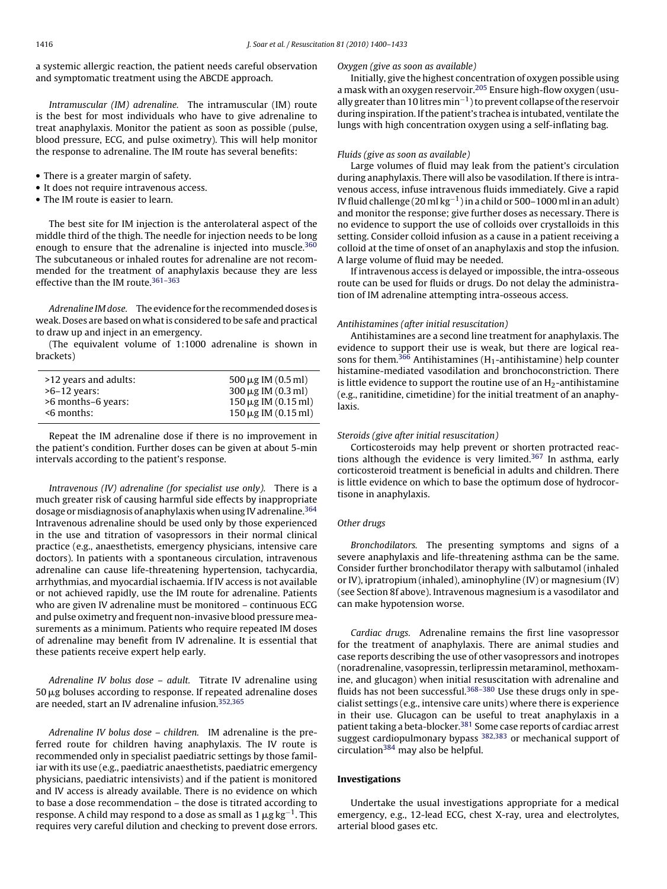a systemic allergic reaction, the patient needs careful observation and symptomatic treatment using the ABCDE approach.

*Intramuscular (IM) adrenaline.* The intramuscular (IM) route is the best for most individuals who have to give adrenaline to treat anaphylaxis. Monitor the patient as soon as possible (pulse, blood pressure, ECG, and pulse oximetry). This will help monitor the response to adrenaline. The IM route has several benefits:

- There is a greater margin of safety.
- It does not require intravenous access.
- The IM route is easier to learn.

The best site for IM injection is the anterolateral aspect of the middle third of the thigh. The needle for injection needs to be long enough to ensure that the adrenaline is injected into muscle.[360] The subcutaneous or inhaled routes for adrenaline are not recommended for the treatment of anaphylaxis because they are less effective than the IM route.[361–363]

*Adrenaline IM dose.* The evidence for the recommended doses is weak. Doses are based on what is considered to be safe and practical to draw up and inject in an emergency.

(The equivalent volume of 1:1000 adrenaline is shown in brackets)

| | |
|---|---|
| >12 years and adults: | 500 μg IM (0.5 ml) |
| >6–12 years: | 300 μg IM (0.3 ml) |
| >6 months–6 years: | 150 μg IM (0.15 ml) |
| <6 months: | 150 μg IM (0.15 ml) |

Repeat the IM adrenaline dose if there is no improvement in the patient's condition. Further doses can be given at about 5-min intervals according to the patient's response.

*Intravenous (IV) adrenaline (for specialist use only).* There is a much greater risk of causing harmful side effects by inappropriate dosage or misdiagnosis of anaphylaxis when using IV adrenaline.[364] Intravenous adrenaline should be used only by those experienced in the use and titration of vasopressors in their normal clinical practice (e.g., anaesthetists, emergency physicians, intensive care doctors). In patients with a spontaneous circulation, intravenous adrenaline can cause life-threatening hypertension, tachycardia, arrhythmias, and myocardial ischaemia. If IV access is not available or not achieved rapidly, use the IM route for adrenaline. Patients who are given IV adrenaline must be monitored – continuous ECG and pulse oximetry and frequent non-invasive blood pressure measurements as a minimum. Patients who require repeated IM doses of adrenaline may benefit from IV adrenaline. It is essential that these patients receive expert help early.

*Adrenaline IV bolus dose – adult.* Titrate IV adrenaline using 50 μg boluses according to response. If repeated adrenaline doses are needed, start an IV adrenaline infusion.[352,365]

*Adrenaline IV bolus dose – children.* IM adrenaline is the preferred route for children having anaphylaxis. The IV route is recommended only in specialist paediatric settings by those familiar with its use (e.g., paediatric anaesthetists, paediatric emergency physicians, paediatric intensivists) and if the patient is monitored and IV access is already available. There is no evidence on which to base a dose recommendation – the dose is titrated according to response. A child may respond to a dose as small as 1 μg $kg^{-1}$. This requires very careful dilution and checking to prevent dose errors.

*Oxygen (give as soon as available)*

Initially, give the highest concentration of oxygen possible using a mask with an oxygen reservoir.[205] Ensure high-flow oxygen (usually greater than 10 litres $min^{-1}$) to prevent collapse of the reservoir during inspiration. If the patient's trachea is intubated, ventilate the lungs with high concentration oxygen using a self-inflating bag.

*Fluids (give as soon as available)*

Large volumes of fluid may leak from the patient's circulation during anaphylaxis. There will also be vasodilation. If there is intravenous access, infuse intravenous fluids immediately. Give a rapid IV fluid challenge (20 ml $kg^{-1}$) in a child or 500–1000 ml in an adult) and monitor the response; give further doses as necessary. There is no evidence to support the use of colloids over crystalloids in this setting. Consider colloid infusion as a cause in a patient receiving a colloid at the time of onset of an anaphylaxis and stop the infusion. A large volume of fluid may be needed.

If intravenous access is delayed or impossible, the intra-osseous route can be used for fluids or drugs. Do not delay the administration of IM adrenaline attempting intra-osseous access.

*Antihistamines (after initial resuscitation)*

Antihistamines are a second line treatment for anaphylaxis. The evidence to support their use is weak, but there are logical reasons for them.[366] Antihistamines ($H_1$-antihistamine) help counter histamine-mediated vasodilation and bronchoconstriction. There is little evidence to support the routine use of an $H_2$-antihistamine (e.g., ranitidine, cimetidine) for the initial treatment of an anaphylaxis.

*Steroids (give after initial resuscitation)*

Corticosteroids may help prevent or shorten protracted reactions although the evidence is very limited.[367] In asthma, early corticosteroid treatment is beneficial in adults and children. There is little evidence on which to base the optimum dose of hydrocortisone in anaphylaxis.

*Other drugs*

*Bronchodilators.* The presenting symptoms and signs of a severe anaphylaxis and life-threatening asthma can be the same. Consider further bronchodilator therapy with salbutamol (inhaled or IV), ipratropium (inhaled), aminophyline (IV) or magnesium (IV) (see Section 8f above). Intravenous magnesium is a vasodilator and can make hypotension worse.

*Cardiac drugs.* Adrenaline remains the first line vasopressor for the treatment of anaphylaxis. There are animal studies and case reports describing the use of other vasopressors and inotropes (noradrenaline, vasopressin, terlipressin metaraminol, methoxamine, and glucagon) when initial resuscitation with adrenaline and fluids has not been successful.[368–380] Use these drugs only in specialist settings (e.g., intensive care units) where there is experience in their use. Glucagon can be useful to treat anaphylaxis in a patient taking a beta-blocker.[381] Some case reports of cardiac arrest suggest cardiopulmonary bypass [382,383] or mechanical support of circulation[384] may also be helpful.

**Investigations**

Undertake the usual investigations appropriate for a medical emergency, e.g., 12-lead ECG, chest X-ray, urea and electrolytes, arterial blood gases etc.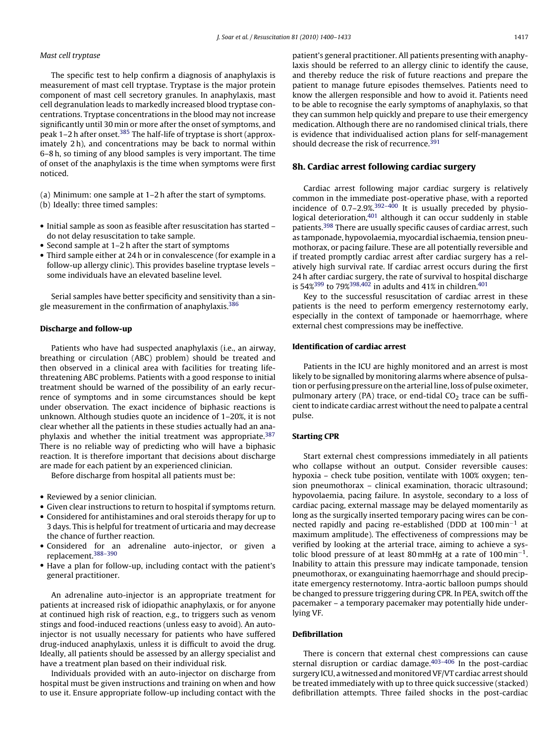*Mast cell tryptase*

The specific test to help confirm a diagnosis of anaphylaxis is measurement of mast cell tryptase. Tryptase is the major protein component of mast cell secretory granules. In anaphylaxis, mast cell degranulation leads to markedly increased blood tryptase concentrations. Tryptase concentrations in the blood may not increase significantly until 30 min or more after the onset of symptoms, and peak 1–2 h after onset.[385] The half-life of tryptase is short (approximately 2 h), and concentrations may be back to normal within 6–8 h, so timing of any blood samples is very important. The time of onset of the anaphylaxis is the time when symptoms were first noticed.

(a) Minimum: one sample at 1–2 h after the start of symptoms.
(b) Ideally: three timed samples:

- Initial sample as soon as feasible after resuscitation has started – do not delay resuscitation to take sample.
- Second sample at 1–2 h after the start of symptoms
- Third sample either at 24 h or in convalescence (for example in a follow-up allergy clinic). This provides baseline tryptase levels – some individuals have an elevated baseline level.

Serial samples have better specificity and sensitivity than a single measurement in the confirmation of anaphylaxis.[386]

**Discharge and follow-up**

Patients who have had suspected anaphylaxis (i.e., an airway, breathing or circulation (ABC) problem) should be treated and then observed in a clinical area with facilities for treating life-threatening ABC problems. Patients with a good response to initial treatment should be warned of the possibility of an early recurrence of symptoms and in some circumstances should be kept under observation. The exact incidence of biphasic reactions is unknown. Although studies quote an incidence of 1–20%, it is not clear whether all the patients in these studies actually had an anaphylaxis and whether the initial treatment was appropriate.[387] There is no reliable way of predicting who will have a biphasic reaction. It is therefore important that decisions about discharge are made for each patient by an experienced clinician.

Before discharge from hospital all patients must be:

- Reviewed by a senior clinician.
- Given clear instructions to return to hospital if symptoms return.
- Considered for antihistamines and oral steroids therapy for up to 3 days. This is helpful for treatment of urticaria and may decrease the chance of further reaction.
- Considered for an adrenaline auto-injector, or given a replacement.[388–390]
- Have a plan for follow-up, including contact with the patient's general practitioner.

An adrenaline auto-injector is an appropriate treatment for patients at increased risk of idiopathic anaphylaxis, or for anyone at continued high risk of reaction, e.g., to triggers such as venom stings and food-induced reactions (unless easy to avoid). An auto-injector is not usually necessary for patients who have suffered drug-induced anaphylaxis, unless it is difficult to avoid the drug. Ideally, all patients should be assessed by an allergy specialist and have a treatment plan based on their individual risk.

Individuals provided with an auto-injector on discharge from hospital must be given instructions and training on when and how to use it. Ensure appropriate follow-up including contact with the patient's general practitioner. All patients presenting with anaphylaxis should be referred to an allergy clinic to identify the cause, and thereby reduce the risk of future reactions and prepare the patient to manage future episodes themselves. Patients need to know the allergen responsible and how to avoid it. Patients need to be able to recognise the early symptoms of anaphylaxis, so that they can summon help quickly and prepare to use their emergency medication. Although there are no randomised clinical trials, there is evidence that individualised action plans for self-management should decrease the risk of recurrence.[391]

## 8h. Cardiac arrest following cardiac surgery

Cardiac arrest following major cardiac surgery is relatively common in the immediate post-operative phase, with a reported incidence of 0.7–2.9%.[392–400] It is usually preceded by physiological deterioration,[401] although it can occur suddenly in stable patients.[398] There are usually specific causes of cardiac arrest, such as tamponade, hypovolaemia, myocardial ischaemia, tension pneumothorax, or pacing failure. These are all potentially reversible and if treated promptly cardiac arrest after cardiac surgery has a relatively high survival rate. If cardiac arrest occurs during the first 24 h after cardiac surgery, the rate of survival to hospital discharge is 54%[399] to 79%[398,402] in adults and 41% in children.[401]

Key to the successful resuscitation of cardiac arrest in these patients is the need to perform emergency resternotomy early, especially in the context of tamponade or haemorrhage, where external chest compressions may be ineffective.

**Identification of cardiac arrest**

Patients in the ICU are highly monitored and an arrest is most likely to be signalled by monitoring alarms where absence of pulsation or perfusing pressure on the arterial line, loss of pulse oximeter, pulmonary artery (PA) trace, or end-tidal $CO_2$ trace can be sufficient to indicate cardiac arrest without the need to palpate a central pulse.

**Starting CPR**

Start external chest compressions immediately in all patients who collapse without an output. Consider reversible causes: hypoxia – check tube position, ventilate with 100% oxygen; tension pneumothorax – clinical examination, thoracic ultrasound; hypovolaemia, pacing failure. In asystole, secondary to a loss of cardiac pacing, external massage may be delayed momentarily as long as the surgically inserted temporary pacing wires can be connected rapidly and pacing re-established (DDD at 100 $min^{-1}$ at maximum amplitude). The effectiveness of compressions may be verified by looking at the arterial trace, aiming to achieve a systolic blood pressure of at least 80 mmHg at a rate of 100 $min^{-1}$. Inability to attain this pressure may indicate tamponade, tension pneumothorax, or exsanguinating haemorrhage and should precipitate emergency resternotomy. Intra-aortic balloon pumps should be changed to pressure triggering during CPR. In PEA, switch off the pacemaker – a temporary pacemaker may potentially hide underlying VF.

**Defibrillation**

There is concern that external chest compressions can cause sternal disruption or cardiac damage.[403–406] In the post-cardiac surgery ICU, a witnessed and monitored VF/VT cardiac arrest should be treated immediately with up to three quick successive (stacked) defibrillation attempts. Three failed shocks in the post-cardiac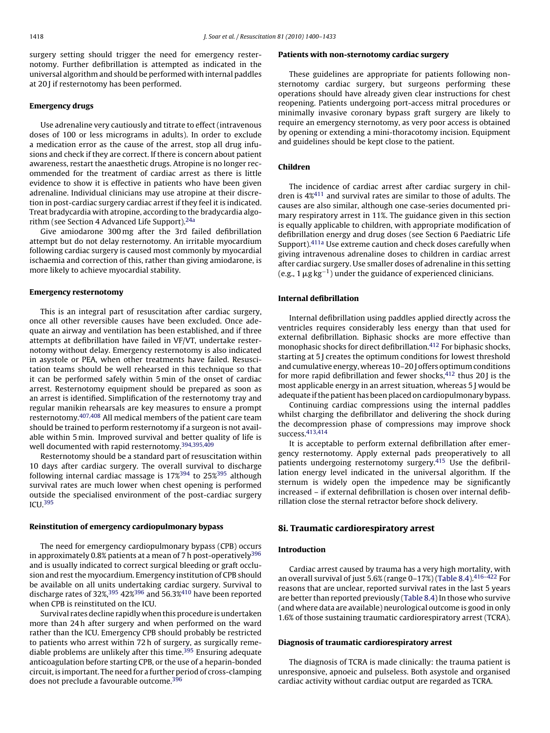surgery setting should trigger the need for emergency resternotomy. Further defibrillation is attempted as indicated in the universal algorithm and should be performed with internal paddles at 20 J if resternotomy has been performed.

### Emergency drugs

Use adrenaline very cautiously and titrate to effect (intravenous doses of 100 or less micrograms in adults). In order to exclude a medication error as the cause of the arrest, stop all drug infusions and check if they are correct. If there is concern about patient awareness, restart the anaesthetic drugs. Atropine is no longer recommended for the treatment of cardiac arrest as there is little evidence to show it is effective in patients who have been given adrenaline. Individual clinicians may use atropine at their discretion in post-cardiac surgery cardiac arrest if they feel it is indicated. Treat bradycardia with atropine, according to the bradycardia algorithm (see Section 4 Advanced Life Support).[24a]

Give amiodarone 300 mg after the 3rd failed defibrillation attempt but do not delay resternotomy. An irritable myocardium following cardiac surgery is caused most commonly by myocardial ischaemia and correction of this, rather than giving amiodarone, is more likely to achieve myocardial stability.

### Emergency resternotomy

This is an integral part of resuscitation after cardiac surgery, once all other reversible causes have been excluded. Once adequate an airway and ventilation has been established, and if three attempts at defibrillation have failed in VF/VT, undertake resternotomy without delay. Emergency resternotomy is also indicated in asystole or PEA, when other treatments have failed. Resuscitation teams should be well rehearsed in this technique so that it can be performed safely within 5 min of the onset of cardiac arrest. Resternotomy equipment should be prepared as soon as an arrest is identified. Simplification of the resternotomy tray and regular manikin rehearsals are key measures to ensure a prompt resternotomy.[407,408] All medical members of the patient care team should be trained to perform resternotomy if a surgeon is not available within 5 min. Improved survival and better quality of life is well documented with rapid resternotomy.[394,395,409]

Resternotomy should be a standard part of resuscitation within 10 days after cardiac surgery. The overall survival to discharge following internal cardiac massage is 17%[394] to 25%[395] although survival rates are much lower when chest opening is performed outside the specialised environment of the post-cardiac surgery ICU.[395]

### Reinstitution of emergency cardiopulmonary bypass

The need for emergency cardiopulmonary bypass (CPB) occurs in approximately 0.8% patients at a mean of 7 h post-operatively[396] and is usually indicated to correct surgical bleeding or graft occlusion and rest the myocardium. Emergency institution of CPB should be available on all units undertaking cardiac surgery. Survival to discharge rates of 32%,[395] 42%[396] and 56.3%[410] have been reported when CPB is reinstituted on the ICU.

Survival rates decline rapidly when this procedure is undertaken more than 24 h after surgery and when performed on the ward rather than the ICU. Emergency CPB should probably be restricted to patients who arrest within 72 h of surgery, as surgically remediable problems are unlikely after this time.[395] Ensuring adequate anticoagulation before starting CPB, or the use of a heparin-bonded circuit, is important. The need for a further period of cross-clamping does not preclude a favourable outcome.[396]

### Patients with non-sternotomy cardiac surgery

These guidelines are appropriate for patients following non-sternotomy cardiac surgery, but surgeons performing these operations should have already given clear instructions for chest reopening. Patients undergoing port-access mitral procedures or minimally invasive coronary bypass graft surgery are likely to require an emergency sternotomy, as very poor access is obtained by opening or extending a mini-thoracotomy incision. Equipment and guidelines should be kept close to the patient.

### Children

The incidence of cardiac arrest after cardiac surgery in children is 4%[411] and survival rates are similar to those of adults. The causes are also similar, although one case-series documented primary respiratory arrest in 11%. The guidance given in this section is equally applicable to children, with appropriate modification of defibrillation energy and drug doses (see Section 6 Paediatric Life Support).[411a] Use extreme caution and check doses carefully when giving intravenous adrenaline doses to children in cardiac arrest after cardiac surgery. Use smaller doses of adrenaline in this setting (e.g., 1 $\mu g\, kg^{-1}$) under the guidance of experienced clinicians.

### Internal defibrillation

Internal defibrillation using paddles applied directly across the ventricles requires considerably less energy than that used for external defibrillation. Biphasic shocks are more effective than monophasic shocks for direct defibrillation.[412] For biphasic shocks, starting at 5 J creates the optimum conditions for lowest threshold and cumulative energy, whereas 10–20 J offers optimum conditions for more rapid defibrillation and fewer shocks,[412] thus 20 J is the most applicable energy in an arrest situation, whereas 5 J would be adequate if the patient has been placed on cardiopulmonary bypass.

Continuing cardiac compressions using the internal paddles whilst charging the defibrillator and delivering the shock during the decompression phase of compressions may improve shock success.[413,414]

It is acceptable to perform external defibrillation after emergency resternotomy. Apply external pads preoperatively to all patients undergoing resternotomy surgery.[415] Use the defibrillation energy level indicated in the universal algorithm. If the sternum is widely open the impedence may be significantly increased – if external defibrillation is chosen over internal defibrillation close the sternal retractor before shock delivery.

## 8i. Traumatic cardiorespiratory arrest

### Introduction

Cardiac arrest caused by trauma has a very high mortality, with an overall survival of just 5.6% (range 0–17%) (Table 8.4).[416–422] For reasons that are unclear, reported survival rates in the last 5 years are better than reported previously (Table 8.4) In those who survive (and where data are available) neurological outcome is good in only 1.6% of those sustaining traumatic cardiorespiratory arrest (TCRA).

### Diagnosis of traumatic cardiorespiratory arrest

The diagnosis of TCRA is made clinically: the trauma patient is unresponsive, apnoeic and pulseless. Both asystole and organised cardiac activity without cardiac output are regarded as TCRA.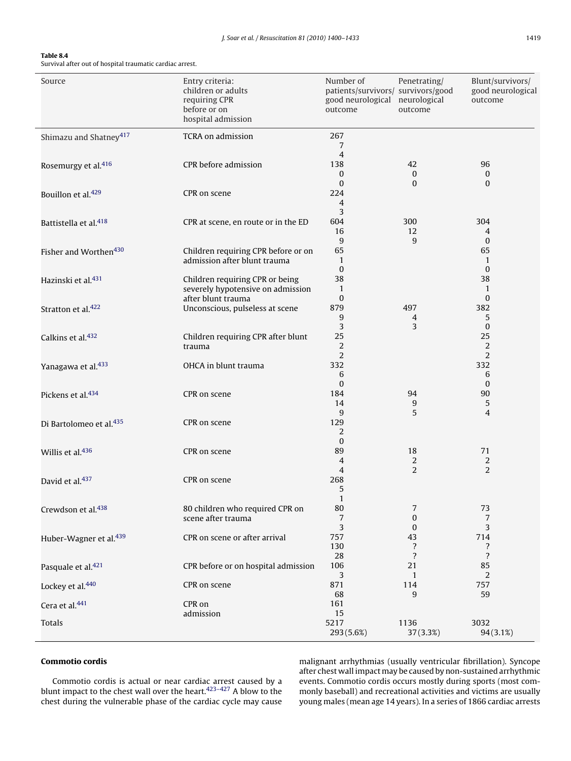**Table 8.4**
Survival after out of hospital traumatic cardiac arrest.

| Source | Entry criteria: children or adults requiring CPR before or on hospital admission | Number of patients/survivors/ good neurological outcome | Penetrating/ survivors/good neurological outcome | Blunt/survivors/ good neurological outcome |
|---|---|---|---|---|
| Shimazu and Shatney[417] | TCRA on admission | 267<br>7<br>4 | | |
| Rosemurgy et al.[416] | CPR before admission | 138<br>0<br>0 | 42<br>0<br>0 | 96<br>0<br>0 |
| Bouillon et al.[429] | CPR on scene | 224<br>4<br>3 | | |
| Battistella et al.[418] | CPR at scene, en route or in the ED | 604<br>16<br>9 | 300<br>12<br>9 | 304<br>4<br>0 |
| Fisher and Worthen[430] | Children requiring CPR before or on admission after blunt trauma | 65<br>1<br>0 | | 65<br>1<br>0 |
| Hazinski et al.[431] | Children requiring CPR or being severely hypotensive on admission after blunt trauma | 38<br>1<br>0 | | 38<br>1<br>0 |
| Stratton et al.[422] | Unconscious, pulseless at scene | 879<br>9<br>3 | 497<br>4<br>3 | 382<br>5<br>0 |
| Calkins et al.[432] | Children requiring CPR after blunt trauma | 25<br>2<br>2 | | 25<br>2<br>2 |
| Yanagawa et al.[433] | OHCA in blunt trauma | 332<br>6<br>0 | | 332<br>6<br>0 |
| Pickens et al.[434] | CPR on scene | 184<br>14<br>9 | 94<br>9<br>5 | 90<br>5<br>4 |
| Di Bartolomeo et al.[435] | CPR on scene | 129<br>2<br>0 | | |
| Willis et al.[436] | CPR on scene | 89<br>4<br>4 | 18<br>2<br>2 | 71<br>2<br>2 |
| David et al.[437] | CPR on scene | 268<br>5<br>1 | | |
| Crewdson et al.[438] | 80 children who required CPR on scene after trauma | 80<br>7<br>3 | 7<br>0<br>0 | 73<br>7<br>3 |
| Huber-Wagner et al.[439] | CPR on scene or after arrival | 757<br>130<br>28 | 43<br>?<br>? | 714<br>?<br>? |
| Pasquale et al.[421] | CPR before or on hospital admission | 106<br>3 | 21<br>1 | 85<br>2 |
| Lockey et al.[440] | CPR on scene | 871<br>68 | 114<br>9 | 757<br>59 |
| Cera et al.[441] | CPR on admission | 161<br>15 | | |
| Totals | | 5217<br>293 (5.6%) | 1136<br>37 (3.3%) | 3032<br>94 (3.1%) |

### Commotio cordis

Commotio cordis is actual or near cardiac arrest caused by a blunt impact to the chest wall over the heart.[423–427] A blow to the chest during the vulnerable phase of the cardiac cycle may cause malignant arrhythmias (usually ventricular fibrillation). Syncope after chest wall impact may be caused by non-sustained arrhythmic events. Commotio cordis occurs mostly during sports (most commonly baseball) and recreational activities and victims are usually young males (mean age 14 years). In a series of 1866 cardiac arrests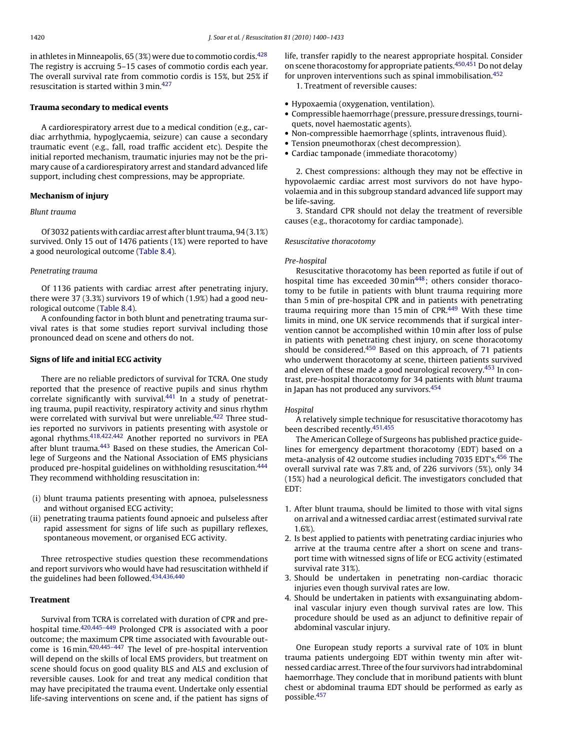in athletes in Minneapolis, 65 (3%) were due to commotio cordis.[428] The registry is accruing 5–15 cases of commotio cordis each year. The overall survival rate from commotio cordis is 15%, but 25% if resuscitation is started within 3 min.[427]

### Trauma secondary to medical events

A cardiorespiratory arrest due to a medical condition (e.g., cardiac arrhythmia, hypoglycaemia, seizure) can cause a secondary traumatic event (e.g., fall, road traffic accident etc). Despite the initial reported mechanism, traumatic injuries may not be the primary cause of a cardiorespiratory arrest and standard advanced life support, including chest compressions, may be appropriate.

### Mechanism of injury

*Blunt trauma*

Of 3032 patients with cardiac arrest after blunt trauma, 94 (3.1%) survived. Only 15 out of 1476 patients (1%) were reported to have a good neurological outcome (Table 8.4).

*Penetrating trauma*

Of 1136 patients with cardiac arrest after penetrating injury, there were 37 (3.3%) survivors 19 of which (1.9%) had a good neurological outcome (Table 8.4).

A confounding factor in both blunt and penetrating trauma survival rates is that some studies report survival including those pronounced dead on scene and others do not.

### Signs of life and initial ECG activity

There are no reliable predictors of survival for TCRA. One study reported that the presence of reactive pupils and sinus rhythm correlate significantly with survival.[441] In a study of penetrating trauma, pupil reactivity, respiratory activity and sinus rhythm were correlated with survival but were unreliable.[422] Three studies reported no survivors in patients presenting with asystole or agonal rhythms.[418,422,442] Another reported no survivors in PEA after blunt trauma.[443] Based on these studies, the American College of Surgeons and the National Association of EMS physicians produced pre-hospital guidelines on withholding resuscitation.[444] They recommend withholding resuscitation in:

(i) blunt trauma patients presenting with apnoea, pulselessness and without organised ECG activity;
(ii) penetrating trauma patients found apnoeic and pulseless after rapid assessment for signs of life such as pupillary reflexes, spontaneous movement, or organised ECG activity.

Three retrospective studies question these recommendations and report survivors who would have had resuscitation withheld if the guidelines had been followed.[434,436,440]

### Treatment

Survival from TCRA is correlated with duration of CPR and pre-hospital time.[420,445–449] Prolonged CPR is associated with a poor outcome; the maximum CPR time associated with favourable outcome is 16 min.[420,445–447] The level of pre-hospital intervention will depend on the skills of local EMS providers, but treatment on scene should focus on good quality BLS and ALS and exclusion of reversible causes. Look for and treat any medical condition that may have precipitated the trauma event. Undertake only essential life-saving interventions on scene and, if the patient has signs of life, transfer rapidly to the nearest appropriate hospital. Consider on scene thoracostomy for appropriate patients.[450,451] Do not delay for unproven interventions such as spinal immobilisation.[452]

1. Treatment of reversible causes:

- Hypoxaemia (oxygenation, ventilation).
- Compressible haemorrhage (pressure, pressure dressings, tourniquets, novel haemostatic agents).
- Non-compressible haemorrhage (splints, intravenous fluid).
- Tension pneumothorax (chest decompression).
- Cardiac tamponade (immediate thoracotomy)

2. Chest compressions: although they may not be effective in hypovolaemic cardiac arrest most survivors do not have hypovolaemia and in this subgroup standard advanced life support may be life-saving.

3. Standard CPR should not delay the treatment of reversible causes (e.g., thoracotomy for cardiac tamponade).

*Resuscitative thoracotomy*

*Pre-hospital*

Resuscitative thoracotomy has been reported as futile if out of hospital time has exceeded 30 min[448]; others consider thoracotomy to be futile in patients with blunt trauma requiring more than 5 min of pre-hospital CPR and in patients with penetrating trauma requiring more than 15 min of CPR.[449] With these time limits in mind, one UK service recommends that if surgical intervention cannot be accomplished within 10 min after loss of pulse in patients with penetrating chest injury, on scene thoracotomy should be considered.[450] Based on this approach, of 71 patients who underwent thoracotomy at scene, thirteen patients survived and eleven of these made a good neurological recovery.[453] In contrast, pre-hospital thoracotomy for 34 patients with *blunt* trauma in Japan has not produced any survivors.[454]

*Hospital*

A relatively simple technique for resuscitative thoracotomy has been described recently.[451,455]

The American College of Surgeons has published practice guidelines for emergency department thoracotomy (EDT) based on a meta-analysis of 42 outcome studies including 7035 EDT's.[456] The overall survival rate was 7.8% and, of 226 survivors (5%), only 34 (15%) had a neurological deficit. The investigators concluded that EDT:

1. After blunt trauma, should be limited to those with vital signs on arrival and a witnessed cardiac arrest (estimated survival rate 1.6%).
2. Is best applied to patients with penetrating cardiac injuries who arrive at the trauma centre after a short on scene and transport time with witnessed signs of life or ECG activity (estimated survival rate 31%).
3. Should be undertaken in penetrating non-cardiac thoracic injuries even though survival rates are low.
4. Should be undertaken in patients with exsanguinating abdominal vascular injury even though survival rates are low. This procedure should be used as an adjunct to definitive repair of abdominal vascular injury.

One European study reports a survival rate of 10% in blunt trauma patients undergoing EDT within twenty min after witnessed cardiac arrest. Three of the four survivors had intrabdominal haemorrhage. They conclude that in moribund patients with blunt chest or abdominal trauma EDT should be performed as early as possible.[457]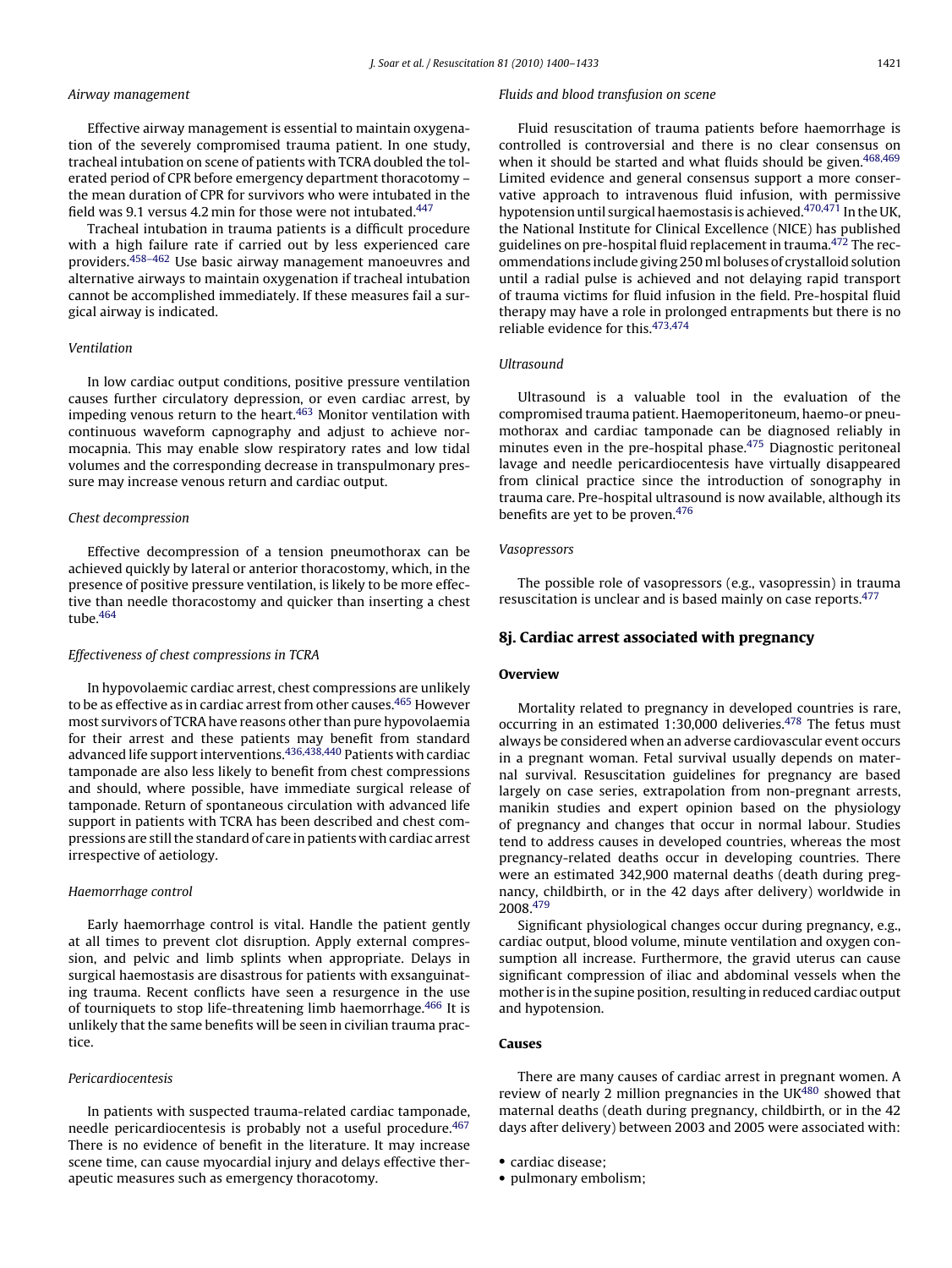*Airway management*

Effective airway management is essential to maintain oxygenation of the severely compromised trauma patient. In one study, tracheal intubation on scene of patients with TCRA doubled the tolerated period of CPR before emergency department thoracotomy – the mean duration of CPR for survivors who were intubated in the field was 9.1 versus 4.2 min for those were not intubated.[447]

Tracheal intubation in trauma patients is a difficult procedure with a high failure rate if carried out by less experienced care providers.[458–462] Use basic airway management manoeuvres and alternative airways to maintain oxygenation if tracheal intubation cannot be accomplished immediately. If these measures fail a surgical airway is indicated.

*Ventilation*

In low cardiac output conditions, positive pressure ventilation causes further circulatory depression, or even cardiac arrest, by impeding venous return to the heart.[463] Monitor ventilation with continuous waveform capnography and adjust to achieve normocapnia. This may enable slow respiratory rates and low tidal volumes and the corresponding decrease in transpulmonary pressure may increase venous return and cardiac output.

*Chest decompression*

Effective decompression of a tension pneumothorax can be achieved quickly by lateral or anterior thoracostomy, which, in the presence of positive pressure ventilation, is likely to be more effective than needle thoracostomy and quicker than inserting a chest tube.[464]

*Effectiveness of chest compressions in TCRA*

In hypovolaemic cardiac arrest, chest compressions are unlikely to be as effective as in cardiac arrest from other causes.[465] However most survivors of TCRA have reasons other than pure hypovolaemia for their arrest and these patients may benefit from standard advanced life support interventions.[436,438,440] Patients with cardiac tamponade are also less likely to benefit from chest compressions and should, where possible, have immediate surgical release of tamponade. Return of spontaneous circulation with advanced life support in patients with TCRA has been described and chest compressions are still the standard of care in patients with cardiac arrest irrespective of aetiology.

*Haemorrhage control*

Early haemorrhage control is vital. Handle the patient gently at all times to prevent clot disruption. Apply external compression, and pelvic and limb splints when appropriate. Delays in surgical haemostasis are disastrous for patients with exsanguinating trauma. Recent conflicts have seen a resurgence in the use of tourniquets to stop life-threatening limb haemorrhage.[466] It is unlikely that the same benefits will be seen in civilian trauma practice.

*Pericardiocentesis*

In patients with suspected trauma-related cardiac tamponade, needle pericardiocentesis is probably not a useful procedure.[467] There is no evidence of benefit in the literature. It may increase scene time, can cause myocardial injury and delays effective therapeutic measures such as emergency thoracotomy.

*Fluids and blood transfusion on scene*

Fluid resuscitation of trauma patients before haemorrhage is controlled is controversial and there is no clear consensus on when it should be started and what fluids should be given.[468,469] Limited evidence and general consensus support a more conservative approach to intravenous fluid infusion, with permissive hypotension until surgical haemostasis is achieved.[470,471] In the UK, the National Institute for Clinical Excellence (NICE) has published guidelines on pre-hospital fluid replacement in trauma.[472] The recommendations include giving 250 ml boluses of crystalloid solution until a radial pulse is achieved and not delaying rapid transport of trauma victims for fluid infusion in the field. Pre-hospital fluid therapy may have a role in prolonged entrapments but there is no reliable evidence for this.[473,474]

*Ultrasound*

Ultrasound is a valuable tool in the evaluation of the compromised trauma patient. Haemoperitoneum, haemo-or pneumothorax and cardiac tamponade can be diagnosed reliably in minutes even in the pre-hospital phase.[475] Diagnostic peritoneal lavage and needle pericardiocentesis have virtually disappeared from clinical practice since the introduction of sonography in trauma care. Pre-hospital ultrasound is now available, although its benefits are yet to be proven.[476]

*Vasopressors*

The possible role of vasopressors (e.g., vasopressin) in trauma resuscitation is unclear and is based mainly on case reports.[477]

## 8j. Cardiac arrest associated with pregnancy

### Overview

Mortality related to pregnancy in developed countries is rare, occurring in an estimated 1:30,000 deliveries.[478] The fetus must always be considered when an adverse cardiovascular event occurs in a pregnant woman. Fetal survival usually depends on maternal survival. Resuscitation guidelines for pregnancy are based largely on case series, extrapolation from non-pregnant arrests, manikin studies and expert opinion based on the physiology of pregnancy and changes that occur in normal labour. Studies tend to address causes in developed countries, whereas the most pregnancy-related deaths occur in developing countries. There were an estimated 342,900 maternal deaths (death during pregnancy, childbirth, or in the 42 days after delivery) worldwide in 2008.[479]

Significant physiological changes occur during pregnancy, e.g., cardiac output, blood volume, minute ventilation and oxygen consumption all increase. Furthermore, the gravid uterus can cause significant compression of iliac and abdominal vessels when the mother is in the supine position, resulting in reduced cardiac output and hypotension.

### Causes

There are many causes of cardiac arrest in pregnant women. A review of nearly 2 million pregnancies in the UK[480] showed that maternal deaths (death during pregnancy, childbirth, or in the 42 days after delivery) between 2003 and 2005 were associated with:

- cardiac disease;
- pulmonary embolism;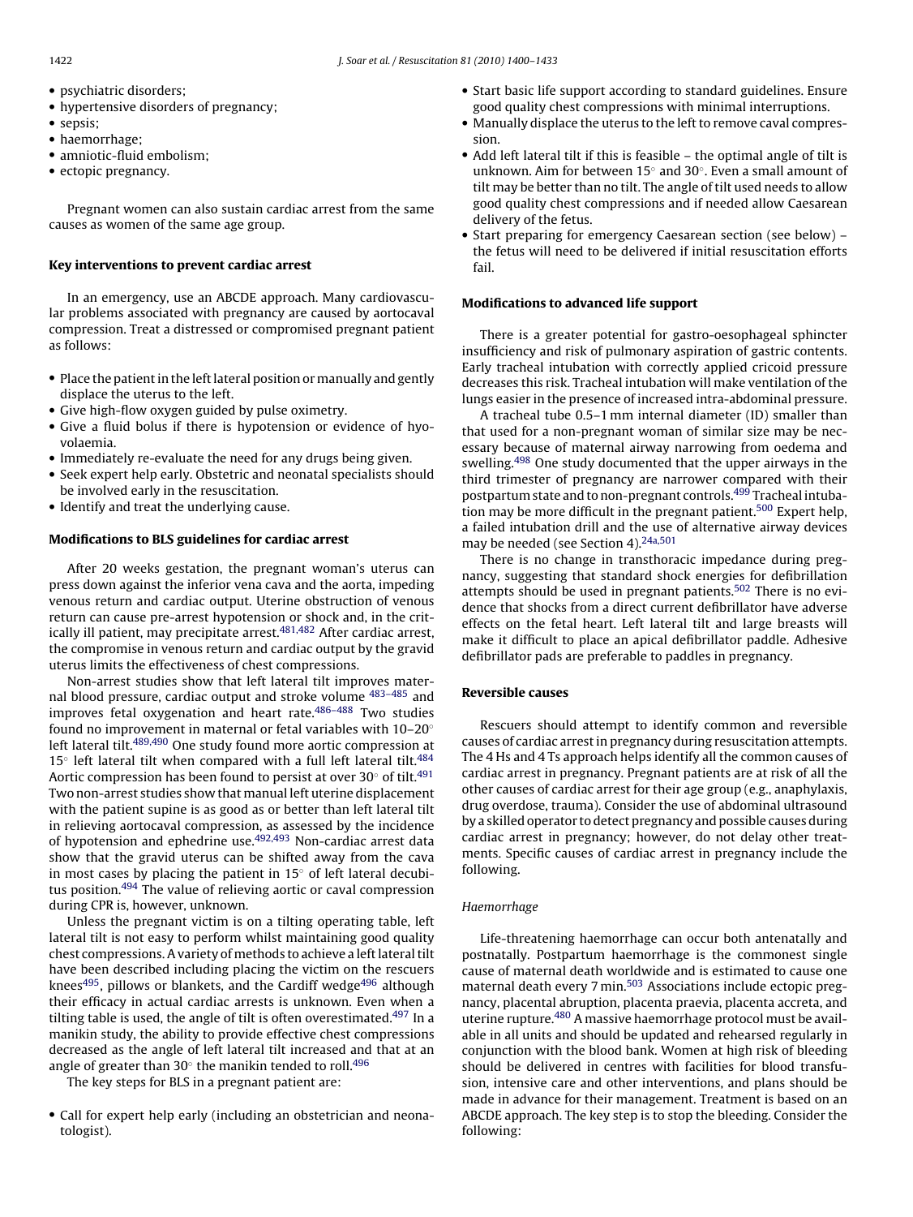- psychiatric disorders;
- hypertensive disorders of pregnancy;
- sepsis;
- haemorrhage;
- amniotic-fluid embolism;
- ectopic pregnancy.

Pregnant women can also sustain cardiac arrest from the same causes as women of the same age group.

### Key interventions to prevent cardiac arrest

In an emergency, use an ABCDE approach. Many cardiovascular problems associated with pregnancy are caused by aortocaval compression. Treat a distressed or compromised pregnant patient as follows:

- Place the patient in the left lateral position or manually and gently displace the uterus to the left.
- Give high-flow oxygen guided by pulse oximetry.
- Give a fluid bolus if there is hypotension or evidence of hypovolaemia.
- Immediately re-evaluate the need for any drugs being given.
- Seek expert help early. Obstetric and neonatal specialists should be involved early in the resuscitation.
- Identify and treat the underlying cause.

### Modifications to BLS guidelines for cardiac arrest

After 20 weeks gestation, the pregnant woman's uterus can press down against the inferior vena cava and the aorta, impeding venous return and cardiac output. Uterine obstruction of venous return can cause pre-arrest hypotension or shock and, in the critically ill patient, may precipitate arrest.[481,482] After cardiac arrest, the compromise in venous return and cardiac output by the gravid uterus limits the effectiveness of chest compressions.

Non-arrest studies show that left lateral tilt improves maternal blood pressure, cardiac output and stroke volume [483–485] and improves fetal oxygenation and heart rate.[486–488] Two studies found no improvement in maternal or fetal variables with 10–20° left lateral tilt.[489,490] One study found more aortic compression at 15° left lateral tilt when compared with a full left lateral tilt.[484] Aortic compression has been found to persist at over 30° of tilt.[491] Two non-arrest studies show that manual left uterine displacement with the patient supine is as good as or better than left lateral tilt in relieving aortocaval compression, as assessed by the incidence of hypotension and ephedrine use.[492,493] Non-cardiac arrest data show that the gravid uterus can be shifted away from the cava in most cases by placing the patient in 15° of left lateral decubitus position.[494] The value of relieving aortic or caval compression during CPR is, however, unknown.

Unless the pregnant victim is on a tilting operating table, left lateral tilt is not easy to perform whilst maintaining good quality chest compressions. A variety of methods to achieve a left lateral tilt have been described including placing the victim on the rescuers knees[495], pillows or blankets, and the Cardiff wedge[496] although their efficacy in actual cardiac arrests is unknown. Even when a tilting table is used, the angle of tilt is often overestimated.[497] In a manikin study, the ability to provide effective chest compressions decreased as the angle of left lateral tilt increased and that at an angle of greater than 30° the manikin tended to roll.[496]

The key steps for BLS in a pregnant patient are:

- Call for expert help early (including an obstetrician and neonatologist).
- Start basic life support according to standard guidelines. Ensure good quality chest compressions with minimal interruptions.
- Manually displace the uterus to the left to remove caval compression.
- Add left lateral tilt if this is feasible – the optimal angle of tilt is unknown. Aim for between 15° and 30°. Even a small amount of tilt may be better than no tilt. The angle of tilt used needs to allow good quality chest compressions and if needed allow Caesarean delivery of the fetus.
- Start preparing for emergency Caesarean section (see below) – the fetus will need to be delivered if initial resuscitation efforts fail.

### Modifications to advanced life support

There is a greater potential for gastro-oesophageal sphincter insufficiency and risk of pulmonary aspiration of gastric contents. Early tracheal intubation with correctly applied cricoid pressure decreases this risk. Tracheal intubation will make ventilation of the lungs easier in the presence of increased intra-abdominal pressure.

A tracheal tube 0.5–1 mm internal diameter (ID) smaller than that used for a non-pregnant woman of similar size may be necessary because of maternal airway narrowing from oedema and swelling.[498] One study documented that the upper airways in the third trimester of pregnancy are narrower compared with their postpartum state and to non-pregnant controls.[499] Tracheal intubation may be more difficult in the pregnant patient.[500] Expert help, a failed intubation drill and the use of alternative airway devices may be needed (see Section 4).[24a,501]

There is no change in transthoracic impedance during pregnancy, suggesting that standard shock energies for defibrillation attempts should be used in pregnant patients.[502] There is no evidence that shocks from a direct current defibrillator have adverse effects on the fetal heart. Left lateral tilt and large breasts will make it difficult to place an apical defibrillator paddle. Adhesive defibrillator pads are preferable to paddles in pregnancy.

### Reversible causes

Rescuers should attempt to identify common and reversible causes of cardiac arrest in pregnancy during resuscitation attempts. The 4 Hs and 4 Ts approach helps identify all the common causes of cardiac arrest in pregnancy. Pregnant patients are at risk of all the other causes of cardiac arrest for their age group (e.g., anaphylaxis, drug overdose, trauma). Consider the use of abdominal ultrasound by a skilled operator to detect pregnancy and possible causes during cardiac arrest in pregnancy; however, do not delay other treatments. Specific causes of cardiac arrest in pregnancy include the following.

#### *Haemorrhage*

Life-threatening haemorrhage can occur both antenatally and postnatally. Postpartum haemorrhage is the commonest single cause of maternal death worldwide and is estimated to cause one maternal death every 7 min.[503] Associations include ectopic pregnancy, placental abruption, placenta praevia, placenta accreta, and uterine rupture.[480] A massive haemorrhage protocol must be available in all units and should be updated and rehearsed regularly in conjunction with the blood bank. Women at high risk of bleeding should be delivered in centres with facilities for blood transfusion, intensive care and other interventions, and plans should be made in advance for their management. Treatment is based on an ABCDE approach. The key step is to stop the bleeding. Consider the following: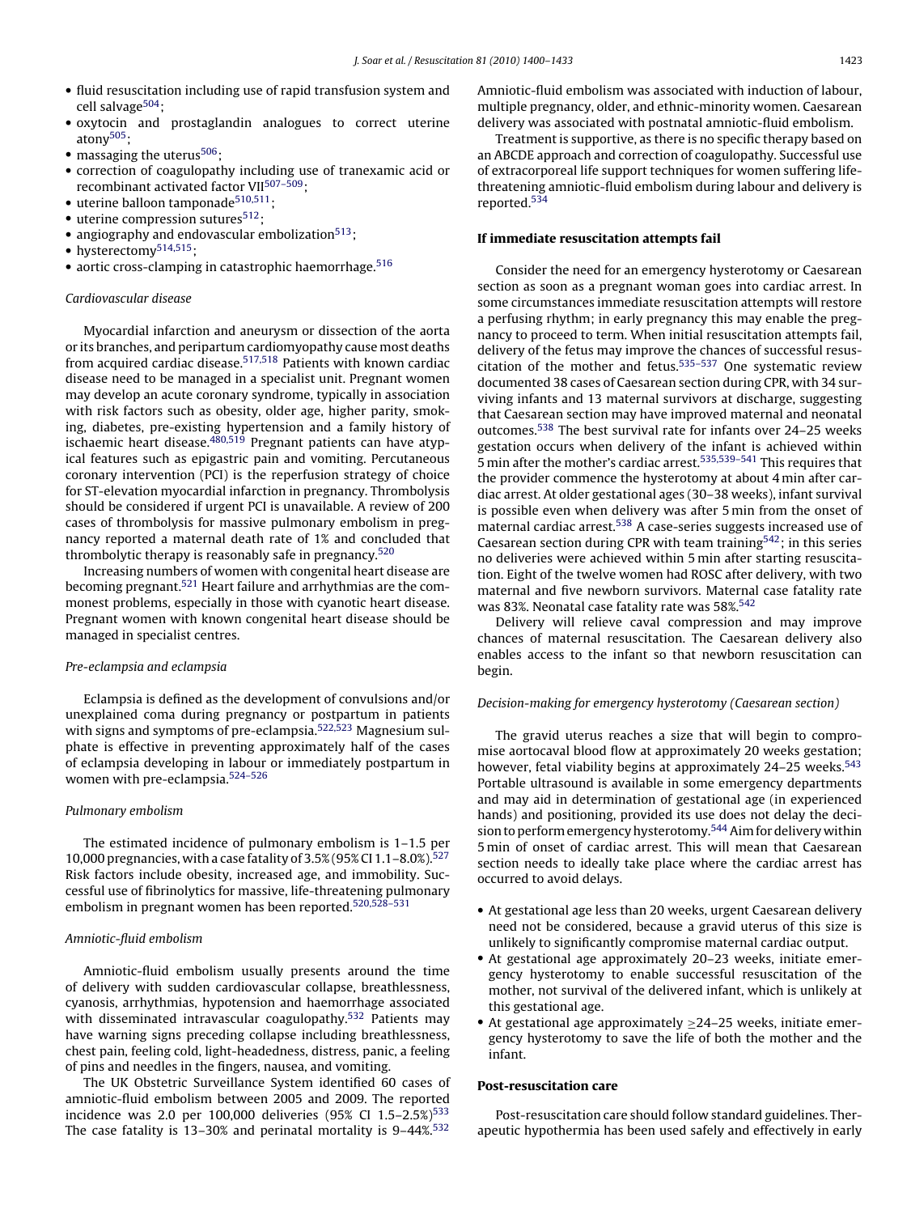- fluid resuscitation including use of rapid transfusion system and cell salvage[504];
- oxytocin and prostaglandin analogues to correct uterine atony[505];
- massaging the uterus[506];
- correction of coagulopathy including use of tranexamic acid or recombinant activated factor VII[507–509];
- uterine balloon tamponade[510,511];
- uterine compression sutures[512];
- angiography and endovascular embolization[513];
- hysterectomy[514,515];
- aortic cross-clamping in catastrophic haemorrhage.[516]

*Cardiovascular disease*

Myocardial infarction and aneurysm or dissection of the aorta or its branches, and peripartum cardiomyopathy cause most deaths from acquired cardiac disease.[517,518] Patients with known cardiac disease need to be managed in a specialist unit. Pregnant women may develop an acute coronary syndrome, typically in association with risk factors such as obesity, older age, higher parity, smoking, diabetes, pre-existing hypertension and a family history of ischaemic heart disease.[480,519] Pregnant patients can have atypical features such as epigastric pain and vomiting. Percutaneous coronary intervention (PCI) is the reperfusion strategy of choice for ST-elevation myocardial infarction in pregnancy. Thrombolysis should be considered if urgent PCI is unavailable. A review of 200 cases of thrombolysis for massive pulmonary embolism in pregnancy reported a maternal death rate of 1% and concluded that thrombolytic therapy is reasonably safe in pregnancy.[520]

Increasing numbers of women with congenital heart disease are becoming pregnant.[521] Heart failure and arrhythmias are the commonest problems, especially in those with cyanotic heart disease. Pregnant women with known congenital heart disease should be managed in specialist centres.

*Pre-eclampsia and eclampsia*

Eclampsia is defined as the development of convulsions and/or unexplained coma during pregnancy or postpartum in patients with signs and symptoms of pre-eclampsia.[522,523] Magnesium sulphate is effective in preventing approximately half of the cases of eclampsia developing in labour or immediately postpartum in women with pre-eclampsia.[524–526]

*Pulmonary embolism*

The estimated incidence of pulmonary embolism is 1–1.5 per 10,000 pregnancies, with a case fatality of 3.5% (95% CI 1.1–8.0%).[527] Risk factors include obesity, increased age, and immobility. Successful use of fibrinolytics for massive, life-threatening pulmonary embolism in pregnant women has been reported.[520,528–531]

*Amniotic-fluid embolism*

Amniotic-fluid embolism usually presents around the time of delivery with sudden cardiovascular collapse, breathlessness, cyanosis, arrhythmias, hypotension and haemorrhage associated with disseminated intravascular coagulopathy.[532] Patients may have warning signs preceding collapse including breathlessness, chest pain, feeling cold, light-headedness, distress, panic, a feeling of pins and needles in the fingers, nausea, and vomiting.

The UK Obstetric Surveillance System identified 60 cases of amniotic-fluid embolism between 2005 and 2009. The reported incidence was 2.0 per 100,000 deliveries (95% CI 1.5–2.5%)[533] The case fatality is 13–30% and perinatal mortality is 9–44%.[532] Amniotic-fluid embolism was associated with induction of labour, multiple pregnancy, older, and ethnic-minority women. Caesarean delivery was associated with postnatal amniotic-fluid embolism.

Treatment is supportive, as there is no specific therapy based on an ABCDE approach and correction of coagulopathy. Successful use of extracorporeal life support techniques for women suffering life-threatening amniotic-fluid embolism during labour and delivery is reported.[534]

**If immediate resuscitation attempts fail**

Consider the need for an emergency hysterotomy or Caesarean section as soon as a pregnant woman goes into cardiac arrest. In some circumstances immediate resuscitation attempts will restore a perfusing rhythm; in early pregnancy this may enable the pregnancy to proceed to term. When initial resuscitation attempts fail, delivery of the fetus may improve the chances of successful resuscitation of the mother and fetus.[535–537] One systematic review documented 38 cases of Caesarean section during CPR, with 34 surviving infants and 13 maternal survivors at discharge, suggesting that Caesarean section may have improved maternal and neonatal outcomes.[538] The best survival rate for infants over 24–25 weeks gestation occurs when delivery of the infant is achieved within 5 min after the mother's cardiac arrest.[535,539–541] This requires that the provider commence the hysterotomy at about 4 min after cardiac arrest. At older gestational ages (30–38 weeks), infant survival is possible even when delivery was after 5 min from the onset of maternal cardiac arrest.[538] A case-series suggests increased use of Caesarean section during CPR with team training[542]; in this series no deliveries were achieved within 5 min after starting resuscitation. Eight of the twelve women had ROSC after delivery, with two maternal and five newborn survivors. Maternal case fatality rate was 83%. Neonatal case fatality rate was 58%.[542]

Delivery will relieve caval compression and may improve chances of maternal resuscitation. The Caesarean delivery also enables access to the infant so that newborn resuscitation can begin.

*Decision-making for emergency hysterotomy (Caesarean section)*

The gravid uterus reaches a size that will begin to compromise aortocaval blood flow at approximately 20 weeks gestation; however, fetal viability begins at approximately 24–25 weeks.[543] Portable ultrasound is available in some emergency departments and may aid in determination of gestational age (in experienced hands) and positioning, provided its use does not delay the decision to perform emergency hysterotomy.[544] Aim for delivery within 5 min of onset of cardiac arrest. This will mean that Caesarean section needs to ideally take place where the cardiac arrest has occurred to avoid delays.

- At gestational age less than 20 weeks, urgent Caesarean delivery need not be considered, because a gravid uterus of this size is unlikely to significantly compromise maternal cardiac output.
- At gestational age approximately 20–23 weeks, initiate emergency hysterotomy to enable successful resuscitation of the mother, not survival of the delivered infant, which is unlikely at this gestational age.
- At gestational age approximately ≥24–25 weeks, initiate emergency hysterotomy to save the life of both the mother and the infant.

**Post-resuscitation care**

Post-resuscitation care should follow standard guidelines. Therapeutic hypothermia has been used safely and effectively in early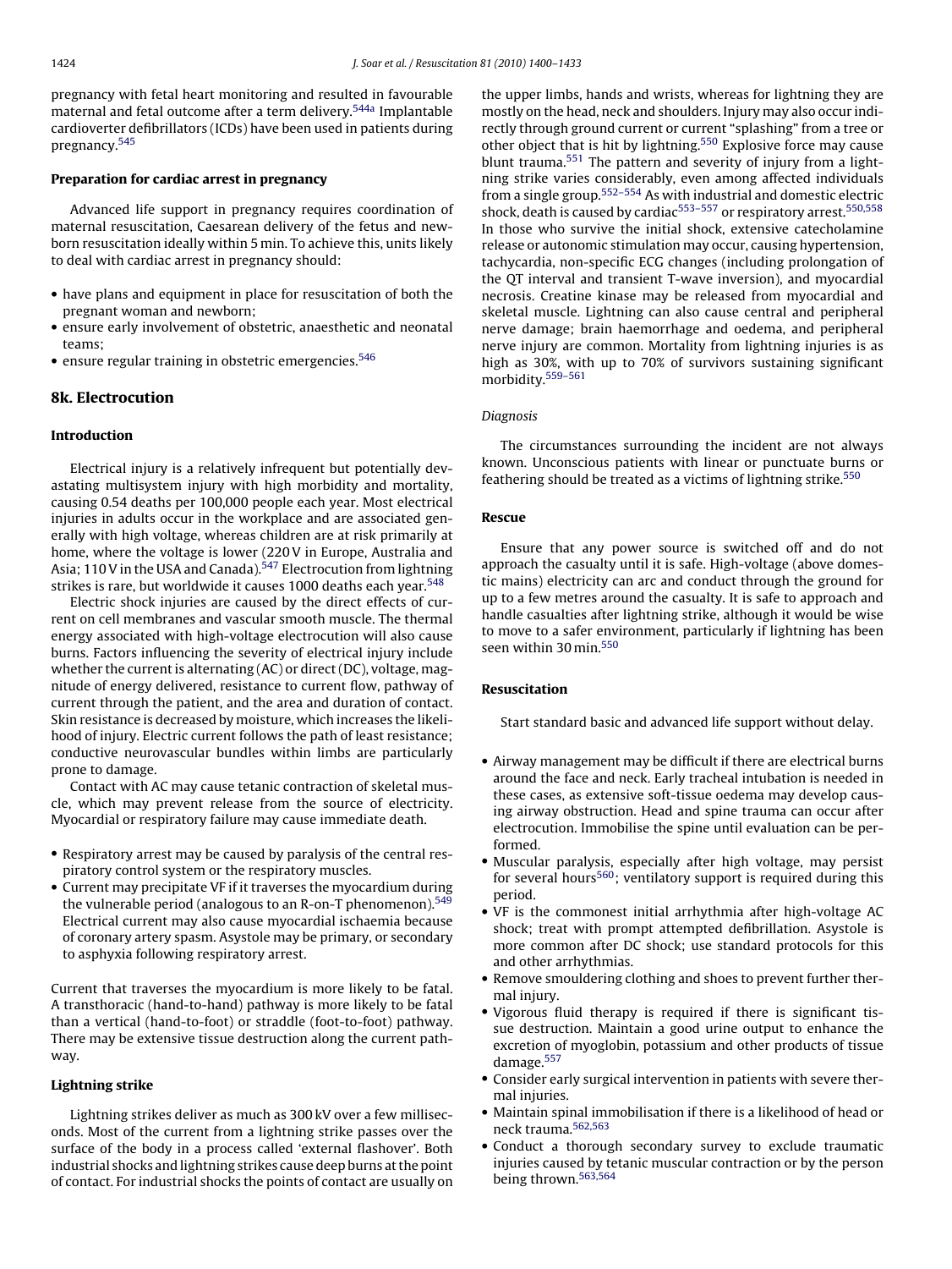pregnancy with fetal heart monitoring and resulted in favourable maternal and fetal outcome after a term delivery.[544a] Implantable cardioverter defibrillators (ICDs) have been used in patients during pregnancy.[545]

### Preparation for cardiac arrest in pregnancy

Advanced life support in pregnancy requires coordination of maternal resuscitation, Caesarean delivery of the fetus and newborn resuscitation ideally within 5 min. To achieve this, units likely to deal with cardiac arrest in pregnancy should:

- have plans and equipment in place for resuscitation of both the pregnant woman and newborn;
- ensure early involvement of obstetric, anaesthetic and neonatal teams;
- ensure regular training in obstetric emergencies.[546]

## 8k. Electrocution

### Introduction

Electrical injury is a relatively infrequent but potentially devastating multisystem injury with high morbidity and mortality, causing 0.54 deaths per 100,000 people each year. Most electrical injuries in adults occur in the workplace and are associated generally with high voltage, whereas children are at risk primarily at home, where the voltage is lower (220 V in Europe, Australia and Asia; 110 V in the USA and Canada).[547] Electrocution from lightning strikes is rare, but worldwide it causes 1000 deaths each year.[548]

Electric shock injuries are caused by the direct effects of current on cell membranes and vascular smooth muscle. The thermal energy associated with high-voltage electrocution will also cause burns. Factors influencing the severity of electrical injury include whether the current is alternating (AC) or direct (DC), voltage, magnitude of energy delivered, resistance to current flow, pathway of current through the patient, and the area and duration of contact. Skin resistance is decreased by moisture, which increases the likelihood of injury. Electric current follows the path of least resistance; conductive neurovascular bundles within limbs are particularly prone to damage.

Contact with AC may cause tetanic contraction of skeletal muscle, which may prevent release from the source of electricity. Myocardial or respiratory failure may cause immediate death.

- Respiratory arrest may be caused by paralysis of the central respiratory control system or the respiratory muscles.
- Current may precipitate VF if it traverses the myocardium during the vulnerable period (analogous to an R-on-T phenomenon).[549] Electrical current may also cause myocardial ischaemia because of coronary artery spasm. Asystole may be primary, or secondary to asphyxia following respiratory arrest.

Current that traverses the myocardium is more likely to be fatal. A transthoracic (hand-to-hand) pathway is more likely to be fatal than a vertical (hand-to-foot) or straddle (foot-to-foot) pathway. There may be extensive tissue destruction along the current pathway.

### Lightning strike

Lightning strikes deliver as much as 300 kV over a few milliseconds. Most of the current from a lightning strike passes over the surface of the body in a process called 'external flashover'. Both industrial shocks and lightning strikes cause deep burns at the point of contact. For industrial shocks the points of contact are usually on the upper limbs, hands and wrists, whereas for lightning they are mostly on the head, neck and shoulders. Injury may also occur indirectly through ground current or current "splashing" from a tree or other object that is hit by lightning.[550] Explosive force may cause blunt trauma.[551] The pattern and severity of injury from a lightning strike varies considerably, even among affected individuals from a single group.[552–554] As with industrial and domestic electric shock, death is caused by cardiac[553–557] or respiratory arrest.[550,558] In those who survive the initial shock, extensive catecholamine release or autonomic stimulation may occur, causing hypertension, tachycardia, non-specific ECG changes (including prolongation of the QT interval and transient T-wave inversion), and myocardial necrosis. Creatine kinase may be released from myocardial and skeletal muscle. Lightning can also cause central and peripheral nerve damage; brain haemorrhage and oedema, and peripheral nerve injury are common. Mortality from lightning injuries is as high as 30%, with up to 70% of survivors sustaining significant morbidity.[559–561]

*Diagnosis*

The circumstances surrounding the incident are not always known. Unconscious patients with linear or punctuate burns or feathering should be treated as a victims of lightning strike.[550]

### Rescue

Ensure that any power source is switched off and do not approach the casualty until it is safe. High-voltage (above domestic mains) electricity can arc and conduct through the ground for up to a few metres around the casualty. It is safe to approach and handle casualties after lightning strike, although it would be wise to move to a safer environment, particularly if lightning has been seen within 30 min.[550]

### Resuscitation

Start standard basic and advanced life support without delay.

- Airway management may be difficult if there are electrical burns around the face and neck. Early tracheal intubation is needed in these cases, as extensive soft-tissue oedema may develop causing airway obstruction. Head and spine trauma can occur after electrocution. Immobilise the spine until evaluation can be performed.
- Muscular paralysis, especially after high voltage, may persist for several hours[560]; ventilatory support is required during this period.
- VF is the commonest initial arrhythmia after high-voltage AC shock; treat with prompt attempted defibrillation. Asystole is more common after DC shock; use standard protocols for this and other arrhythmias.
- Remove smouldering clothing and shoes to prevent further thermal injury.
- Vigorous fluid therapy is required if there is significant tissue destruction. Maintain a good urine output to enhance the excretion of myoglobin, potassium and other products of tissue damage.[557]
- Consider early surgical intervention in patients with severe thermal injuries.
- Maintain spinal immobilisation if there is a likelihood of head or neck trauma.[562,563]
- Conduct a thorough secondary survey to exclude traumatic injuries caused by tetanic muscular contraction or by the person being thrown.[563,564]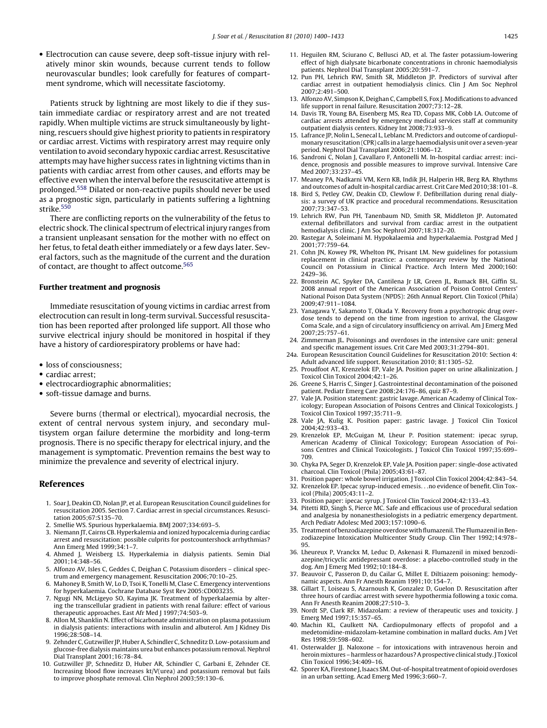- Electrocution can cause severe, deep soft-tissue injury with relatively minor skin wounds, because current tends to follow neurovascular bundles; look carefully for features of compartment syndrome, which will necessitate fasciotomy.

Patients struck by lightning are most likely to die if they sustain immediate cardiac or respiratory arrest and are not treated rapidly. When multiple victims are struck simultaneously by lightning, rescuers should give highest priority to patients in respiratory or cardiac arrest. Victims with respiratory arrest may require only ventilation to avoid secondary hypoxic cardiac arrest. Resuscitative attempts may have higher success rates in lightning victims than in patients with cardiac arrest from other causes, and efforts may be effective even when the interval before the resuscitative attempt is prolonged.[558] Dilated or non-reactive pupils should never be used as a prognostic sign, particularly in patients suffering a lightning strike.[550]

There are conflicting reports on the vulnerability of the fetus to electric shock. The clinical spectrum of electrical injury ranges from a transient unpleasant sensation for the mother with no effect on her fetus, to fetal death either immediately or a few days later. Several factors, such as the magnitude of the current and the duration of contact, are thought to affect outcome.[565]

### Further treatment and prognosis

Immediate resuscitation of young victims in cardiac arrest from electrocution can result in long-term survival. Successful resuscitation has been reported after prolonged life support. All those who survive electrical injury should be monitored in hospital if they have a history of cardiorespiratory problems or have had:

- loss of consciousness;
- cardiac arrest;
- electrocardiographic abnormalities;
- soft-tissue damage and burns.

Severe burns (thermal or electrical), myocardial necrosis, the extent of central nervous system injury, and secondary multisystem organ failure determine the morbidity and long-term prognosis. There is no specific therapy for electrical injury, and the management is symptomatic. Prevention remains the best way to minimize the prevalence and severity of electrical injury.

## References

1. Soar J, Deakin CD, Nolan JP, et al. European Resuscitation Council guidelines for resuscitation 2005. Section 7. Cardiac arrest in special circumstances. Resuscitation 2005;67:S135–70.
2. Smellie WS. Spurious hyperkalaemia. BMJ 2007;334:693–5.
3. Niemann JT, Cairns CB. Hyperkalemia and ionized hypocalcemia during cardiac arrest and resuscitation: possible culprits for postcountershock arrhythmias? Ann Emerg Med 1999;34:1–7.
4. Ahmed J, Weisberg LS. Hyperkalemia in dialysis patients. Semin Dial 2001;14:348–56.
5. Alfonzo AV, Isles C, Geddes C, Deighan C. Potassium disorders – clinical spectrum and emergency management. Resuscitation 2006;70:10–25.
6. Mahoney B, Smith W, Lo D, Tsoi K, Tonelli M, Clase C. Emergency interventions for hyperkalaemia. Cochrane Database Syst Rev 2005:CD003235.
7. Ngugi NN, McLigeyo SO, Kayima JK. Treatment of hyperkalaemia by altering the transcellular gradient in patients with renal failure: effect of various therapeutic approaches. East Afr Med J 1997;74:503–9.
8. Allon M, Shanklin N. Effect of bicarbonate administration on plasma potassium in dialysis patients: interactions with insulin and albuterol. Am J Kidney Dis 1996;28:508–14.
9. Zehnder C, Gutzwiller JP, Huber A, Schindler C, Schneditz D. Low-potassium and glucose-free dialysis maintains urea but enhances potassium removal. Nephrol Dial Transplant 2001;16:78–84.
10. Gutzwiller JP, Schneditz D, Huber AR, Schindler C, Garbani E, Zehnder CE. Increasing blood flow increases kt/V(urea) and potassium removal but fails to improve phosphate removal. Clin Nephrol 2003;59:130–6.
11. Heguilen RM, Sciurano C, Bellusci AD, et al. The faster potassium-lowering effect of high dialysate bicarbonate concentrations in chronic haemodialysis patients. Nephrol Dial Transplant 2005;20:591–7.
12. Pun PH, Lehrich RW, Smith SR, Middleton JP. Predictors of survival after cardiac arrest in outpatient hemodialysis clinics. Clin J Am Soc Nephrol 2007;2:491–500.
13. Alfonzo AV, Simpson K, Deighan C, Campbell S, Fox J. Modifications to advanced life support in renal failure. Resuscitation 2007;73:12–28.
14. Davis TR, Young BA, Eisenberg MS, Rea TD, Copass MK, Cobb LA. Outcome of cardiac arrests attended by emergency medical services staff at community outpatient dialysis centers. Kidney Int 2008;73:933–9.
15. Lafrance JP, Nolin L, Senecal L, Leblanc M. Predictors and outcome of cardiopulmonary resuscitation (CPR) calls in a large haemodialysis unit over a seven-year period. Nephrol Dial Transplant 2006;21:1006–12.
16. Sandroni C, Nolan J, Cavallaro F, Antonelli M. In-hospital cardiac arrest: incidence, prognosis and possible measures to improve survival. Intensive Care Med 2007;33:237–45.
17. Meaney PA, Nadkarni VM, Kern KB, Indik JH, Halperin HR, Berg RA. Rhythms and outcomes of adult in-hospital cardiac arrest. Crit Care Med 2010;38:101–8.
18. Bird S, Petley GW, Deakin CD, Clewlow F. Defibrillation during renal dialysis: a survey of UK practice and procedural recommendations. Resuscitation 2007;73:347–53.
19. Lehrich RW, Pun PH, Tanenbaum ND, Smith SR, Middleton JP. Automated external defibrillators and survival from cardiac arrest in the outpatient hemodialysis clinic. J Am Soc Nephrol 2007;18:312–20.
20. Rastegar A, Soleimani M. Hypokalaemia and hyperkalaemia. Postgrad Med J 2001;77:759–64.
21. Cohn JN, Kowey PR, Whelton PK, Prisant LM. New guidelines for potassium replacement in clinical practice: a contemporary review by the National Council on Potassium in Clinical Practice. Arch Intern Med 2000;160: 2429–36.
22. Bronstein AC, Spyker DA, Cantilena Jr LR, Green JL, Rumack BH, Giffin SL. 2008 annual report of the American Association of Poison Control Centers' National Poison Data System (NPDS): 26th Annual Report. Clin Toxicol (Phila) 2009;47:911–1084.
23. Yanagawa Y, Sakamoto T, Okada Y. Recovery from a psychotropic drug overdose tends to depend on the time from ingestion to arrival, the Glasgow Coma Scale, and a sign of circulatory insufficiency on arrival. Am J Emerg Med 2007;25:757–61.
24. Zimmerman JL. Poisonings and overdoses in the intensive care unit: general and specific management issues. Crit Care Med 2003;31:2794–801.

24a. European Resuscitation Council Guidelines for Resuscitation 2010: Section 4: Adult advanced life support. Resuscitation 2010; 81:1305–52.

25. Proudfoot AT, Krenzelok EP, Vale JA. Position paper on urine alkalinization. J Toxicol Clin Toxicol 2004;42:1–26.
26. Greene S, Harris C, Singer J. Gastrointestinal decontamination of the poisoned patient. Pediatr Emerg Care 2008;24:176–86, quiz 87–9.
27. Vale JA. Position statement: gastric lavage. American Academy of Clinical Toxicology; European Association of Poisons Centres and Clinical Toxicologists. J Toxicol Clin Toxicol 1997;35:711–9.
28. Vale JA, Kulig K. Position paper: gastric lavage. J Toxicol Clin Toxicol 2004;42:933–43.
29. Krenzelok EP, McGuigan M, Lheur P. Position statement: ipecac syrup, American Academy of Clinical Toxicology; European Association of Poisons Centres and Clinical Toxicologists. J Toxicol Clin Toxicol 1997;35:699–709.
30. Chyka PA, Seger D, Krenzelok EP, Vale JA. Position paper: single-dose activated charcoal. Clin Toxicol (Phila) 2005;43:61–87.
31. Position paper: whole bowel irrigation. J Toxicol Clin Toxicol 2004;42:843–54.
32. Krenzelok EP. Ipecac syrup-induced emesis. . .no evidence of benefit. Clin Toxicol (Phila) 2005;43:11–2.
33. Position paper: ipecac syrup. J Toxicol Clin Toxicol 2004;42:133–43.
34. Pitetti RD, Singh S, Pierce MC. Safe and efficacious use of procedural sedation and analgesia by nonanesthesiologists in a pediatric emergency department. Arch Pediatr Adolesc Med 2003;157:1090–6.
35. Treatment of benzodiazepine overdose with flumazenil. The Flumazenil in Benzodiazepine Intoxication Multicenter Study Group. Clin Ther 1992;14:978–95.
36. Lheureux P, Vranckx M, Leduc D, Askenasi R. Flumazenil in mixed benzodiazepine/tricyclic antidepressant overdose: a placebo-controlled study in the dog. Am J Emerg Med 1992;10:184–8.
37. Beauvoir C, Passeron D, du Cailar G, Millet E. Diltiazem poisoning: hemodynamic aspects. Ann Fr Anesth Reanim 1991;10:154–7.
38. Gillart T, Loiseau S, Azarnoush K, Gonzalez D, Guelon D. Resuscitation after three hours of cardiac arrest with severe hypothermia following a toxic coma. Ann Fr Anesth Reanim 2008;27:510–3.
39. Nordt SP, Clark RF. Midazolam: a review of therapeutic uses and toxicity. J Emerg Med 1997;15:357–65.
40. Machin KL, Caulkett NA. Cardiopulmonary effects of propofol and a medetomidine-midazolam-ketamine combination in mallard ducks. Am J Vet Res 1998;59:598–602.
41. Osterwalder JJ. Naloxone – for intoxications with intravenous heroin and heroin mixtures – harmless or hazardous? A prospective clinical study. J Toxicol Clin Toxicol 1996;34:409–16.
42. Sporer KA, Firestone J, Isaacs SM. Out-of-hospital treatment of opioid overdoses in an urban setting. Acad Emerg Med 1996;3:660–7.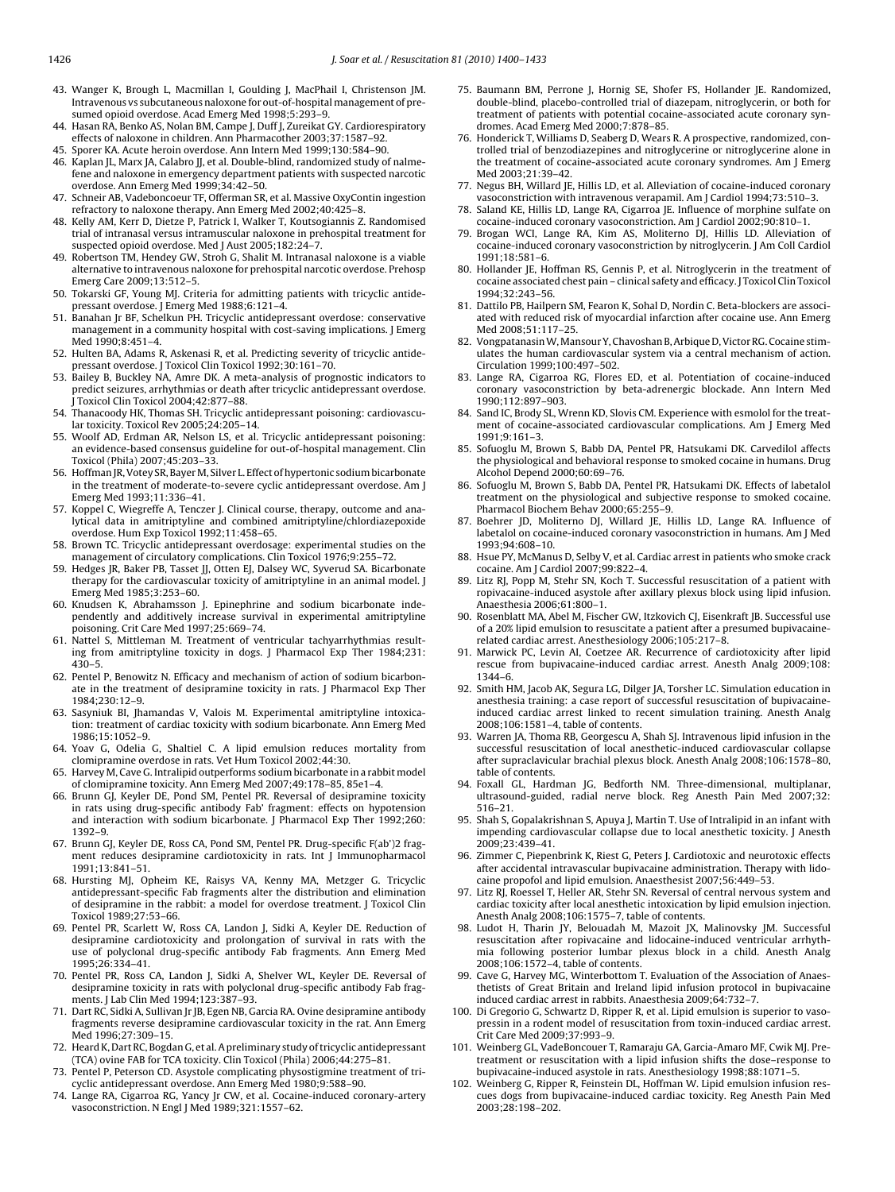43. Wanger K, Brough L, Macmillan I, Goulding J, MacPhail I, Christenson JM. Intravenous vs subcutaneous naloxone for out-of-hospital management of presumed opioid overdose. Acad Emerg Med 1998;5:293–9.
44. Hasan RA, Benko AS, Nolan BM, Campe J, Duff J, Zureikat GY. Cardiorespiratory effects of naloxone in children. Ann Pharmacother 2003;37:1587–92.
45. Sporer KA. Acute heroin overdose. Ann Intern Med 1999;130:584–90.
46. Kaplan JL, Marx JA, Calabro JJ, et al. Double-blind, randomized study of nalmefene and naloxone in emergency department patients with suspected narcotic overdose. Ann Emerg Med 1999;34:42–50.
47. Schneir AB, Vadeboncoeur TF, Offerman SR, et al. Massive OxyContin ingestion refractory to naloxone therapy. Ann Emerg Med 2002;40:425–8.
48. Kelly AM, Kerr D, Dietze P, Patrick I, Walker T, Koutsogiannis Z. Randomised trial of intranasal versus intramuscular naloxone in prehospital treatment for suspected opioid overdose. Med J Aust 2005;182:24–7.
49. Robertson TM, Hendey GW, Stroh G, Shalit M. Intranasal naloxone is a viable alternative to intravenous naloxone for prehospital narcotic overdose. Prehosp Emerg Care 2009;13:512–5.
50. Tokarski GF, Young MJ. Criteria for admitting patients with tricyclic antidepressant overdose. J Emerg Med 1988;6:121–4.
51. Banahan Jr BF, Schelkun PH. Tricyclic antidepressant overdose: conservative management in a community hospital with cost-saving implications. J Emerg Med 1990;8:451–4.
52. Hulten BA, Adams R, Askenasi R, et al. Predicting severity of tricyclic antidepressant overdose. J Toxicol Clin Toxicol 1992;30:161–70.
53. Bailey B, Buckley NA, Amre DK. A meta-analysis of prognostic indicators to predict seizures, arrhythmias or death after tricyclic antidepressant overdose. J Toxicol Clin Toxicol 2004;42:877–88.
54. Thanacoody HK, Thomas SH. Tricyclic antidepressant poisoning: cardiovascular toxicity. Toxicol Rev 2005;24:205–14.
55. Woolf AD, Erdman AR, Nelson LS, et al. Tricyclic antidepressant poisoning: an evidence-based consensus guideline for out-of-hospital management. Clin Toxicol (Phila) 2007;45:203–33.
56. Hoffman JR, Votey SR, Bayer M, Silver L. Effect of hypertonic sodium bicarbonate in the treatment of moderate-to-severe cyclic antidepressant overdose. Am J Emerg Med 1993;11:336–41.
57. Koppel C, Wiegreffe A, Tenczer J. Clinical course, therapy, outcome and analytical data in amitriptyline and combined amitriptyline/chlordiazepoxide overdose. Hum Exp Toxicol 1992;11:458–65.
58. Brown TC. Tricyclic antidepressant overdosage: experimental studies on the management of circulatory complications. Clin Toxicol 1976;9:255–72.
59. Hedges JR, Baker PB, Tasset JJ, Otten EJ, Dalsey WC, Syverud SA. Bicarbonate therapy for the cardiovascular toxicity of amitriptyline in an animal model. J Emerg Med 1985;3:253–60.
60. Knudsen K, Abrahamsson J. Epinephrine and sodium bicarbonate independently and additively increase survival in experimental amitriptyline poisoning. Crit Care Med 1997;25:669–74.
61. Nattel S, Mittleman M. Treatment of ventricular tachyarrhythmias resulting from amitriptyline toxicity in dogs. J Pharmacol Exp Ther 1984;231: 430–5.
62. Pentel P, Benowitz N. Efficacy and mechanism of action of sodium bicarbonate in the treatment of desipramine toxicity in rats. J Pharmacol Exp Ther 1984;230:12–9.
63. Sasyniuk BI, Jhamandas V, Valois M. Experimental amitriptyline intoxication: treatment of cardiac toxicity with sodium bicarbonate. Ann Emerg Med 1986;15:1052–9.
64. Yoav G, Odelia G, Shaltiel C. A lipid emulsion reduces mortality from clomipramine overdose in rats. Vet Hum Toxicol 2002;44:30.
65. Harvey M, Cave G. Intralipid outperforms sodium bicarbonate in a rabbit model of clomipramine toxicity. Ann Emerg Med 2007;49:178–85, 85e1–4.
66. Brunn GJ, Keyler DE, Pond SM, Pentel PR. Reversal of desipramine toxicity in rats using drug-specific antibody Fab' fragment: effects on hypotension and interaction with sodium bicarbonate. J Pharmacol Exp Ther 1992;260: 1392–9.
67. Brunn GJ, Keyler DE, Ross CA, Pond SM, Pentel PR. Drug-specific F(ab')2 fragment reduces desipramine cardiotoxicity in rats. Int J Immunopharmacol 1991;13:841–51.
68. Hursting MJ, Opheim KE, Raisys VA, Kenny MA, Metzger G. Tricyclic antidepressant-specific Fab fragments alter the distribution and elimination of desipramine in the rabbit: a model for overdose treatment. J Toxicol Clin Toxicol 1989;27:53–66.
69. Pentel PR, Scarlett W, Ross CA, Landon J, Sidki A, Keyler DE. Reduction of desipramine cardiotoxicity and prolongation of survival in rats with the use of polyclonal drug-specific antibody Fab fragments. Ann Emerg Med 1995;26:334–41.
70. Pentel PR, Ross CA, Landon J, Sidki A, Shelver WL, Keyler DE. Reversal of desipramine toxicity in rats with polyclonal drug-specific antibody Fab fragments. J Lab Clin Med 1994;123:387–93.
71. Dart RC, Sidki A, Sullivan Jr JB, Egen NB, Garcia RA. Ovine desipramine antibody fragments reverse desipramine cardiovascular toxicity in the rat. Ann Emerg Med 1996;27:309–15.
72. Heard K, Dart RC, Bogdan G, et al. A preliminary study of tricyclic antidepressant (TCA) ovine FAB for TCA toxicity. Clin Toxicol (Phila) 2006;44:275–81.
73. Pentel P, Peterson CD. Asystole complicating physostigmine treatment of tricyclic antidepressant overdose. Ann Emerg Med 1980;9:588–90.
74. Lange RA, Cigarroa RG, Yancy Jr CW, et al. Cocaine-induced coronary-artery vasoconstriction. N Engl J Med 1989;321:1557–62.
75. Baumann BM, Perrone J, Hornig SE, Shofer FS, Hollander JE. Randomized, double-blind, placebo-controlled trial of diazepam, nitroglycerin, or both for treatment of patients with potential cocaine-associated acute coronary syndromes. Acad Emerg Med 2000;7:878–85.
76. Honderick T, Williams D, Seaberg D, Wears R. A prospective, randomized, controlled trial of benzodiazepines and nitroglycerine or nitroglycerine alone in the treatment of cocaine-associated acute coronary syndromes. Am J Emerg Med 2003;21:39–42.
77. Negus BH, Willard JE, Hillis LD, et al. Alleviation of cocaine-induced coronary vasoconstriction with intravenous verapamil. Am J Cardiol 1994;73:510–3.
78. Saland KE, Hillis LD, Lange RA, Cigarroa JE. Influence of morphine sulfate on cocaine-induced coronary vasoconstriction. Am J Cardiol 2002;90:810–1.
79. Brogan WCI, Lange RA, Kim AS, Moliterno DJ, Hillis LD. Alleviation of cocaine-induced coronary vasoconstriction by nitroglycerin. J Am Coll Cardiol 1991;18:581–6.
80. Hollander JE, Hoffman RS, Gennis P, et al. Nitroglycerin in the treatment of cocaine associated chest pain – clinical safety and efficacy. J Toxicol Clin Toxicol 1994;32:243–56.
81. Dattilo PB, Hailpern SM, Fearon K, Sohal D, Nordin C. Beta-blockers are associated with reduced risk of myocardial infarction after cocaine use. Ann Emerg Med 2008;51:117–25.
82. Vongpatanasin W, Mansour Y, Chavoshan B, Arbique D, Victor RG. Cocaine stimulates the human cardiovascular system via a central mechanism of action. Circulation 1999;100:497–502.
83. Lange RA, Cigarroa RG, Flores ED, et al. Potentiation of cocaine-induced coronary vasoconstriction by beta-adrenergic blockade. Ann Intern Med 1990;112:897–903.
84. Sand IC, Brody SL, Wrenn KD, Slovis CM. Experience with esmolol for the treatment of cocaine-associated cardiovascular complications. Am J Emerg Med 1991;9:161–3.
85. Sofuoglu M, Brown S, Babb DA, Pentel PR, Hatsukami DK. Carvedilol affects the physiological and behavioral response to smoked cocaine in humans. Drug Alcohol Depend 2000;60:69–76.
86. Sofuoglu M, Brown S, Babb DA, Pentel PR, Hatsukami DK. Effects of labetalol treatment on the physiological and subjective response to smoked cocaine. Pharmacol Biochem Behav 2000;65:255–9.
87. Boehrer JD, Moliterno DJ, Willard JE, Hillis LD, Lange RA. Influence of labetalol on cocaine-induced coronary vasoconstriction in humans. Am J Med 1993;94:608–10.
88. Hsue PY, McManus D, Selby V, et al. Cardiac arrest in patients who smoke crack cocaine. Am J Cardiol 2007;99:822–4.
89. Litz RJ, Popp M, Stehr SN, Koch T. Successful resuscitation of a patient with ropivacaine-induced asystole after axillary plexus block using lipid infusion. Anaesthesia 2006;61:800–1.
90. Rosenblatt MA, Abel M, Fischer GW, Itzkovich CJ, Eisenkraft JB. Successful use of a 20% lipid emulsion to resuscitate a patient after a presumed bupivacaine-related cardiac arrest. Anesthesiology 2006;105:217–8.
91. Marwick PC, Levin AI, Coetzee AR. Recurrence of cardiotoxicity after lipid rescue from bupivacaine-induced cardiac arrest. Anesth Analg 2009;108: 1344–6.
92. Smith HM, Jacob AK, Segura LG, Dilger JA, Torsher LC. Simulation education in anesthesia training: a case report of successful resuscitation of bupivacaine-induced cardiac arrest linked to recent simulation training. Anesth Analg 2008;106:1581–4, table of contents.
93. Warren JA, Thoma RB, Georgescu A, Shah SJ. Intravenous lipid infusion in the successful resuscitation of local anesthetic-induced cardiovascular collapse after supraclavicular brachial plexus block. Anesth Analg 2008;106:1578–80, table of contents.
94. Foxall GL, Hardman JG, Bedforth NM. Three-dimensional, multiplanar, ultrasound-guided, radial nerve block. Reg Anesth Pain Med 2007;32: 516–21.
95. Shah S, Gopalakrishnan S, Apuya J, Martin T. Use of Intralipid in an infant with impending cardiovascular collapse due to local anesthetic toxicity. J Anesth 2009;23:439–41.
96. Zimmer C, Piepenbrink K, Riest G, Peters J. Cardiotoxic and neurotoxic effects after accidental intravascular bupivacaine administration. Therapy with lidocaine propofol and lipid emulsion. Anaesthesist 2007;56:449–53.
97. Litz RJ, Roessel T, Heller AR, Stehr SN. Reversal of central nervous system and cardiac toxicity after local anesthetic intoxication by lipid emulsion injection. Anesth Analg 2008;106:1575–7, table of contents.
98. Ludot H, Tharin JY, Belouadah M, Mazoit JX, Malinovsky JM. Successful resuscitation after ropivacaine and lidocaine-induced ventricular arrhythmia following posterior lumbar plexus block in a child. Anesth Analg 2008;106:1572–4, table of contents.
99. Cave G, Harvey MG, Winterbottom T. Evaluation of the Association of Anaesthetists of Great Britain and Ireland lipid infusion protocol in bupivacaine induced cardiac arrest in rabbits. Anaesthesia 2009;64:732–7.
100. Di Gregorio G, Schwartz D, Ripper R, et al. Lipid emulsion is superior to vasopressin in a rodent model of resuscitation from toxin-induced cardiac arrest. Crit Care Med 2009;37:993–9.
101. Weinberg GL, VadeBoncouer T, Ramaraju GA, Garcia-Amaro MF, Cwik MJ. Pretreatment or resuscitation with a lipid infusion shifts the dose–response to bupivacaine-induced asystole in rats. Anesthesiology 1998;88:1071–5.
102. Weinberg G, Ripper R, Feinstein DL, Hoffman W. Lipid emulsion infusion rescues dogs from bupivacaine-induced cardiac toxicity. Reg Anesth Pain Med 2003;28:198–202.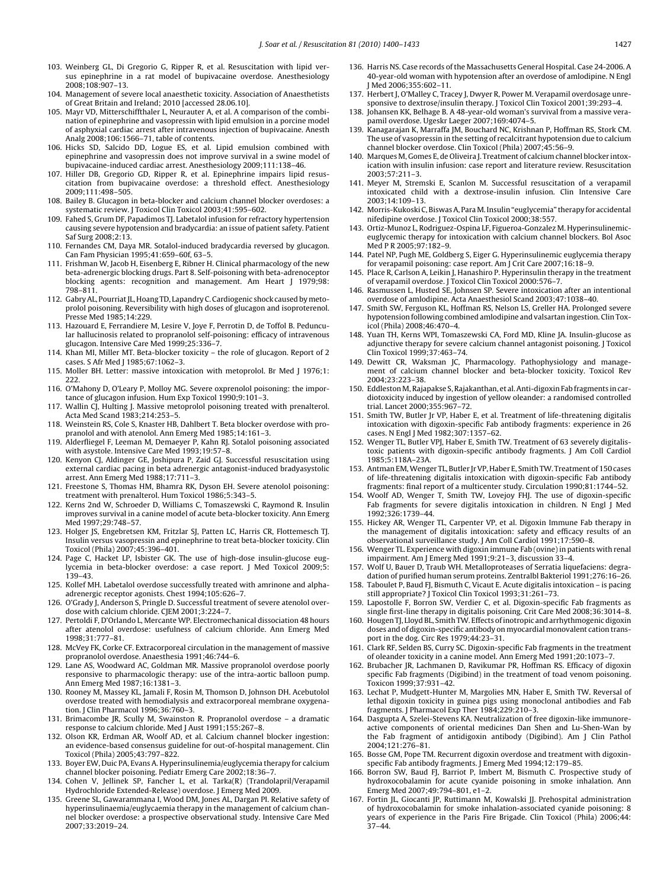103. Weinberg GL, Di Gregorio G, Ripper R, et al. Resuscitation with lipid versus epinephrine in a rat model of bupivacaine overdose. Anesthesiology 2008;108:907–13.
104. Management of severe local anaesthetic toxicity. Association of Anaesthetists of Great Britain and Ireland; 2010 [accessed 28.06.10].
105. Mayr VD, Mitterschiffthaler L, Neurauter A, et al. A comparison of the combination of epinephrine and vasopressin with lipid emulsion in a porcine model of asphyxial cardiac arrest after intravenous injection of bupivacaine. Anesth Analg 2008;106:1566–71, table of contents.
106. Hicks SD, Salcido DD, Logue ES, et al. Lipid emulsion combined with epinephrine and vasopressin does not improve survival in a swine model of bupivacaine-induced cardiac arrest. Anesthesiology 2009;111:138–46.
107. Hiller DB, Gregorio GD, Ripper R, et al. Epinephrine impairs lipid resuscitation from bupivacaine overdose: a threshold effect. Anesthesiology 2009;111:498–505.
108. Bailey B. Glucagon in beta-blocker and calcium channel blocker overdoses: a systematic review. J Toxicol Clin Toxicol 2003;41:595–602.
109. Fahed S, Grum DF, Papadimos TJ. Labetalol infusion for refractory hypertension causing severe hypotension and bradycardia: an issue of patient safety. Patient Saf Surg 2008;2:13.
110. Fernandes CM, Daya MR. Sotalol-induced bradycardia reversed by glucagon. Can Fam Physician 1995;41:659–60f, 63–5.
111. Frishman W, Jacob H, Eisenberg E, Ribner H. Clinical pharmacology of the new beta-adrenergic blocking drugs. Part 8. Self-poisoning with beta-adrenoceptor blocking agents: recognition and management. Am Heart J 1979;98: 798–811.
112. Gabry AL, Pourriat JL, Hoang TD, Lapandry C. Cardiogenic shock caused by metoprolol poisoning. Reversibility with high doses of glucagon and isoproterenol. Presse Med 1985;14:229.
113. Hazouard E, Ferrandiere M, Lesire V, Joye F, Perrotin D, de Toffol B. Peduncular hallucinosis related to propranolol self-poisoning: efficacy of intravenous glucagon. Intensive Care Med 1999;25:336–7.
114. Khan MI, Miller MT. Beta-blocker toxicity – the role of glucagon. Report of 2 cases. S Afr Med J 1985;67:1062–3.
115. Moller BH. Letter: massive intoxication with metoprolol. Br Med J 1976;1: 222.
116. O'Mahony D, O'Leary P, Molloy MG. Severe oxprenolol poisoning: the importance of glucagon infusion. Hum Exp Toxicol 1990;9:101–3.
117. Wallin CJ, Hulting J. Massive metoprolol poisoning treated with prenalterol. Acta Med Scand 1983;214:253–5.
118. Weinstein RS, Cole S, Knaster HB, Dahlbert T. Beta blocker overdose with propranolol and with atenolol. Ann Emerg Med 1985;14:161–3.
119. Alderfliegel F, Leeman M, Demaeyer P, Kahn RJ. Sotalol poisoning associated with asystole. Intensive Care Med 1993;19:57–8.
120. Kenyon CJ, Aldinger GE, Joshipura P, Zaid GJ. Successful resuscitation using external cardiac pacing in beta adrenergic antagonist-induced bradyasystolic arrest. Ann Emerg Med 1988;17:711–3.
121. Freestone S, Thomas HM, Bhamra RK, Dyson EH. Severe atenolol poisoning: treatment with prenalterol. Hum Toxicol 1986;5:343–5.
122. Kerns 2nd W, Schroeder D, Williams C, Tomaszewski C, Raymond R. Insulin improves survival in a canine model of acute beta-blocker toxicity. Ann Emerg Med 1997;29:748–57.
123. Holger JS, Engebretsen KM, Fritzlar SJ, Patten LC, Harris CR, Flottemesch TJ. Insulin versus vasopressin and epinephrine to treat beta-blocker toxicity. Clin Toxicol (Phila) 2007;45:396–401.
124. Page C, Hacket LP, Isbister GK. The use of high-dose insulin-glucose euglycemia in beta-blocker overdose: a case report. J Med Toxicol 2009;5: 139–43.
125. Kollef MH. Labetalol overdose successfully treated with amrinone and alpha-adrenergic receptor agonists. Chest 1994;105:626–7.
126. O'Grady J, Anderson S, Pringle D. Successful treatment of severe atenolol overdose with calcium chloride. CJEM 2001;3:224–7.
127. Pertoldi F, D'Orlando L, Mercante WP. Electromechanical dissociation 48 hours after atenolol overdose: usefulness of calcium chloride. Ann Emerg Med 1998;31:777–81.
128. McVey FK, Corke CF. Extracorporeal circulation in the management of massive propranolol overdose. Anaesthesia 1991;46:744–6.
129. Lane AS, Woodward AC, Goldman MR. Massive propranolol overdose poorly responsive to pharmacologic therapy: use of the intra-aortic balloon pump. Ann Emerg Med 1987;16:1381–3.
130. Rooney M, Massey KL, Jamali F, Rosin M, Thomson D, Johnson DH. Acebutolol overdose treated with hemodialysis and extracorporeal membrane oxygenation. J Clin Pharmacol 1996;36:760–3.
131. Brimacombe JR, Scully M, Swainston R. Propranolol overdose – a dramatic response to calcium chloride. Med J Aust 1991;155:267–8.
132. Olson KR, Erdman AR, Woolf AD, et al. Calcium channel blocker ingestion: an evidence-based consensus guideline for out-of-hospital management. Clin Toxicol (Phila) 2005;43:797–822.
133. Boyer EW, Duic PA, Evans A. Hyperinsulinemia/euglycemia therapy for calcium channel blocker poisoning. Pediatr Emerg Care 2002;18:36–7.
134. Cohen V, Jellinek SP, Fancher L, et al. Tarka(R) (Trandolapril/Verapamil Hydrochloride Extended-Release) overdose. J Emerg Med 2009.
135. Greene SL, Gawarammana I, Wood DM, Jones AL, Dargan PI. Relative safety of hyperinsulinaemia/euglycaemia therapy in the management of calcium channel blocker overdose: a prospective observational study. Intensive Care Med 2007;33:2019–24.
136. Harris NS. Case records of the Massachusetts General Hospital. Case 24-2006. A 40-year-old woman with hypotension after an overdose of amlodipine. N Engl J Med 2006;355:602–11.
137. Herbert J, O'Malley C, Tracey J, Dwyer R, Power M. Verapamil overdosage unresponsive to dextrose/insulin therapy. J Toxicol Clin Toxicol 2001;39:293–4.
138. Johansen KK, Belhage B. A 48-year-old woman's survival from a massive verapamil overdose. Ugeskr Laeger 2007;169:4074–5.
139. Kanagarajan K, Marraffa JM, Bouchard NC, Krishnan P, Hoffman RS, Stork CM. The use of vasopressin in the setting of recalcitrant hypotension due to calcium channel blocker overdose. Clin Toxicol (Phila) 2007;45:56–9.
140. Marques M, Gomes E, de Oliveira J. Treatment of calcium channel blocker intoxication with insulin infusion: case report and literature review. Resuscitation 2003;57:211–3.
141. Meyer M, Stremski E, Scanlon M. Successful resuscitation of a verapamil intoxicated child with a dextrose-insulin infusion. Clin Intensive Care 2003;14:109–13.
142. Morris-Kukoski C, Biswas A, Para M. Insulin "euglycemia" therapy for accidental nifedipine overdose. J Toxicol Clin Toxicol 2000;38:557.
143. Ortiz-Munoz L, Rodriguez-Ospina LF, Figueroa-Gonzalez M. Hyperinsulinemic-euglycemic therapy for intoxication with calcium channel blockers. Bol Asoc Med P R 2005;97:182–9.
144. Patel NP, Pugh ME, Goldberg S, Eiger G. Hyperinsulinemic euglycemia therapy for verapamil poisoning: case report. Am J Crit Care 2007;16:18–9.
145. Place R, Carlson A, Leikin J, Hanashiro P. Hyperinsulin therapy in the treatment of verapamil overdose. J Toxicol Clin Toxicol 2000:576–7.
146. Rasmussen L, Husted SE, Johnsen SP. Severe intoxication after an intentional overdose of amlodipine. Acta Anaesthesiol Scand 2003;47:1038–40.
147. Smith SW, Ferguson KL, Hoffman RS, Nelson LS, Greller HA. Prolonged severe hypotension following combined amlodipine and valsartan ingestion. Clin Toxicol (Phila) 2008;46:470–4.
148. Yuan TH, Kerns WPI, Tomaszewski CA, Ford MD, Kline JA. Insulin-glucose as adjunctive therapy for severe calcium channel antagonist poisoning. J Toxicol Clin Toxicol 1999;37:463–74.
149. Dewitt CR, Waksman JC, Pharmacology. Pathophysiology and management of calcium channel blocker and beta-blocker toxicity. Toxicol Rev 2004;23:223–38.
150. Eddleston M, Rajapakse S, Rajakanthan, et al. Anti-digoxin Fab fragments in cardiotoxicity induced by ingestion of yellow oleander: a randomised controlled trial. Lancet 2000;355:967–72.
151. Smith TW, Butler Jr VP, Haber E, et al. Treatment of life-threatening digitalis intoxication with digoxin-specific Fab antibody fragments: experience in 26 cases. N Engl J Med 1982;307:1357–62.
152. Wenger TL, Butler VPJ, Haber E, Smith TW. Treatment of 63 severely digitalis-toxic patients with digoxin-specific antibody fragments. J Am Coll Cardiol 1985;5:118A–23A.
153. Antman EM, Wenger TL, Butler Jr VP, Haber E, Smith TW. Treatment of 150 cases of life-threatening digitalis intoxication with digoxin-specific Fab antibody fragments: final report of a multicenter study. Circulation 1990;81:1744–52.
154. Woolf AD, Wenger T, Smith TW, Lovejoy FHJ. The use of digoxin-specific Fab fragments for severe digitalis intoxication in children. N Engl J Med 1992;326:1739–44.
155. Hickey AR, Wenger TL, Carpenter VP, et al. Digoxin Immune Fab therapy in the management of digitalis intoxication: safety and efficacy results of an observational surveillance study. J Am Coll Cardiol 1991;17:590–8.
156. Wenger TL. Experience with digoxin immune Fab (ovine) in patients with renal impairment. Am J Emerg Med 1991;9:21–3, discussion 33–4.
157. Wolf U, Bauer D, Traub WH. Metalloproteases of Serratia liquefaciens: degradation of purified human serum proteins. Zentralbl Bakteriol 1991;276:16–26.
158. Taboulet P, Baud FJ, Bismuth C, Vicaut E. Acute digitalis intoxication – is pacing still appropriate? J Toxicol Clin Toxicol 1993;31:261–73.
159. Lapostolle F, Borron SW, Verdier C, et al. Digoxin-specific Fab fragments as single first-line therapy in digitalis poisoning. Crit Care Med 2008;36:3014–8.
160. Hougen TJ, Lloyd BL, Smith TW. Effects of inotropic and arrhythmogenic digoxin doses and of digoxin-specific antibody on myocardial monovalent cation transport in the dog. Circ Res 1979;44:23–31.
161. Clark RF, Selden BS, Curry SC. Digoxin-specific Fab fragments in the treatment of oleander toxicity in a canine model. Ann Emerg Med 1991;20:1073–7.
162. Brubacher JR, Lachmanen D, Ravikumar PR, Hoffman RS. Efficacy of digoxin specific Fab fragments (Digibind) in the treatment of toad venom poisoning. Toxicon 1999;37:931–42.
163. Lechat P, Mudgett-Hunter M, Margolies MN, Haber E, Smith TW. Reversal of lethal digoxin toxicity in guinea pigs using monoclonal antibodies and Fab fragments. J Pharmacol Exp Ther 1984;229:210–3.
164. Dasgupta A, Szelei-Stevens KA. Neutralization of free digoxin-like immunoreactive components of oriental medicines Dan Shen and Lu-Shen-Wan by the Fab fragment of antidigoxin antibody (Digibind). Am J Clin Pathol 2004;121:276–81.
165. Bosse GM, Pope TM. Recurrent digoxin overdose and treatment with digoxin-specific Fab antibody fragments. J Emerg Med 1994;12:179–85.
166. Borron SW, Baud FJ, Barriot P, Imbert M, Bismuth C. Prospective study of hydroxocobalamin for acute cyanide poisoning in smoke inhalation. Ann Emerg Med 2007;49:794–801, e1–2.
167. Fortin JL, Giocanti JP, Ruttimann M, Kowalski JJ. Prehospital administration of hydroxocobalamin for smoke inhalation-associated cyanide poisoning: 8 years of experience in the Paris Fire Brigade. Clin Toxicol (Phila) 2006;44: 37–44.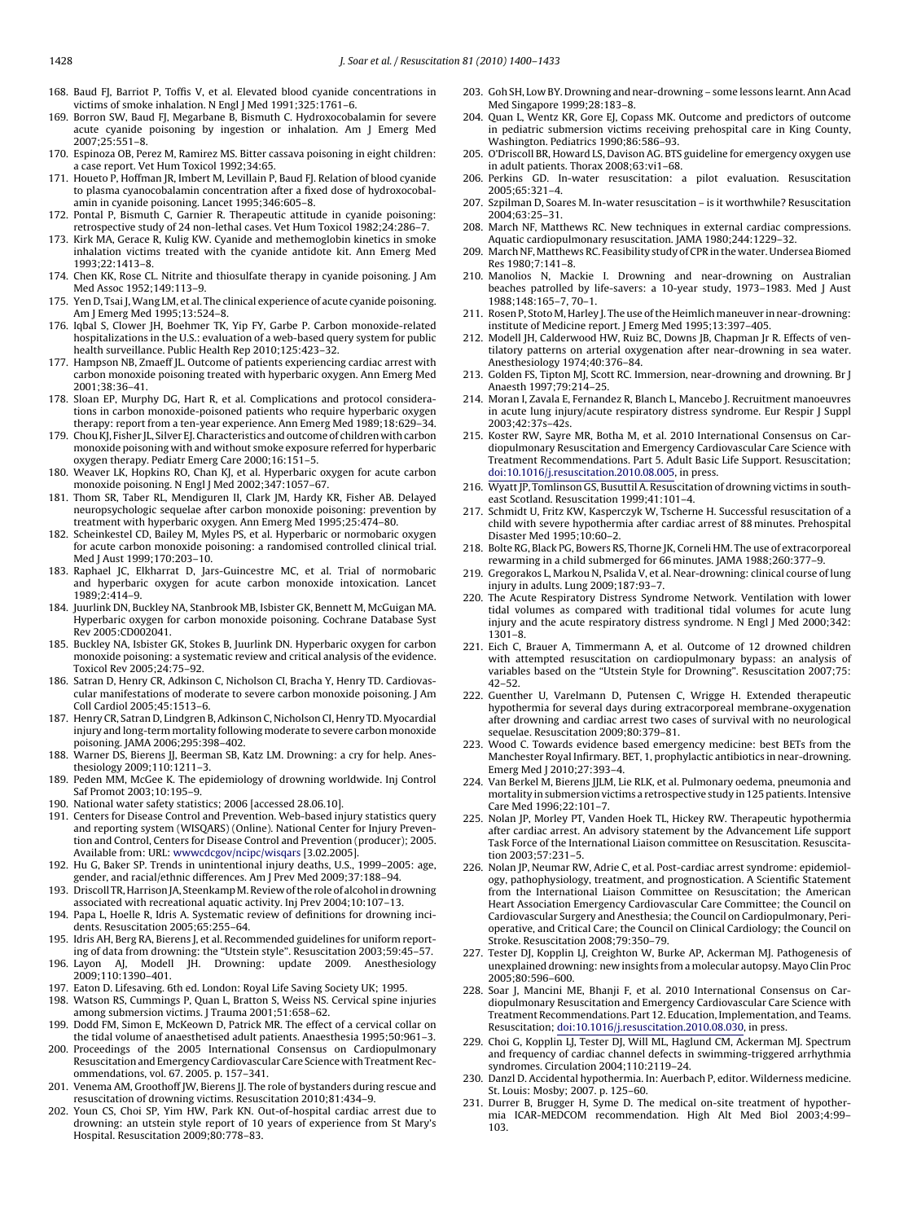168. Baud FJ, Barriot P, Toffis V, et al. Elevated blood cyanide concentrations in victims of smoke inhalation. N Engl J Med 1991;325:1761–6.
169. Borron SW, Baud FJ, Megarbane B, Bismuth C. Hydroxocobalamin for severe acute cyanide poisoning by ingestion or inhalation. Am J Emerg Med 2007;25:551–8.
170. Espinoza OB, Perez M, Ramirez MS. Bitter cassava poisoning in eight children: a case report. Vet Hum Toxicol 1992;34:65.
171. Houeto P, Hoffman JR, Imbert M, Levillain P, Baud FJ. Relation of blood cyanide to plasma cyanocobalamin concentration after a fixed dose of hydroxocobalamin in cyanide poisoning. Lancet 1995;346:605–8.
172. Pontal P, Bismuth C, Garnier R. Therapeutic attitude in cyanide poisoning: retrospective study of 24 non-lethal cases. Vet Hum Toxicol 1982;24:286–7.
173. Kirk MA, Gerace R, Kulig KW. Cyanide and methemoglobin kinetics in smoke inhalation victims treated with the cyanide antidote kit. Ann Emerg Med 1993;22:1413–8.
174. Chen KK, Rose CL. Nitrite and thiosulfate therapy in cyanide poisoning. J Am Med Assoc 1952;149:113–9.
175. Yen D, Tsai J, Wang LM, et al. The clinical experience of acute cyanide poisoning. Am J Emerg Med 1995;13:524–8.
176. Iqbal S, Clower JH, Boehmer TK, Yip FY, Garbe P. Carbon monoxide-related hospitalizations in the U.S.: evaluation of a web-based query system for public health surveillance. Public Health Rep 2010;125:423–32.
177. Hampson NB, Zmaeff JL. Outcome of patients experiencing cardiac arrest with carbon monoxide poisoning treated with hyperbaric oxygen. Ann Emerg Med 2001;38:36–41.
178. Sloan EP, Murphy DG, Hart R, et al. Complications and protocol considerations in carbon monoxide-poisoned patients who require hyperbaric oxygen therapy: report from a ten-year experience. Ann Emerg Med 1989;18:629–34.
179. Chou KJ, Fisher JL, Silver EJ. Characteristics and outcome of children with carbon monoxide poisoning with and without smoke exposure referred for hyperbaric oxygen therapy. Pediatr Emerg Care 2000;16:151–5.
180. Weaver LK, Hopkins RO, Chan KJ, et al. Hyperbaric oxygen for acute carbon monoxide poisoning. N Engl J Med 2002;347:1057–67.
181. Thom SR, Taber RL, Mendiguren II, Clark JM, Hardy KR, Fisher AB. Delayed neuropsychologic sequelae after carbon monoxide poisoning: prevention by treatment with hyperbaric oxygen. Ann Emerg Med 1995;25:474–80.
182. Scheinkestel CD, Bailey M, Myles PS, et al. Hyperbaric or normobaric oxygen for acute carbon monoxide poisoning: a randomised controlled clinical trial. Med J Aust 1999;170:203–10.
183. Raphael JC, Elkharrat D, Jars-Guincestre MC, et al. Trial of normobaric and hyperbaric oxygen for acute carbon monoxide intoxication. Lancet 1989;2:414–9.
184. Juurlink DN, Buckley NA, Stanbrook MB, Isbister GK, Bennett M, McGuigan MA. Hyperbaric oxygen for carbon monoxide poisoning. Cochrane Database Syst Rev 2005:CD002041.
185. Buckley NA, Isbister GK, Stokes B, Juurlink DN. Hyperbaric oxygen for carbon monoxide poisoning: a systematic review and critical analysis of the evidence. Toxicol Rev 2005;24:75–92.
186. Satran D, Henry CR, Adkinson C, Nicholson CI, Bracha Y, Henry TD. Cardiovascular manifestations of moderate to severe carbon monoxide poisoning. J Am Coll Cardiol 2005;45:1513–6.
187. Henry CR, Satran D, Lindgren B, Adkinson C, Nicholson CI, Henry TD. Myocardial injury and long-term mortality following moderate to severe carbon monoxide poisoning. JAMA 2006;295:398–402.
188. Warner DS, Bierens JJ, Beerman SB, Katz LM. Drowning: a cry for help. Anesthesiology 2009;110:1211–3.
189. Peden MM, McGee K. The epidemiology of drowning worldwide. Inj Control Saf Promot 2003;10:195–9.
190. National water safety statistics; 2006 [accessed 28.06.10].
191. Centers for Disease Control and Prevention. Web-based injury statistics query and reporting system (WISQARS) (Online). National Center for Injury Prevention and Control, Centers for Disease Control and Prevention (producer); 2005. Available from: URL: wwwcdcgov/ncipc/wisqars [3.02.2005].
192. Hu G, Baker SP. Trends in unintentional injury deaths, U.S., 1999–2005: age, gender, and racial/ethnic differences. Am J Prev Med 2009;37:188–94.
193. Driscoll TR, Harrison JA, Steenkamp M. Review of the role of alcohol in drowning associated with recreational aquatic activity. Inj Prev 2004;10:107–13.
194. Papa L, Hoelle R, Idris A. Systematic review of definitions for drowning incidents. Resuscitation 2005;65:255–64.
195. Idris AH, Berg RA, Bierens J, et al. Recommended guidelines for uniform reporting of data from drowning: the "Utstein style". Resuscitation 2003;59:45–57.
196. Layon AJ, Modell JH. Drowning: update 2009. Anesthesiology 2009;110:1390–401.
197. Eaton D. Lifesaving. 6th ed. London: Royal Life Saving Society UK; 1995.
198. Watson RS, Cummings P, Quan L, Bratton S, Weiss NS. Cervical spine injuries among submersion victims. J Trauma 2001;51:658–62.
199. Dodd FM, Simon E, McKeown D, Patrick MR. The effect of a cervical collar on the tidal volume of anaesthetised adult patients. Anaesthesia 1995;50:961–3.
200. Proceedings of the 2005 International Consensus on Cardiopulmonary Resuscitation and Emergency Cardiovascular Care Science with Treatment Recommendations, vol. 67. 2005. p. 157–341.
201. Venema AM, Groothoff JW, Bierens JJ. The role of bystanders during rescue and resuscitation of drowning victims. Resuscitation 2010;81:434–9.
202. Youn CS, Choi SP, Yim HW, Park KN. Out-of-hospital cardiac arrest due to drowning: an utstein style report of 10 years of experience from St Mary's Hospital. Resuscitation 2009;80:778–83.
203. Goh SH, Low BY. Drowning and near-drowning – some lessons learnt. Ann Acad Med Singapore 1999;28:183–8.
204. Quan L, Wentz KR, Gore EJ, Copass MK. Outcome and predictors of outcome in pediatric submersion victims receiving prehospital care in King County, Washington. Pediatrics 1990;86:586–93.
205. O'Driscoll BR, Howard LS, Davison AG. BTS guideline for emergency oxygen use in adult patients. Thorax 2008;63:vi1–68.
206. Perkins GD. In-water resuscitation: a pilot evaluation. Resuscitation 2005;65:321–4.
207. Szpilman D, Soares M. In-water resuscitation – is it worthwhile? Resuscitation 2004;63:25–31.
208. March NF, Matthews RC. New techniques in external cardiac compressions. Aquatic cardiopulmonary resuscitation. JAMA 1980;244:1229–32.
209. March NF, Matthews RC. Feasibility study of CPR in the water. Undersea Biomed Res 1980;7:141–8.
210. Manolios N, Mackie I. Drowning and near-drowning on Australian beaches patrolled by life-savers: a 10-year study, 1973–1983. Med J Aust 1988;148:165–7, 70–1.
211. Rosen P, Stoto M, Harley J. The use of the Heimlich maneuver in near-drowning: institute of Medicine report. J Emerg Med 1995;13:397–405.
212. Modell JH, Calderwood HW, Ruiz BC, Downs JB, Chapman Jr R. Effects of ventilatory patterns on arterial oxygenation after near-drowning in sea water. Anesthesiology 1974;40:376–84.
213. Golden FS, Tipton MJ, Scott RC. Immersion, near-drowning and drowning. Br J Anaesth 1997;79:214–25.
214. Moran I, Zavala E, Fernandez R, Blanch L, Mancebo J. Recruitment manoeuvres in acute lung injury/acute respiratory distress syndrome. Eur Respir J Suppl 2003;42:37s–42s.
215. Koster RW, Sayre MR, Botha M, et al. 2010 International Consensus on Cardiopulmonary Resuscitation and Emergency Cardiovascular Care Science with Treatment Recommendations. Part 5. Adult Basic Life Support. Resuscitation; doi:10.1016/j.resuscitation.2010.08.005, in press.
216. Wyatt JP, Tomlinson GS, Busuttil A. Resuscitation of drowning victims in south-east Scotland. Resuscitation 1999;41:101–4.
217. Schmidt U, Fritz KW, Kasperczyk W, Tscherne H. Successful resuscitation of a child with severe hypothermia after cardiac arrest of 88 minutes. Prehospital Disaster Med 1995;10:60–2.
218. Bolte RG, Black PG, Bowers RS, Thorne JK, Corneli HM. The use of extracorporeal rewarming in a child submerged for 66 minutes. JAMA 1988;260:377–9.
219. Gregorakos L, Markou N, Psalida V, et al. Near-drowning: clinical course of lung injury in adults. Lung 2009;187:93–7.
220. The Acute Respiratory Distress Syndrome Network. Ventilation with lower tidal volumes as compared with traditional tidal volumes for acute lung injury and the acute respiratory distress syndrome. N Engl J Med 2000;342: 1301–8.
221. Eich C, Brauer A, Timmermann A, et al. Outcome of 12 drowned children with attempted resuscitation on cardiopulmonary bypass: an analysis of variables based on the "Utstein Style for Drowning". Resuscitation 2007;75: 42–52.
222. Guenther U, Varelmann D, Putensen C, Wrigge H. Extended therapeutic hypothermia for several days during extracorporeal membrane-oxygenation after drowning and cardiac arrest two cases of survival with no neurological sequelae. Resuscitation 2009;80:379–81.
223. Wood C. Towards evidence based emergency medicine: best BETs from the Manchester Royal Infirmary. BET, 1, prophylactic antibiotics in near-drowning. Emerg Med J 2010;27:393–4.
224. Van Berkel M, Bierens JJLM, Lie RLK, et al. Pulmonary oedema, pneumonia and mortality in submersion victims a retrospective study in 125 patients. Intensive Care Med 1996;22:101–7.
225. Nolan JP, Morley PT, Vanden Hoek TL, Hickey RW. Therapeutic hypothermia after cardiac arrest. An advisory statement by the Advancement Life support Task Force of the International Liaison committee on Resuscitation. Resuscitation 2003;57:231–5.
226. Nolan JP, Neumar RW, Adrie C, et al. Post-cardiac arrest syndrome: epidemiology, pathophysiology, treatment, and prognostication. A Scientific Statement from the International Liaison Committee on Resuscitation; the American Heart Association Emergency Cardiovascular Care Committee; the Council on Cardiovascular Surgery and Anesthesia; the Council on Cardiopulmonary, Perioperative, and Critical Care; the Council on Clinical Cardiology; the Council on Stroke. Resuscitation 2008;79:350–79.
227. Tester DJ, Kopplin LJ, Creighton W, Burke AP, Ackerman MJ. Pathogenesis of unexplained drowning: new insights from a molecular autopsy. Mayo Clin Proc 2005;80:596–600.
228. Soar J, Mancini ME, Bhanji F, et al. 2010 International Consensus on Cardiopulmonary Resuscitation and Emergency Cardiovascular Care Science with Treatment Recommendations. Part 12. Education, Implementation, and Teams. Resuscitation; doi:10.1016/j.resuscitation.2010.08.030, in press.
229. Choi G, Kopplin LJ, Tester DJ, Will ML, Haglund CM, Ackerman MJ. Spectrum and frequency of cardiac channel defects in swimming-triggered arrhythmia syndromes. Circulation 2004;110:2119–24.
230. Danzl D. Accidental hypothermia. In: Auerbach P, editor. Wilderness medicine. St. Louis: Mosby; 2007. p. 125–60.
231. Durrer B, Brugger H, Syme D. The medical on-site treatment of hypothermia ICAR-MEDCOM recommendation. High Alt Med Biol 2003;4:99–103.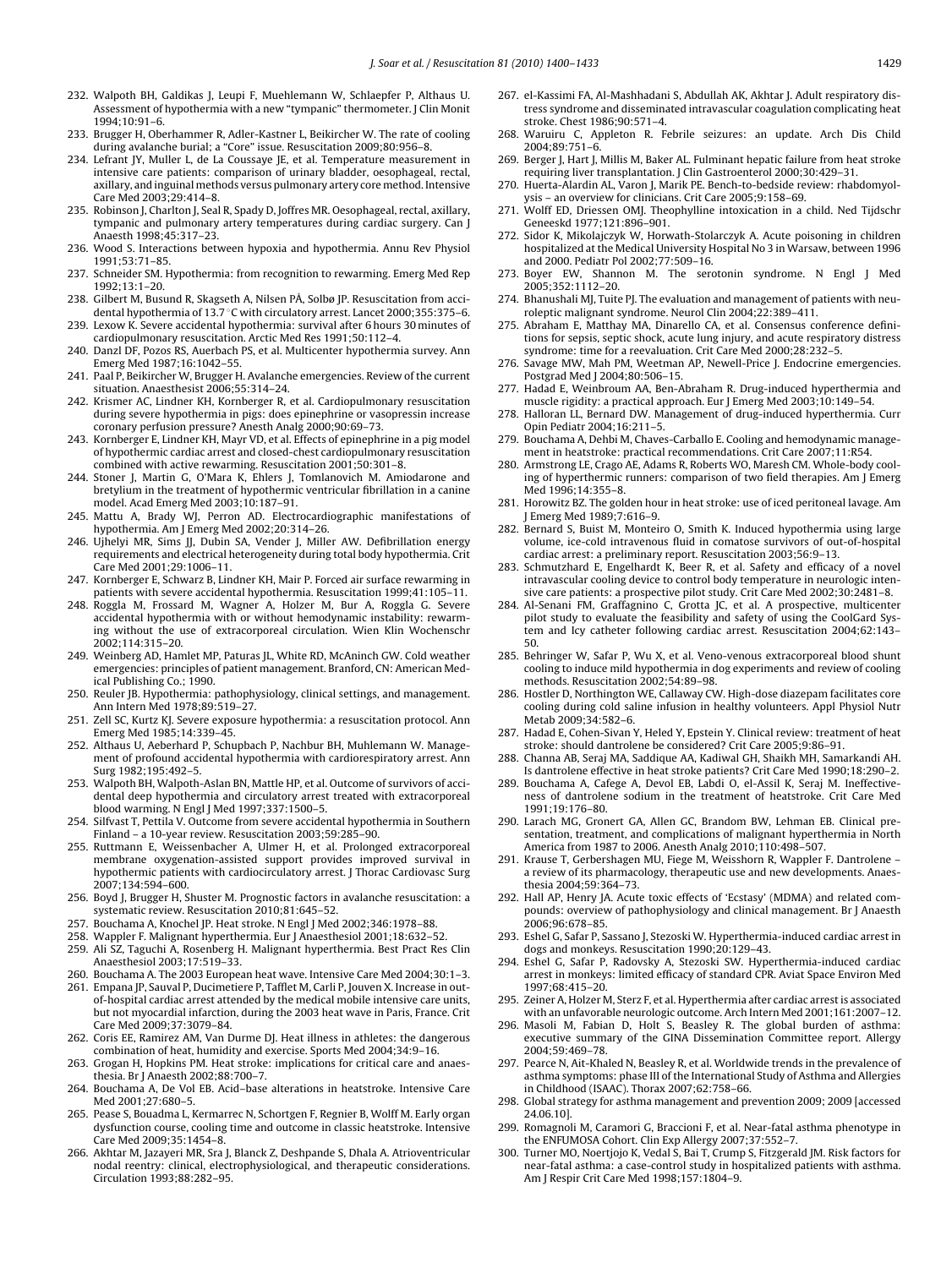232. Walpoth BH, Galdikas J, Leupi F, Muehlemann W, Schlaepfer P, Althaus U. Assessment of hypothermia with a new "tympanic" thermometer. J Clin Monit 1994;10:91–6.
233. Brugger H, Oberhammer R, Adler-Kastner L, Beikircher W. The rate of cooling during avalanche burial; a "Core" issue. Resuscitation 2009;80:956–8.
234. Lefrant JY, Muller L, de La Coussaye JE, et al. Temperature measurement in intensive care patients: comparison of urinary bladder, oesophageal, rectal, axillary, and inguinal methods versus pulmonary artery core method. Intensive Care Med 2003;29:414–8.
235. Robinson J, Charlton J, Seal R, Spady D, Joffres MR. Oesophageal, rectal, axillary, tympanic and pulmonary artery temperatures during cardiac surgery. Can J Anaesth 1998;45:317–23.
236. Wood S. Interactions between hypoxia and hypothermia. Annu Rev Physiol 1991;53:71–85.
237. Schneider SM. Hypothermia: from recognition to rewarming. Emerg Med Rep 1992;13:1–20.
238. Gilbert M, Busund R, Skagseth A, Nilsen PÅ, Solbø JP. Resuscitation from accidental hypothermia of 13.7 °C with circulatory arrest. Lancet 2000;355:375–6.
239. Lexow K. Severe accidental hypothermia: survival after 6 hours 30 minutes of cardiopulmonary resuscitation. Arctic Med Res 1991;50:112–4.
240. Danzl DF, Pozos RS, Auerbach PS, et al. Multicenter hypothermia survey. Ann Emerg Med 1987;16:1042–55.
241. Paal P, Beikircher W, Brugger H. Avalanche emergencies. Review of the current situation. Anaesthesist 2006;55:314–24.
242. Krismer AC, Lindner KH, Kornberger R, et al. Cardiopulmonary resuscitation during severe hypothermia in pigs: does epinephrine or vasopressin increase coronary perfusion pressure? Anesth Analg 2000;90:69–73.
243. Kornberger E, Lindner KH, Mayr VD, et al. Effects of epinephrine in a pig model of hypothermic cardiac arrest and closed-chest cardiopulmonary resuscitation combined with active rewarming. Resuscitation 2001;50:301–8.
244. Stoner J, Martin G, O'Mara K, Ehlers J, Tomlanovich M. Amiodarone and bretylium in the treatment of hypothermic ventricular fibrillation in a canine model. Acad Emerg Med 2003;10:187–91.
245. Mattu A, Brady WJ, Perron AD. Electrocardiographic manifestations of hypothermia. Am J Emerg Med 2002;20:314–26.
246. Ujhelyi MR, Sims JJ, Dubin SA, Vender J, Miller AW. Defibrillation energy requirements and electrical heterogeneity during total body hypothermia. Crit Care Med 2001;29:1006–11.
247. Kornberger E, Schwarz B, Lindner KH, Mair P. Forced air surface rewarming in patients with severe accidental hypothermia. Resuscitation 1999;41:105–11.
248. Roggla M, Frossard M, Wagner A, Holzer M, Bur A, Roggla G. Severe accidental hypothermia with or without hemodynamic instability: rewarming without the use of extracorporeal circulation. Wien Klin Wochenschr 2002;114:315–20.
249. Weinberg AD, Hamlet MP, Paturas JL, White RD, McAninch GW. Cold weather emergencies: principles of patient management. Branford, CN: American Medical Publishing Co.; 1990.
250. Reuler JB. Hypothermia: pathophysiology, clinical settings, and management. Ann Intern Med 1978;89:519–27.
251. Zell SC, Kurtz KJ. Severe exposure hypothermia: a resuscitation protocol. Ann Emerg Med 1985;14:339–45.
252. Althaus U, Aeberhard P, Schupbach P, Nachbur BH, Muhlemann W. Management of profound accidental hypothermia with cardiorespiratory arrest. Ann Surg 1982;195:492–5.
253. Walpoth BH, Walpoth-Aslan BN, Mattle HP, et al. Outcome of survivors of accidental deep hypothermia and circulatory arrest treated with extracorporeal blood warming. N Engl J Med 1997;337:1500–5.
254. Silfvast T, Pettila V. Outcome from severe accidental hypothermia in Southern Finland – a 10-year review. Resuscitation 2003;59:285–90.
255. Ruttmann E, Weissenbacher A, Ulmer H, et al. Prolonged extracorporeal membrane oxygenation-assisted support provides improved survival in hypothermic patients with cardiocirculatory arrest. J Thorac Cardiovasc Surg 2007;134:594–600.
256. Boyd J, Brugger H, Shuster M. Prognostic factors in avalanche resuscitation: a systematic review. Resuscitation 2010;81:645–52.
257. Bouchama A, Knochel JP. Heat stroke. N Engl J Med 2002;346:1978–88.
258. Wappler F. Malignant hyperthermia. Eur J Anaesthesiol 2001;18:632–52.
259. Ali SZ, Taguchi A, Rosenberg H. Malignant hyperthermia. Best Pract Res Clin Anaesthesiol 2003;17:519–33.
260. Bouchama A. The 2003 European heat wave. Intensive Care Med 2004;30:1–3.
261. Empana JP, Sauval P, Ducimetiere P, Tafflet M, Carli P, Jouven X. Increase in out-of-hospital cardiac arrest attended by the medical mobile intensive care units, but not myocardial infarction, during the 2003 heat wave in Paris, France. Crit Care Med 2009;37:3079–84.
262. Coris EE, Ramirez AM, Van Durme DJ. Heat illness in athletes: the dangerous combination of heat, humidity and exercise. Sports Med 2004;34:9–16.
263. Grogan H, Hopkins PM. Heat stroke: implications for critical care and anaesthesia. Br J Anaesth 2002;88:700–7.
264. Bouchama A, De Vol EB. Acid–base alterations in heatstroke. Intensive Care Med 2001;27:680–5.
265. Pease S, Bouadma L, Kermarrec N, Schortgen F, Regnier B, Wolff M. Early organ dysfunction course, cooling time and outcome in classic heatstroke. Intensive Care Med 2009;35:1454–8.
266. Akhtar M, Jazayeri MR, Sra J, Blanck Z, Deshpande S, Dhala A. Atrioventricular nodal reentry: clinical, electrophysiological, and therapeutic considerations. Circulation 1993;88:282–95.
267. el-Kassimi FA, Al-Mashhadani S, Abdullah AK, Akhtar J. Adult respiratory distress syndrome and disseminated intravascular coagulation complicating heat stroke. Chest 1986;90:571–4.
268. Waruiru C, Appleton R. Febrile seizures: an update. Arch Dis Child 2004;89:751–6.
269. Berger J, Hart J, Millis M, Baker AL. Fulminant hepatic failure from heat stroke requiring liver transplantation. J Clin Gastroenterol 2000;30:429–31.
270. Huerta-Alardin AL, Varon J, Marik PE. Bench-to-bedside review: rhabdomyolysis – an overview for clinicians. Crit Care 2005;9:158–69.
271. Wolff ED, Driessen OMJ. Theophylline intoxication in a child. Ned Tijdschr Geneeskd 1977;121:896–901.
272. Sidor K, Mikolajczyk W, Horwath-Stolarczyk A. Acute poisoning in children hospitalized at the Medical University Hospital No 3 in Warsaw, between 1996 and 2000. Pediatr Pol 2002;77:509–16.
273. Boyer EW, Shannon M. The serotonin syndrome. N Engl J Med 2005;352:1112–20.
274. Bhanushali MJ, Tuite PJ. The evaluation and management of patients with neuroleptic malignant syndrome. Neurol Clin 2004;22:389–411.
275. Abraham E, Matthay MA, Dinarello CA, et al. Consensus conference definitions for sepsis, septic shock, acute lung injury, and acute respiratory distress syndrome: time for a reevaluation. Crit Care Med 2000;28:232–5.
276. Savage MW, Mah PM, Weetman AP, Newell-Price J. Endocrine emergencies. Postgrad Med J 2004;80:506–15.
277. Hadad E, Weinbroum AA, Ben-Abraham R. Drug-induced hyperthermia and muscle rigidity: a practical approach. Eur J Emerg Med 2003;10:149–54.
278. Halloran LL, Bernard DW. Management of drug-induced hyperthermia. Curr Opin Pediatr 2004;16:211–5.
279. Bouchama A, Dehbi M, Chaves-Carballo E. Cooling and hemodynamic management in heatstroke: practical recommendations. Crit Care 2007;11:R54.
280. Armstrong LE, Crago AE, Adams R, Roberts WO, Maresh CM. Whole-body cooling of hyperthermic runners: comparison of two field therapies. Am J Emerg Med 1996;14:355–8.
281. Horowitz BZ. The golden hour in heat stroke: use of iced peritoneal lavage. Am J Emerg Med 1989;7:616–9.
282. Bernard S, Buist M, Monteiro O, Smith K. Induced hypothermia using large volume, ice-cold intravenous fluid in comatose survivors of out-of-hospital cardiac arrest: a preliminary report. Resuscitation 2003;56:9–13.
283. Schmutzhard E, Engelhardt K, Beer R, et al. Safety and efficacy of a novel intravascular cooling device to control body temperature in neurologic intensive care patients: a prospective pilot study. Crit Care Med 2002;30:2481–8.
284. Al-Senani FM, Graffagnino C, Grotta JC, et al. A prospective, multicenter pilot study to evaluate the feasibility and safety of using the CoolGard System and Icy catheter following cardiac arrest. Resuscitation 2004;62:143–50.
285. Behringer W, Safar P, Wu X, et al. Veno-venous extracorporeal blood shunt cooling to induce mild hypothermia in dog experiments and review of cooling methods. Resuscitation 2002;54:89–98.
286. Hostler D, Northington WE, Callaway CW. High-dose diazepam facilitates core cooling during cold saline infusion in healthy volunteers. Appl Physiol Nutr Metab 2009;34:582–6.
287. Hadad E, Cohen-Sivan Y, Heled Y, Epstein Y. Clinical review: treatment of heat stroke: should dantrolene be considered? Crit Care 2005;9:86–91.
288. Channa AB, Seraj MA, Saddique AA, Kadiwal GH, Shaikh MH, Samarkandi AH. Is dantrolene effective in heat stroke patients? Crit Care Med 1990;18:290–2.
289. Bouchama A, Cafege A, Devol EB, Labdi O, el-Assil K, Seraj M. Ineffectiveness of dantrolene sodium in the treatment of heatstroke. Crit Care Med 1991;19:176–80.
290. Larach MG, Gronert GA, Allen GC, Brandom BW, Lehman EB. Clinical presentation, treatment, and complications of malignant hyperthermia in North America from 1987 to 2006. Anesth Analg 2010;110:498–507.
291. Krause T, Gerbershagen MU, Fiege M, Weisshorn R, Wappler F. Dantrolene – a review of its pharmacology, therapeutic use and new developments. Anaesthesia 2004;59:364–73.
292. Hall AP, Henry JA. Acute toxic effects of 'Ecstasy' (MDMA) and related compounds: overview of pathophysiology and clinical management. Br J Anaesth 2006;96:678–85.
293. Eshel G, Safar P, Sassano J, Stezoski W. Hyperthermia-induced cardiac arrest in dogs and monkeys. Resuscitation 1990;20:129–43.
294. Eshel G, Safar P, Radovsky A, Stezoski SW. Hyperthermia-induced cardiac arrest in monkeys: limited efficacy of standard CPR. Aviat Space Environ Med 1997;68:415–20.
295. Zeiner A, Holzer M, Sterz F, et al. Hyperthermia after cardiac arrest is associated with an unfavorable neurologic outcome. Arch Intern Med 2001;161:2007–12.
296. Masoli M, Fabian D, Holt S, Beasley R. The global burden of asthma: executive summary of the GINA Dissemination Committee report. Allergy 2004;59:469–78.
297. Pearce N, Ait-Khaled N, Beasley R, et al. Worldwide trends in the prevalence of asthma symptoms: phase III of the International Study of Asthma and Allergies in Childhood (ISAAC). Thorax 2007;62:758–66.
298. Global strategy for asthma management and prevention 2009; 2009 [accessed 24.06.10].
299. Romagnoli M, Caramori G, Braccioni F, et al. Near-fatal asthma phenotype in the ENFUMOSA Cohort. Clin Exp Allergy 2007;37:552–7.
300. Turner MO, Noertjojo K, Vedal S, Bai T, Crump S, Fitzgerald JM. Risk factors for near-fatal asthma: a case-control study in hospitalized patients with asthma. Am J Respir Crit Care Med 1998;157:1804–9.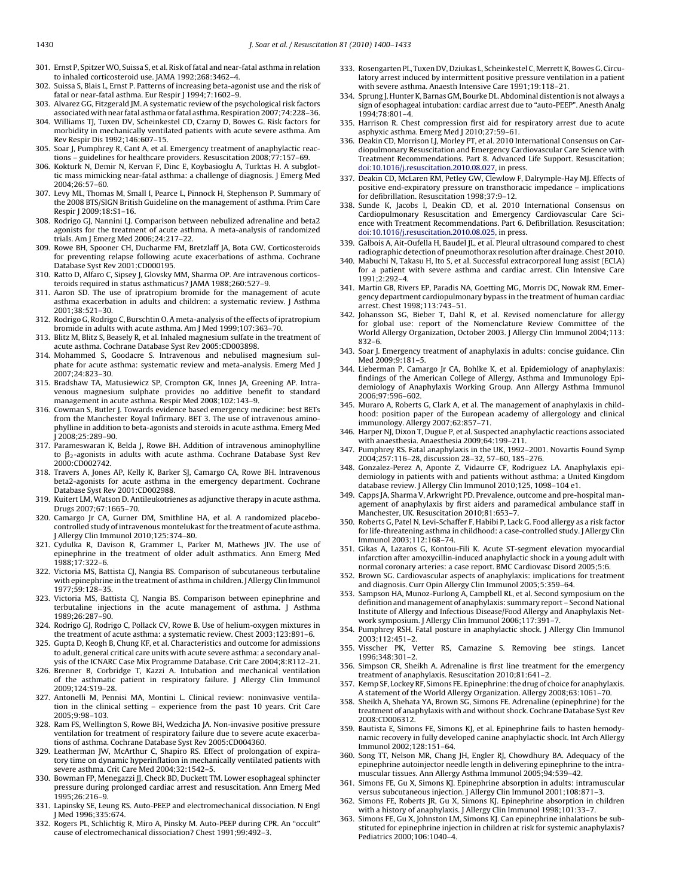301. Ernst P, Spitzer WO, Suissa S, et al. Risk of fatal and near-fatal asthma in relation to inhaled corticosteroid use. JAMA 1992;268:3462–4.
302. Suissa S, Blais L, Ernst P. Patterns of increasing beta-agonist use and the risk of fatal or near-fatal asthma. Eur Respir J 1994;7:1602–9.
303. Alvarez GG, Fitzgerald JM. A systematic review of the psychological risk factors associated with near fatal asthma or fatal asthma. Respiration 2007;74:228–36.
304. Williams TJ, Tuxen DV, Scheinkestel CD, Czarny D, Bowes G. Risk factors for morbidity in mechanically ventilated patients with acute severe asthma. Am Rev Respir Dis 1992;146:607–15.
305. Soar J, Pumphrey R, Cant A, et al. Emergency treatment of anaphylactic reactions – guidelines for healthcare providers. Resuscitation 2008;77:157–69.
306. Kokturk N, Demir N, Kervan F, Dinc E, Koybasioglu A, Turktas H. A subglottic mass mimicking near-fatal asthma: a challenge of diagnosis. J Emerg Med 2004;26:57–60.
307. Levy ML, Thomas M, Small I, Pearce L, Pinnock H, Stephenson P. Summary of the 2008 BTS/SIGN British Guideline on the management of asthma. Prim Care Respir J 2009;18:S1–16.
308. Rodrigo GJ, Nannini LJ. Comparison between nebulized adrenaline and beta2 agonists for the treatment of acute asthma. A meta-analysis of randomized trials. Am J Emerg Med 2006;24:217–22.
309. Rowe BH, Spooner CH, Ducharme FM, Bretzlaff JA, Bota GW. Corticosteroids for preventing relapse following acute exacerbations of asthma. Cochrane Database Syst Rev 2001:CD000195.
310. Ratto D, Alfaro C, Sipsey J, Glovsky MM, Sharma OP. Are intravenous corticosteroids required in status asthmaticus? JAMA 1988;260:527–9.
311. Aaron SD. The use of ipratropium bromide for the management of acute asthma exacerbation in adults and children: a systematic review. J Asthma 2001;38:521–30.
312. Rodrigo G, Rodrigo C, Burschtin O. A meta-analysis of the effects of ipratropium bromide in adults with acute asthma. Am J Med 1999;107:363–70.
313. Blitz M, Blitz S, Beasely R, et al. Inhaled magnesium sulfate in the treatment of acute asthma. Cochrane Database Syst Rev 2005:CD003898.
314. Mohammed S, Goodacre S. Intravenous and nebulised magnesium sulphate for acute asthma: systematic review and meta-analysis. Emerg Med J 2007;24:823–30.
315. Bradshaw TA, Matusiewicz SP, Crompton GK, Innes JA, Greening AP. Intravenous magnesium sulphate provides no additive benefit to standard management in acute asthma. Respir Med 2008;102:143–9.
316. Cowman S, Butler J. Towards evidence based emergency medicine: best BETs from the Manchester Royal Infirmary. BET 3. The use of intravenous aminophylline in addition to beta-agonists and steroids in acute asthma. Emerg Med J 2008;25:289–90.
317. Parameswaran K, Belda J, Rowe BH. Addition of intravenous aminophylline to $\beta_2$-agonists in adults with acute asthma. Cochrane Database Syst Rev 2000:CD002742.
318. Travers A, Jones AP, Kelly K, Barker SJ, Camargo CA, Rowe BH. Intravenous beta2-agonists for acute asthma in the emergency department. Cochrane Database Syst Rev 2001:CD002988.
319. Kuitert LM, Watson D. Antileukotrienes as adjunctive therapy in acute asthma. Drugs 2007;67:1665–70.
320. Camargo Jr CA, Gurner DM, Smithline HA, et al. A randomized placebo-controlled study of intravenous montelukast for the treatment of acute asthma. J Allergy Clin Immunol 2010;125:374–80.
321. Cydulka R, Davison R, Grammer L, Parker M, Mathews JIV. The use of epinephrine in the treatment of older adult asthmatics. Ann Emerg Med 1988;17:322–6.
322. Victoria MS, Battista CJ, Nangia BS. Comparison of subcutaneous terbutaline with epinephrine in the treatment of asthma in children. J Allergy Clin Immunol 1977;59:128–35.
323. Victoria MS, Battista CJ, Nangia BS. Comparison between epinephrine and terbutaline injections in the acute management of asthma. J Asthma 1989;26:287–90.
324. Rodrigo GJ, Rodrigo C, Pollack CV, Rowe B. Use of helium-oxygen mixtures in the treatment of acute asthma: a systematic review. Chest 2003;123:891–6.
325. Gupta D, Keogh B, Chung KF, et al. Characteristics and outcome for admissions to adult, general critical care units with acute severe asthma: a secondary analysis of the ICNARC Case Mix Programme Database. Crit Care 2004;8:R112–21.
326. Brenner B, Corbridge T, Kazzi A. Intubation and mechanical ventilation of the asthmatic patient in respiratory failure. J Allergy Clin Immunol 2009;124:S19–28.
327. Antonelli M, Pennisi MA, Montini L. Clinical review: noninvasive ventilation in the clinical setting – experience from the past 10 years. Crit Care 2005;9:98–103.
328. Ram FS, Wellington S, Rowe BH, Wedzicha JA. Non-invasive positive pressure ventilation for treatment of respiratory failure due to severe acute exacerbations of asthma. Cochrane Database Syst Rev 2005:CD004360.
329. Leatherman JW, McArthur C, Shapiro RS. Effect of prolongation of expiratory time on dynamic hyperinflation in mechanically ventilated patients with severe asthma. Crit Care Med 2004;32:1542–5.
330. Bowman FP, Menegazzi JJ, Check BD, Duckett TM. Lower esophageal sphincter pressure during prolonged cardiac arrest and resuscitation. Ann Emerg Med 1995;26:216–9.
331. Lapinsky SE, Leung RS. Auto-PEEP and electromechanical dissociation. N Engl J Med 1996;335:674.
332. Rogers PL, Schlichtig R, Miro A, Pinsky M. Auto-PEEP during CPR. An "occult" cause of electromechanical dissociation? Chest 1991;99:492–3.
333. Rosengarten PL, Tuxen DV, Dziukas L, Scheinkestel C, Merrett K, Bowes G. Circulatory arrest induced by intermittent positive pressure ventilation in a patient with severe asthma. Anaesth Intensive Care 1991;19:118–21.
334. Sprung J, Hunter K, Barnas GM, Bourke DL. Abdominal distention is not always a sign of esophageal intubation: cardiac arrest due to "auto-PEEP". Anesth Analg 1994;78:801–4.
335. Harrison R. Chest compression first aid for respiratory arrest due to acute asphyxic asthma. Emerg Med J 2010;27:59–61.
336. Deakin CD, Morrison LJ, Morley PT, et al. 2010 International Consensus on Cardiopulmonary Resuscitation and Emergency Cardiovascular Care Science with Treatment Recommendations. Part 8. Advanced Life Support. Resuscitation; doi:10.1016/j.resuscitation.2010.08.027, in press.
337. Deakin CD, McLaren RM, Petley GW, Clewlow F, Dalrymple-Hay MJ. Effects of positive end-expiratory pressure on transthoracic impedance – implications for defibrillation. Resuscitation 1998;37:9–12.
338. Sunde K, Jacobs I, Deakin CD, et al. 2010 International Consensus on Cardiopulmonary Resuscitation and Emergency Cardiovascular Care Science with Treatment Recommendations. Part 6. Defibrillation. Resuscitation; doi:10.1016/j.resuscitation.2010.08.025, in press.
339. Galbois A, Ait-Oufella H, Baudel JL, et al. Pleural ultrasound compared to chest radiographic detection of pneumothorax resolution after drainage. Chest 2010.
340. Mabuchi N, Takasu H, Ito S, et al. Successful extracorporeal lung assist (ECLA) for a patient with severe asthma and cardiac arrest. Clin Intensive Care 1991;2:292–4.
341. Martin GB, Rivers EP, Paradis NA, Goetting MG, Morris DC, Nowak RM. Emergency department cardiopulmonary bypass in the treatment of human cardiac arrest. Chest 1998;113:743–51.
342. Johansson SG, Bieber T, Dahl R, et al. Revised nomenclature for allergy for global use: report of the Nomenclature Review Committee of the World Allergy Organization, October 2003. J Allergy Clin Immunol 2004;113: 832–6.
343. Soar J. Emergency treatment of anaphylaxis in adults: concise guidance. Clin Med 2009;9:181–5.
344. Lieberman P, Camargo Jr CA, Bohlke K, et al. Epidemiology of anaphylaxis: findings of the American College of Allergy, Asthma and Immunology Epidemiology of Anaphylaxis Working Group. Ann Allergy Asthma Immunol 2006;97:596–602.
345. Muraro A, Roberts G, Clark A, et al. The management of anaphylaxis in childhood: position paper of the European academy of allergology and clinical immunology. Allergy 2007;62:857–71.
346. Harper NJ, Dixon T, Dugue P, et al. Suspected anaphylactic reactions associated with anaesthesia. Anaesthesia 2009;64:199–211.
347. Pumphrey RS. Fatal anaphylaxis in the UK, 1992–2001. Novartis Found Symp 2004;257:116–28, discussion 28–32, 57–60, 185–276.
348. Gonzalez-Perez A, Aponte Z, Vidaurre CF, Rodriguez LA. Anaphylaxis epidemiology in patients with and patients without asthma: a United Kingdom database review. J Allergy Clin Immunol 2010;125, 1098–104 e1.
349. Capps JA, Sharma V, Arkwright PD. Prevalence, outcome and pre-hospital management of anaphylaxis by first aiders and paramedical ambulance staff in Manchester, UK. Resuscitation 2010;81:653–7.
350. Roberts G, Patel N, Levi-Schaffer F, Habibi P, Lack G. Food allergy as a risk factor for life-threatening asthma in childhood: a case-controlled study. J Allergy Clin Immunol 2003;112:168–74.
351. Gikas A, Lazaros G, Kontou-Fili K. Acute ST-segment elevation myocardial infarction after amoxycillin-induced anaphylactic shock in a young adult with normal coronary arteries: a case report. BMC Cardiovasc Disord 2005;5:6.
352. Brown SG. Cardiovascular aspects of anaphylaxis: implications for treatment and diagnosis. Curr Opin Allergy Clin Immunol 2005;5:359–64.
353. Sampson HA, Munoz-Furlong A, Campbell RL, et al. Second symposium on the definition and management of anaphylaxis: summary report – Second National Institute of Allergy and Infectious Disease/Food Allergy and Anaphylaxis Network symposium. J Allergy Clin Immunol 2006;117:391–7.
354. Pumphrey RSH. Fatal posture in anaphylactic shock. J Allergy Clin Immunol 2003;112:451–2.
355. Visscher PK, Vetter RS, Camazine S. Removing bee stings. Lancet 1996;348:301–2.
356. Simpson CR, Sheikh A. Adrenaline is first line treatment for the emergency treatment of anaphylaxis. Resuscitation 2010;81:641–2.
357. Kemp SF, Lockey RF, Simons FE. Epinephrine: the drug of choice for anaphylaxis. A statement of the World Allergy Organization. Allergy 2008;63:1061–70.
358. Sheikh A, Shehata YA, Brown SG, Simons FE. Adrenaline (epinephrine) for the treatment of anaphylaxis with and without shock. Cochrane Database Syst Rev 2008:CD006312.
359. Bautista E, Simons FE, Simons KJ, et al. Epinephrine fails to hasten hemodynamic recovery in fully developed canine anaphylactic shock. Int Arch Allergy Immunol 2002;128:151–64.
360. Song TT, Nelson MR, Chang JH, Engler RJ, Chowdhury BA. Adequacy of the epinephrine autoinjector needle length in delivering epinephrine to the intramuscular tissues. Ann Allergy Asthma Immunol 2005;94:539–42.
361. Simons FE, Gu X, Simons KJ. Epinephrine absorption in adults: intramuscular versus subcutaneous injection. J Allergy Clin Immunol 2001;108:871–3.
362. Simons FE, Roberts JR, Gu X, Simons KJ. Epinephrine absorption in children with a history of anaphylaxis. J Allergy Clin Immunol 1998;101:33–7.
363. Simons FE, Gu X, Johnston LM, Simons KJ. Can epinephrine inhalations be substituted for epinephrine injection in children at risk for systemic anaphylaxis? Pediatrics 2000;106:1040–4.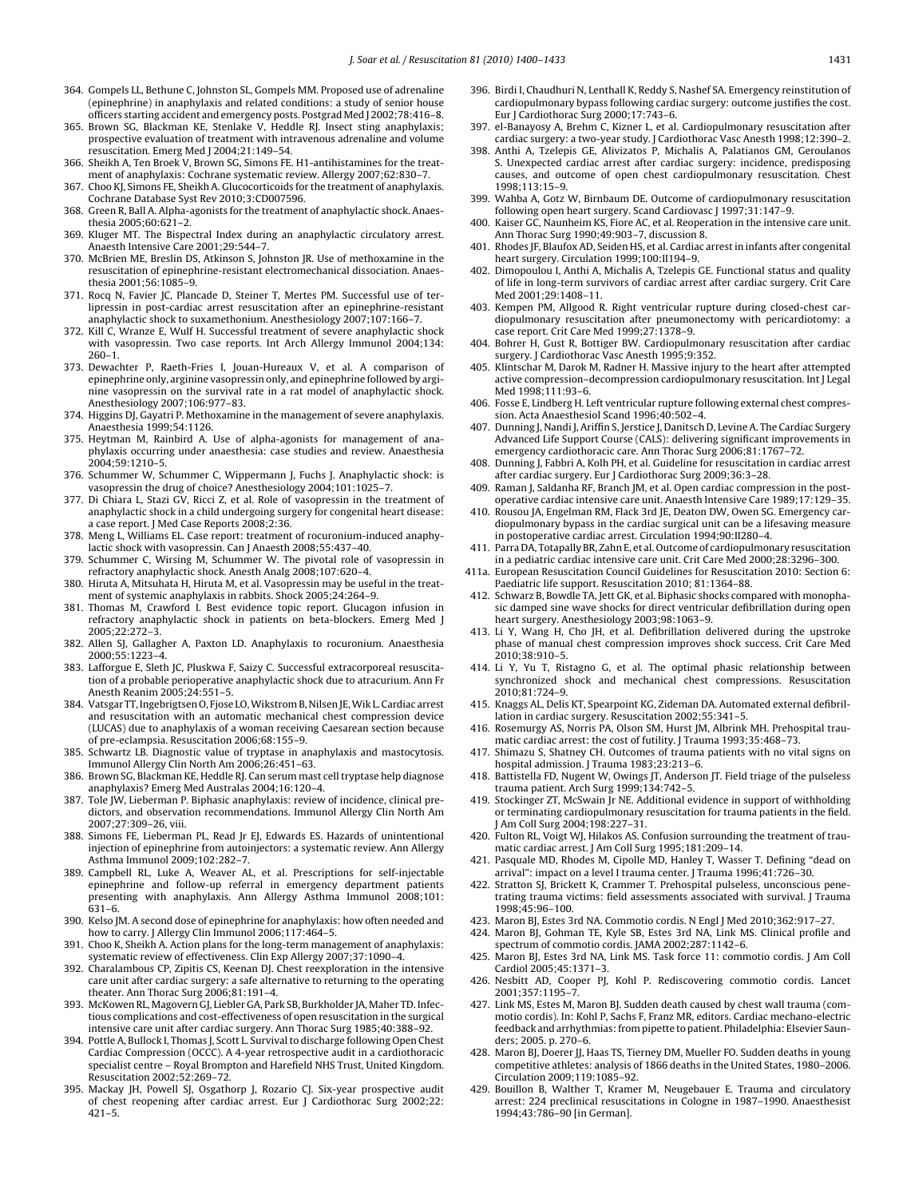364. Gompels LL, Bethune C, Johnston SL, Gompels MM. Proposed use of adrenaline (epinephrine) in anaphylaxis and related conditions: a study of senior house officers starting accident and emergency posts. Postgrad Med J 2002;78:416–8.
365. Brown SG, Blackman KE, Stenlake V, Heddle RJ. Insect sting anaphylaxis; prospective evaluation of treatment with intravenous adrenaline and volume resuscitation. Emerg Med J 2004;21:149–54.
366. Sheikh A, Ten Broek V, Brown SG, Simons FE. H1-antihistamines for the treatment of anaphylaxis: Cochrane systematic review. Allergy 2007;62:830–7.
367. Choo KJ, Simons FE, Sheikh A. Glucocorticoids for the treatment of anaphylaxis. Cochrane Database Syst Rev 2010;3:CD007596.
368. Green R, Ball A. Alpha-agonists for the treatment of anaphylactic shock. Anaesthesia 2005;60:621–2.
369. Kluger MT. The Bispectral Index during an anaphylactic circulatory arrest. Anaesth Intensive Care 2001;29:544–7.
370. McBrien ME, Breslin DS, Atkinson S, Johnston JR. Use of methoxamine in the resuscitation of epinephrine-resistant electromechanical dissociation. Anaesthesia 2001;56:1085–9.
371. Rocq N, Favier JC, Plancade D, Steiner T, Mertes PM. Successful use of terlipressin in post-cardiac arrest resuscitation after an epinephrine-resistant anaphylactic shock to suxamethonium. Anesthesiology 2007;107:166–7.
372. Kill C, Wranze E, Wulf H. Successful treatment of severe anaphylactic shock with vasopressin. Two case reports. Int Arch Allergy Immunol 2004;134: 260–1.
373. Dewachter P, Raeth-Fries I, Jouan-Hureaux V, et al. A comparison of epinephrine only, arginine vasopressin only, and epinephrine followed by arginine vasopressin on the survival rate in a rat model of anaphylactic shock. Anesthesiology 2007;106:977–83.
374. Higgins DJ, Gayatri P. Methoxamine in the management of severe anaphylaxis. Anaesthesia 1999;54:1126.
375. Heytman M, Rainbird A. Use of alpha-agonists for management of anaphylaxis occurring under anaesthesia: case studies and review. Anaesthesia 2004;59:1210–5.
376. Schummer W, Schummer C, Wippermann J, Fuchs J. Anaphylactic shock: is vasopressin the drug of choice? Anesthesiology 2004;101:1025–7.
377. Di Chiara L, Stazi GV, Ricci Z, et al. Role of vasopressin in the treatment of anaphylactic shock in a child undergoing surgery for congenital heart disease: a case report. J Med Case Reports 2008;2:36.
378. Meng L, Williams EL. Case report: treatment of rocuronium-induced anaphylactic shock with vasopressin. Can J Anaesth 2008;55:437–40.
379. Schummer C, Wirsing M, Schummer W. The pivotal role of vasopressin in refractory anaphylactic shock. Anesth Analg 2008;107:620–4.
380. Hiruta A, Mitsuhata H, Hiruta M, et al. Vasopressin may be useful in the treatment of systemic anaphylaxis in rabbits. Shock 2005;24:264–9.
381. Thomas M, Crawford I. Best evidence topic report. Glucagon infusion in refractory anaphylactic shock in patients on beta-blockers. Emerg Med J 2005;22:272–3.
382. Allen SJ, Gallagher A, Paxton LD. Anaphylaxis to rocuronium. Anaesthesia 2000;55:1223–4.
383. Lafforgue E, Sleth JC, Pluskwa F, Saizy C. Successful extracorporeal resuscitation of a probable perioperative anaphylactic shock due to atracurium. Ann Fr Anesth Reanim 2005;24:551–5.
384. Vatsgar TT, Ingebrigtsen O, Fjose LO, Wikstrom B, Nilsen JE, Wik L. Cardiac arrest and resuscitation with an automatic mechanical chest compression device (LUCAS) due to anaphylaxis of a woman receiving Caesarean section because of pre-eclampsia. Resuscitation 2006;68:155–9.
385. Schwartz LB. Diagnostic value of tryptase in anaphylaxis and mastocytosis. Immunol Allergy Clin North Am 2006;26:451–63.
386. Brown SG, Blackman KE, Heddle RJ. Can serum mast cell tryptase help diagnose anaphylaxis? Emerg Med Australas 2004;16:120–4.
387. Tole JW, Lieberman P. Biphasic anaphylaxis: review of incidence, clinical predictors, and observation recommendations. Immunol Allergy Clin North Am 2007;27:309–26, viii.
388. Simons FE, Lieberman PL, Read Jr EJ, Edwards ES. Hazards of unintentional injection of epinephrine from autoinjectors: a systematic review. Ann Allergy Asthma Immunol 2009;102:282–7.
389. Campbell RL, Luke A, Weaver AL, et al. Prescriptions for self-injectable epinephrine and follow-up referral in emergency department patients presenting with anaphylaxis. Ann Allergy Asthma Immunol 2008;101: 631–6.
390. Kelso JM. A second dose of epinephrine for anaphylaxis: how often needed and how to carry. J Allergy Clin Immunol 2006;117:464–5.
391. Choo K, Sheikh A. Action plans for the long-term management of anaphylaxis: systematic review of effectiveness. Clin Exp Allergy 2007;37:1090–4.
392. Charalambous CP, Zipitis CS, Keenan DJ. Chest reexploration in the intensive care unit after cardiac surgery: a safe alternative to returning to the operating theater. Ann Thorac Surg 2006;81:191–4.
393. McKowen RL, Magovern GJ, Liebler GA, Park SB, Burkholder JA, Maher TD. Infectious complications and cost-effectiveness of open resuscitation in the surgical intensive care unit after cardiac surgery. Ann Thorac Surg 1985;40:388–92.
394. Pottle A, Bullock I, Thomas J, Scott L. Survival to discharge following Open Chest Cardiac Compression (OCCC). A 4-year retrospective audit in a cardiothoracic specialist centre – Royal Brompton and Harefield NHS Trust, United Kingdom. Resuscitation 2002;52:269–72.
395. Mackay JH, Powell SJ, Osgathorp J, Rozario CJ. Six-year prospective audit of chest reopening after cardiac arrest. Eur J Cardiothorac Surg 2002;22: 421–5.
396. Birdi I, Chaudhuri N, Lenthall K, Reddy S, Nashef SA. Emergency reinstitution of cardiopulmonary bypass following cardiac surgery: outcome justifies the cost. Eur J Cardiothorac Surg 2000;17:743–6.
397. el-Banayosy A, Brehm C, Kizner L, et al. Cardiopulmonary resuscitation after cardiac surgery: a two-year study. J Cardiothorac Vasc Anesth 1998;12:390–2.
398. Anthi A, Tzelepis GE, Alivizatos P, Michalis A, Palatianos GM, Geroulanos S. Unexpected cardiac arrest after cardiac surgery: incidence, predisposing causes, and outcome of open chest cardiopulmonary resuscitation. Chest 1998;113:15–9.
399. Wahba A, Gotz W, Birnbaum DE. Outcome of cardiopulmonary resuscitation following open heart surgery. Scand Cardiovasc J 1997;31:147–9.
400. Kaiser GC, Naunheim KS, Fiore AC, et al. Reoperation in the intensive care unit. Ann Thorac Surg 1990;49:903–7, discussion 8.
401. Rhodes JF, Blaufox AD, Seiden HS, et al. Cardiac arrest in infants after congenital heart surgery. Circulation 1999;100:II194–9.
402. Dimopoulou I, Anthi A, Michalis A, Tzelepis GE. Functional status and quality of life in long-term survivors of cardiac arrest after cardiac surgery. Crit Care Med 2001;29:1408–11.
403. Kempen PM, Allgood R. Right ventricular rupture during closed-chest cardiopulmonary resuscitation after pneumonectomy with pericardiotomy: a case report. Crit Care Med 1999;27:1378–9.
404. Bohrer H, Gust R, Bottiger BW. Cardiopulmonary resuscitation after cardiac surgery. J Cardiothorac Vasc Anesth 1995;9:352.
405. Klintschar M, Darok M, Radner H. Massive injury to the heart after attempted active compression–decompression cardiopulmonary resuscitation. Int J Legal Med 1998;111:93–6.
406. Fosse E, Lindberg H. Left ventricular rupture following external chest compression. Acta Anaesthesiol Scand 1996;40:502–4.
407. Dunning J, Nandi J, Ariffin S, Jerstice J, Danitsch D, Levine A. The Cardiac Surgery Advanced Life Support Course (CALS): delivering significant improvements in emergency cardiothoracic care. Ann Thorac Surg 2006;81:1767–72.
408. Dunning J, Fabbri A, Kolh PH, et al. Guideline for resuscitation in cardiac arrest after cardiac surgery. Eur J Cardiothorac Surg 2009;36:3–28.
409. Raman J, Saldanha RF, Branch JM, et al. Open cardiac compression in the postoperative cardiac intensive care unit. Anaesth Intensive Care 1989;17:129–35.
410. Rousou JA, Engelman RM, Flack 3rd JE, Deaton DW, Owen SG. Emergency cardiopulmonary bypass in the cardiac surgical unit can be a lifesaving measure in postoperative cardiac arrest. Circulation 1994;90:II280–4.
411. Parra DA, Totapally BR, Zahn E, et al. Outcome of cardiopulmonary resuscitation in a pediatric cardiac intensive care unit. Crit Care Med 2000;28:3296–300.
411a. European Resuscitation Council Guidelines for Resuscitation 2010: Section 6: Paediatric life support. Resuscitation 2010; 81:1364–88.
412. Schwarz B, Bowdle TA, Jett GK, et al. Biphasic shocks compared with monophasic damped sine wave shocks for direct ventricular defibrillation during open heart surgery. Anesthesiology 2003;98:1063–9.
413. Li Y, Wang H, Cho JH, et al. Defibrillation delivered during the upstroke phase of manual chest compression improves shock success. Crit Care Med 2010;38:910–5.
414. Li Y, Yu T, Ristagno G, et al. The optimal phasic relationship between synchronized shock and mechanical chest compressions. Resuscitation 2010;81:724–9.
415. Knaggs AL, Delis KT, Spearpoint KG, Zideman DA. Automated external defibrillation in cardiac surgery. Resuscitation 2002;55:341–5.
416. Rosemurgy AS, Norris PA, Olson SM, Hurst JM, Albrink MH. Prehospital traumatic cardiac arrest: the cost of futility. J Trauma 1993;35:468–73.
417. Shimazu S, Shatney CH. Outcomes of trauma patients with no vital signs on hospital admission. J Trauma 1983;23:213–6.
418. Battistella FD, Nugent W, Owings JT, Anderson JT. Field triage of the pulseless trauma patient. Arch Surg 1999;134:742–5.
419. Stockinger ZT, McSwain Jr NE. Additional evidence in support of withholding or terminating cardiopulmonary resuscitation for trauma patients in the field. J Am Coll Surg 2004;198:227–31.
420. Fulton RL, Voigt WJ, Hilakos AS. Confusion surrounding the treatment of traumatic cardiac arrest. J Am Coll Surg 1995;181:209–14.
421. Pasquale MD, Rhodes M, Cipolle MD, Hanley T, Wasser T. Defining "dead on arrival": impact on a level I trauma center. J Trauma 1996;41:726–30.
422. Stratton SJ, Brickett K, Crammer T. Prehospital pulseless, unconscious penetrating trauma victims: field assessments associated with survival. J Trauma 1998;45:96–100.
423. Maron BJ, Estes 3rd NA. Commotio cordis. N Engl J Med 2010;362:917–27.
424. Maron BJ, Gohman TE, Kyle SB, Estes 3rd NA, Link MS. Clinical profile and spectrum of commotio cordis. JAMA 2002;287:1142–6.
425. Maron BJ, Estes 3rd NA, Link MS. Task force 11: commotio cordis. J Am Coll Cardiol 2005;45:1371–3.
426. Nesbitt AD, Cooper PJ, Kohl P. Rediscovering commotio cordis. Lancet 2001;357:1195–7.
427. Link MS, Estes M, Maron BJ. Sudden death caused by chest wall trauma (commotio cordis). In: Kohl P, Sachs F, Franz MR, editors. Cardiac mechano-electric feedback and arrhythmias: from pipette to patient. Philadelphia: Elsevier Saunders; 2005. p. 270–6.
428. Maron BJ, Doerer JJ, Haas TS, Tierney DM, Mueller FO. Sudden deaths in young competitive athletes: analysis of 1866 deaths in the United States, 1980–2006. Circulation 2009;119:1085–92.
429. Bouillon B, Walther T, Kramer M, Neugebauer E. Trauma and circulatory arrest: 224 preclinical resuscitations in Cologne in 1987–1990. Anaesthesist 1994;43:786–90 [in German].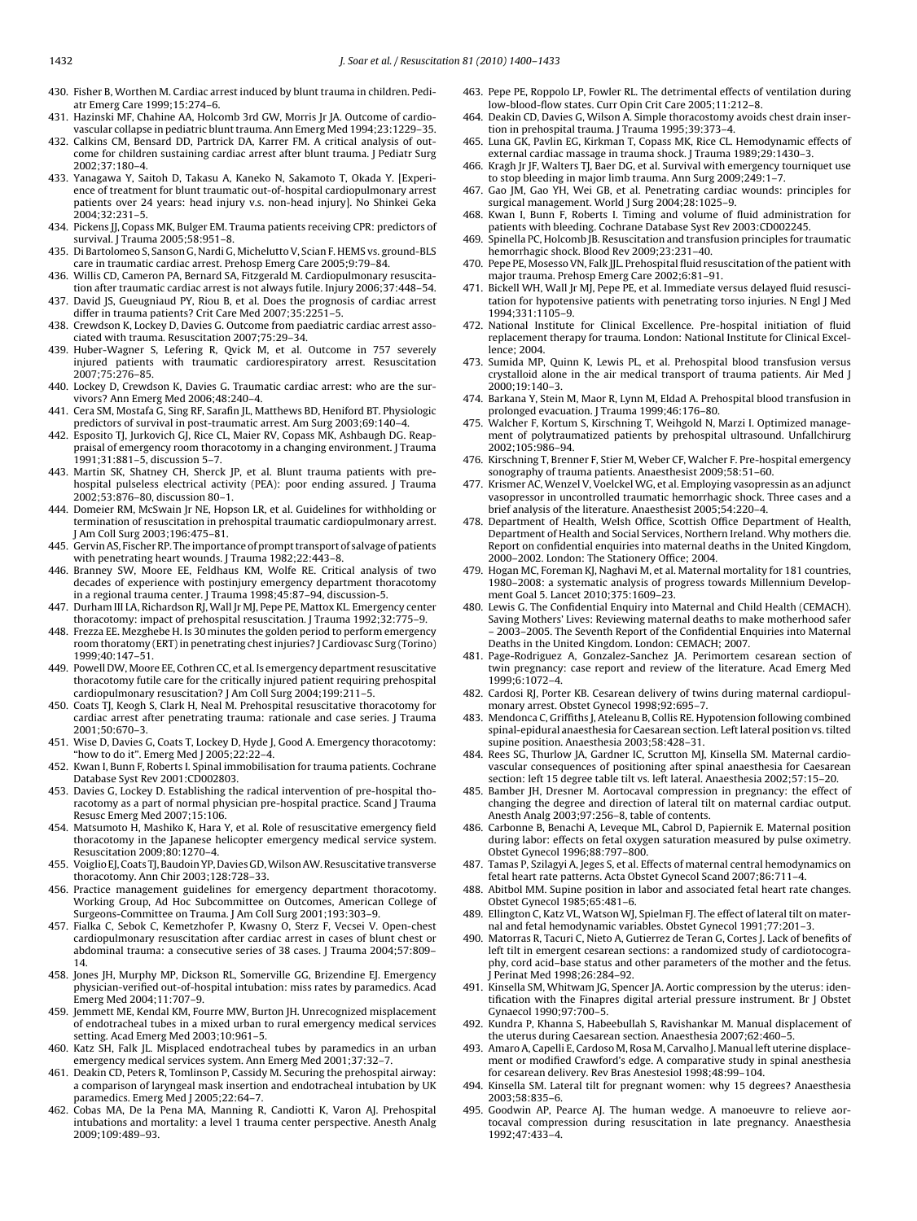430. Fisher B, Worthen M. Cardiac arrest induced by blunt trauma in children. Pediatr Emerg Care 1999;15:274–6.
431. Hazinski MF, Chahine AA, Holcomb 3rd GW, Morris Jr JA. Outcome of cardiovascular collapse in pediatric blunt trauma. Ann Emerg Med 1994;23:1229–35.
432. Calkins CM, Bensard DD, Partrick DA, Karrer FM. A critical analysis of outcome for children sustaining cardiac arrest after blunt trauma. J Pediatr Surg 2002;37:180–4.
433. Yanagawa Y, Saitoh D, Takasu A, Kaneko N, Sakamoto T, Okada Y. [Experience of treatment for blunt traumatic out-of-hospital cardiopulmonary arrest patients over 24 years: head injury v.s. non-head injury]. No Shinkei Geka 2004;32:231–5.
434. Pickens JJ, Copass MK, Bulger EM. Trauma patients receiving CPR: predictors of survival. J Trauma 2005;58:951–8.
435. Di Bartolomeo S, Sanson G, Nardi G, Michelutto V, Scian F. HEMS vs. ground-BLS care in traumatic cardiac arrest. Prehosp Emerg Care 2005;9:79–84.
436. Willis CD, Cameron PA, Bernard SA, Fitzgerald M. Cardiopulmonary resuscitation after traumatic cardiac arrest is not always futile. Injury 2006;37:448–54.
437. David JS, Gueugniaud PY, Riou B, et al. Does the prognosis of cardiac arrest differ in trauma patients? Crit Care Med 2007;35:2251–5.
438. Crewdson K, Lockey D, Davies G. Outcome from paediatric cardiac arrest associated with trauma. Resuscitation 2007;75:29–34.
439. Huber-Wagner S, Lefering R, Qvick M, et al. Outcome in 757 severely injured patients with traumatic cardiorespiratory arrest. Resuscitation 2007;75:276–85.
440. Lockey D, Crewdson K, Davies G. Traumatic cardiac arrest: who are the survivors? Ann Emerg Med 2006;48:240–4.
441. Cera SM, Mostafa G, Sing RF, Sarafin JL, Matthews BD, Heniford BT. Physiologic predictors of survival in post-traumatic arrest. Am Surg 2003;69:140–4.
442. Esposito TJ, Jurkovich GJ, Rice CL, Maier RV, Copass MK, Ashbaugh DG. Reappraisal of emergency room thoracotomy in a changing environment. J Trauma 1991;31:881–5, discussion 5–7.
443. Martin SK, Shatney CH, Sherck JP, et al. Blunt trauma patients with prehospital pulseless electrical activity (PEA): poor ending assured. J Trauma 2002;53:876–80, discussion 80–1.
444. Domeier RM, McSwain Jr NE, Hopson LR, et al. Guidelines for withholding or termination of resuscitation in prehospital traumatic cardiopulmonary arrest. J Am Coll Surg 2003;196:475–81.
445. Gervin AS, Fischer RP. The importance of prompt transport of salvage of patients with penetrating heart wounds. J Trauma 1982;22:443–8.
446. Branney SW, Moore EE, Feldhaus KM, Wolfe RE. Critical analysis of two decades of experience with postinjury emergency department thoracotomy in a regional trauma center. J Trauma 1998;45:87–94, discussion-5.
447. Durham III LA, Richardson RJ, Wall Jr MJ, Pepe PE, Mattox KL. Emergency center thoracotomy: impact of prehospital resuscitation. J Trauma 1992;32:775–9.
448. Frezza EE. Mezghebe H. Is 30 minutes the golden period to perform emergency room thoratomy (ERT) in penetrating chest injuries? J Cardiovasc Surg (Torino) 1999;40:147–51.
449. Powell DW, Moore EE, Cothren CC, et al. Is emergency department resuscitative thoracotomy futile care for the critically injured patient requiring prehospital cardiopulmonary resuscitation? J Am Coll Surg 2004;199:211–5.
450. Coats TJ, Keogh S, Clark H, Neal M. Prehospital resuscitative thoracotomy for cardiac arrest after penetrating trauma: rationale and case series. J Trauma 2001;50:670–3.
451. Wise D, Davies G, Coats T, Lockey D, Hyde J, Good A. Emergency thoracotomy: "how to do it". Emerg Med J 2005;22:22–4.
452. Kwan I, Bunn F, Roberts I. Spinal immobilisation for trauma patients. Cochrane Database Syst Rev 2001:CD002803.
453. Davies G, Lockey D. Establishing the radical intervention of pre-hospital thoracotomy as a part of normal physician pre-hospital practice. Scand J Trauma Resusc Emerg Med 2007;15:106.
454. Matsumoto H, Mashiko K, Hara Y, et al. Role of resuscitative emergency field thoracotomy in the Japanese helicopter emergency medical service system. Resuscitation 2009;80:1270–4.
455. Voiglio EJ, Coats TJ, Baudoin YP, Davies GD, Wilson AW. Resuscitative transverse thoracotomy. Ann Chir 2003;128:728–33.
456. Practice management guidelines for emergency department thoracotomy. Working Group, Ad Hoc Subcommittee on Outcomes, American College of Surgeons-Committee on Trauma. J Am Coll Surg 2001;193:303–9.
457. Fialka C, Sebok C, Kemetzhofer P, Kwasny O, Sterz F, Vecsei V. Open-chest cardiopulmonary resuscitation after cardiac arrest in cases of blunt chest or abdominal trauma: a consecutive series of 38 cases. J Trauma 2004;57:809–14.
458. Jones JH, Murphy MP, Dickson RL, Somerville GG, Brizendine EJ. Emergency physician-verified out-of-hospital intubation: miss rates by paramedics. Acad Emerg Med 2004;11:707–9.
459. Jemmett ME, Kendal KM, Fourre MW, Burton JH. Unrecognized misplacement of endotracheal tubes in a mixed urban to rural emergency medical services setting. Acad Emerg Med 2003;10:961–5.
460. Katz SH, Falk JL. Misplaced endotracheal tubes by paramedics in an urban emergency medical services system. Ann Emerg Med 2001;37:32–7.
461. Deakin CD, Peters R, Tomlinson P, Cassidy M. Securing the prehospital airway: a comparison of laryngeal mask insertion and endotracheal intubation by UK paramedics. Emerg Med J 2005;22:64–7.
462. Cobas MA, De la Pena MA, Manning R, Candiotti K, Varon AJ. Prehospital intubations and mortality: a level 1 trauma center perspective. Anesth Analg 2009;109:489–93.
463. Pepe PE, Roppolo LP, Fowler RL. The detrimental effects of ventilation during low-blood-flow states. Curr Opin Crit Care 2005;11:212–8.
464. Deakin CD, Davies G, Wilson A. Simple thoracostomy avoids chest drain insertion in prehospital trauma. J Trauma 1995;39:373–4.
465. Luna GK, Pavlin EG, Kirkman T, Copass MK, Rice CL. Hemodynamic effects of external cardiac massage in trauma shock. J Trauma 1989;29:1430–3.
466. Kragh Jr JF, Walters TJ, Baer DG, et al. Survival with emergency tourniquet use to stop bleeding in major limb trauma. Ann Surg 2009;249:1–7.
467. Gao JM, Gao YH, Wei GB, et al. Penetrating cardiac wounds: principles for surgical management. World J Surg 2004;28:1025–9.
468. Kwan I, Bunn F, Roberts I. Timing and volume of fluid administration for patients with bleeding. Cochrane Database Syst Rev 2003:CD002245.
469. Spinella PC, Holcomb JB. Resuscitation and transfusion principles for traumatic hemorrhagic shock. Blood Rev 2009;23:231–40.
470. Pepe PE, Mosesso VN, Falk JJL. Prehospital fluid resuscitation of the patient with major trauma. Prehosp Emerg Care 2002;6:81–91.
471. Bickell WH, Wall Jr MJ, Pepe PE, et al. Immediate versus delayed fluid resuscitation for hypotensive patients with penetrating torso injuries. N Engl J Med 1994;331:1105–9.
472. National Institute for Clinical Excellence. Pre-hospital initiation of fluid replacement therapy for trauma. London: National Institute for Clinical Excellence; 2004.
473. Sumida MP, Quinn K, Lewis PL, et al. Prehospital blood transfusion versus crystalloid alone in the air medical transport of trauma patients. Air Med J 2000;19:140–3.
474. Barkana Y, Stein M, Maor R, Lynn M, Eldad A. Prehospital blood transfusion in prolonged evacuation. J Trauma 1999;46:176–80.
475. Walcher F, Kortum S, Kirschning T, Weihgold N, Marzi I. Optimized management of polytraumatized patients by prehospital ultrasound. Unfallchirurg 2002;105:986–94.
476. Kirschning T, Brenner F, Stier M, Weber CF, Walcher F. Pre-hospital emergency sonography of trauma patients. Anaesthesist 2009;58:51–60.
477. Krismer AC, Wenzel V, Voelckel WG, et al. Employing vasopressin as an adjunct vasopressor in uncontrolled traumatic hemorrhagic shock. Three cases and a brief analysis of the literature. Anaesthesist 2005;54:220–4.
478. Department of Health, Welsh Office, Scottish Office Department of Health, Department of Health and Social Services, Northern Ireland. Why mothers die. Report on confidential enquiries into maternal deaths in the United Kingdom, 2000–2002. London: The Stationery Office; 2004.
479. Hogan MC, Foreman KJ, Naghavi M, et al. Maternal mortality for 181 countries, 1980–2008: a systematic analysis of progress towards Millennium Development Goal 5. Lancet 2010;375:1609–23.
480. Lewis G. The Confidential Enquiry into Maternal and Child Health (CEMACH). Saving Mothers' Lives: Reviewing maternal deaths to make motherhood safer – 2003–2005. The Seventh Report of the Confidential Enquiries into Maternal Deaths in the United Kingdom. London: CEMACH; 2007.
481. Page-Rodriguez A, Gonzalez-Sanchez JA. Perimortem cesarean section of twin pregnancy: case report and review of the literature. Acad Emerg Med 1999;6:1072–4.
482. Cardosi RJ, Porter KB. Cesarean delivery of twins during maternal cardiopulmonary arrest. Obstet Gynecol 1998;92:695–7.
483. Mendonca C, Griffiths J, Ateleanu B, Collis RE. Hypotension following combined spinal-epidural anaesthesia for Caesarean section. Left lateral position vs. tilted supine position. Anaesthesia 2003;58:428–31.
484. Rees SG, Thurlow JA, Gardner IC, Scrutton MJ, Kinsella SM. Maternal cardiovascular consequences of positioning after spinal anaesthesia for Caesarean section: left 15 degree table tilt vs. left lateral. Anaesthesia 2002;57:15–20.
485. Bamber JH, Dresner M. Aortocaval compression in pregnancy: the effect of changing the degree and direction of lateral tilt on maternal cardiac output. Anesth Analg 2003;97:256–8, table of contents.
486. Carbonne B, Benachi A, Leveque ML, Cabrol D, Papiernik E. Maternal position during labor: effects on fetal oxygen saturation measured by pulse oximetry. Obstet Gynecol 1996;88:797–800.
487. Tamas P, Szilagyi A, Jeges S, et al. Effects of maternal central hemodynamics on fetal heart rate patterns. Acta Obstet Gynecol Scand 2007;86:711–4.
488. Abitbol MM. Supine position in labor and associated fetal heart rate changes. Obstet Gynecol 1985;65:481–6.
489. Ellington C, Katz VL, Watson WJ, Spielman FJ. The effect of lateral tilt on maternal and fetal hemodynamic variables. Obstet Gynecol 1991;77:201–3.
490. Matorras R, Tacuri C, Nieto A, Gutierrez de Teran G, Cortes J. Lack of benefits of left tilt in emergent cesarean sections: a randomized study of cardiotocography, cord acid–base status and other parameters of the mother and the fetus. J Perinat Med 1998;26:284–92.
491. Kinsella SM, Whitwam JG, Spencer JA. Aortic compression by the uterus: identification with the Finapres digital arterial pressure instrument. Br J Obstet Gynaecol 1990;97:700–5.
492. Kundra P, Khanna S, Habeebullah S, Ravishankar M. Manual displacement of the uterus during Caesarean section. Anaesthesia 2007;62:460–5.
493. Amaro A, Capelli E, Cardoso M, Rosa M, Carvalho J. Manual left uterine displacement or modified Crawford's edge. A comparative study in spinal anesthesia for cesarean delivery. Rev Bras Anestesiol 1998;48:99–104.
494. Kinsella SM. Lateral tilt for pregnant women: why 15 degrees? Anaesthesia 2003;58:835–6.
495. Goodwin AP, Pearce AJ. The human wedge. A manoeuvre to relieve aortocaval compression during resuscitation in late pregnancy. Anaesthesia 1992;47:433–4.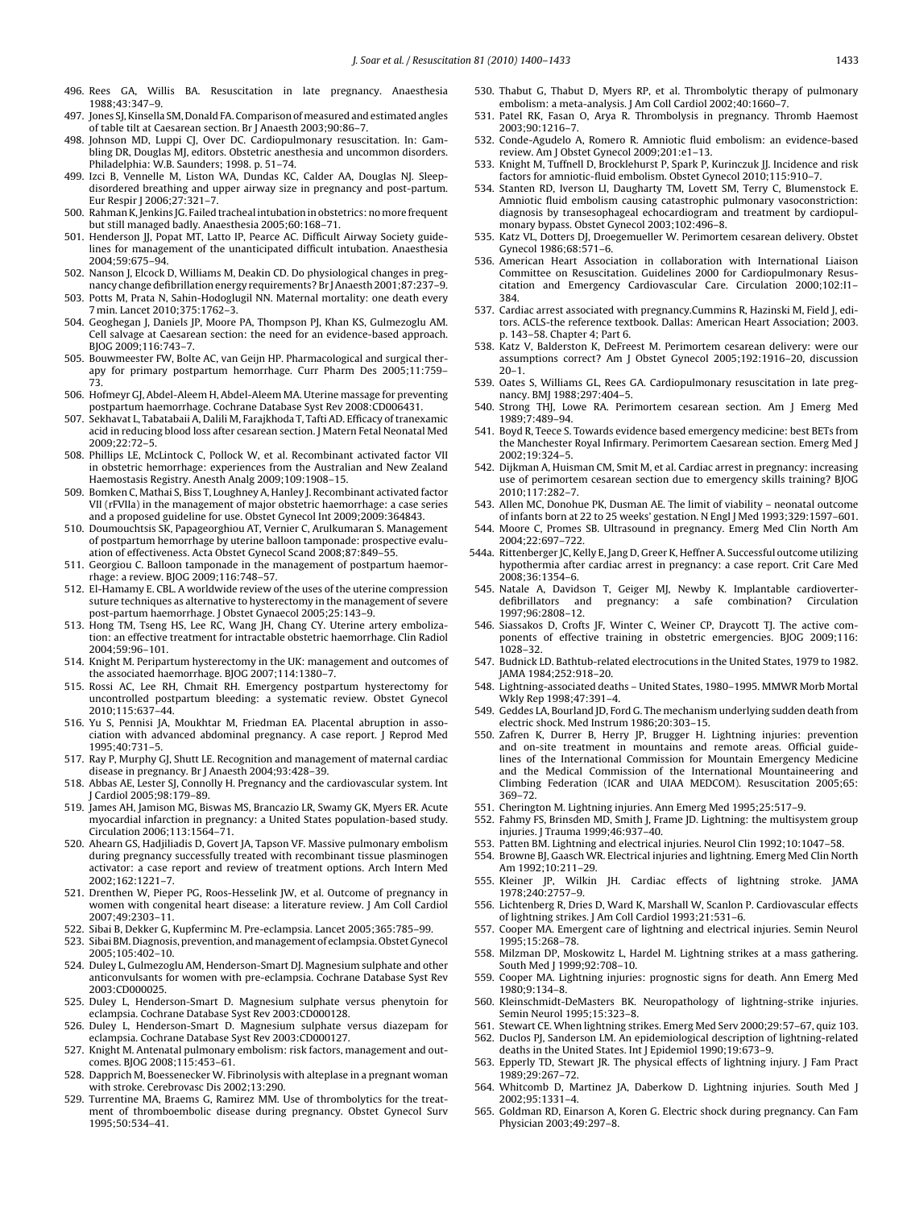496. Rees GA, Willis BA. Resuscitation in late pregnancy. Anaesthesia 1988;43:347–9.
497. Jones SJ, Kinsella SM, Donald FA. Comparison of measured and estimated angles of table tilt at Caesarean section. Br J Anaesth 2003;90:86–7.
498. Johnson MD, Luppi CJ, Over DC. Cardiopulmonary resuscitation. In: Gambling DR, Douglas MJ, editors. Obstetric anesthesia and uncommon disorders. Philadelphia: W.B. Saunders; 1998. p. 51–74.
499. Izci B, Vennelle M, Liston WA, Dundas KC, Calder AA, Douglas NJ. Sleep-disordered breathing and upper airway size in pregnancy and post-partum. Eur Respir J 2006;27:321–7.
500. Rahman K, Jenkins JG. Failed tracheal intubation in obstetrics: no more frequent but still managed badly. Anaesthesia 2005;60:168–71.
501. Henderson JJ, Popat MT, Latto IP, Pearce AC. Difficult Airway Society guidelines for management of the unanticipated difficult intubation. Anaesthesia 2004;59:675–94.
502. Nanson J, Elcock D, Williams M, Deakin CD. Do physiological changes in pregnancy change defibrillation energy requirements? Br J Anaesth 2001;87:237–9.
503. Potts M, Prata N, Sahin-Hodoglugil NN. Maternal mortality: one death every 7 min. Lancet 2010;375:1762–3.
504. Geoghegan J, Daniels JP, Moore PA, Thompson PJ, Khan KS, Gulmezoglu AM. Cell salvage at Caesarean section: the need for an evidence-based approach. BJOG 2009;116:743–7.
505. Bouwmeester FW, Bolte AC, van Geijn HP. Pharmacological and surgical therapy for primary postpartum hemorrhage. Curr Pharm Des 2005;11:759–73.
506. Hofmeyr GJ, Abdel-Aleem H, Abdel-Aleem MA. Uterine massage for preventing postpartum haemorrhage. Cochrane Database Syst Rev 2008:CD006431.
507. Sekhavat L, Tabatabaii A, Dalili M, Farajkhoda T, Tafti AD. Efficacy of tranexamic acid in reducing blood loss after cesarean section. J Matern Fetal Neonatal Med 2009;22:72–5.
508. Phillips LE, McLintock C, Pollock W, et al. Recombinant activated factor VII in obstetric hemorrhage: experiences from the Australian and New Zealand Haemostasis Registry. Anesth Analg 2009;109:1908–15.
509. Bomken C, Mathai S, Biss T, Loughney A, Hanley J. Recombinant activated factor VII (rFVIIa) in the management of major obstetric haemorrhage: a case series and a proposed guideline for use. Obstet Gynecol Int 2009;2009:364843.
510. Doumouchtsis SK, Papageorghiou AT, Vernier C, Arulkumaran S. Management of postpartum hemorrhage by uterine balloon tamponade: prospective evaluation of effectiveness. Acta Obstet Gynecol Scand 2008;87:849–55.
511. Georgiou C. Balloon tamponade in the management of postpartum haemorrhage: a review. BJOG 2009;116:748–57.
512. El-Hamamy E. CBL. A worldwide review of the uses of the uterine compression suture techniques as alternative to hysterectomy in the management of severe post-partum haemorrhage. J Obstet Gynaecol 2005;25:143–9.
513. Hong TM, Tseng HS, Lee RC, Wang JH, Chang CY. Uterine artery embolization: an effective treatment for intractable obstetric haemorrhage. Clin Radiol 2004;59:96–101.
514. Knight M. Peripartum hysterectomy in the UK: management and outcomes of the associated haemorrhage. BJOG 2007;114:1380–7.
515. Rossi AC, Lee RH, Chmait RH. Emergency postpartum hysterectomy for uncontrolled postpartum bleeding: a systematic review. Obstet Gynecol 2010;115:637–44.
516. Yu S, Pennisi JA, Moukhtar M, Friedman EA. Placental abruption in association with advanced abdominal pregnancy. A case report. J Reprod Med 1995;40:731–5.
517. Ray P, Murphy GJ, Shutt LE. Recognition and management of maternal cardiac disease in pregnancy. Br J Anaesth 2004;93:428–39.
518. Abbas AE, Lester SJ, Connolly H. Pregnancy and the cardiovascular system. Int J Cardiol 2005;98:179–89.
519. James AH, Jamison MG, Biswas MS, Brancazio LR, Swamy GK, Myers ER. Acute myocardial infarction in pregnancy: a United States population-based study. Circulation 2006;113:1564–71.
520. Ahearn GS, Hadjiliadis D, Govert JA, Tapson VF. Massive pulmonary embolism during pregnancy successfully treated with recombinant tissue plasminogen activator: a case report and review of treatment options. Arch Intern Med 2002;162:1221–7.
521. Drenthen W, Pieper PG, Roos-Hesselink JW, et al. Outcome of pregnancy in women with congenital heart disease: a literature review. J Am Coll Cardiol 2007;49:2303–11.
522. Sibai B, Dekker G, Kupferminc M. Pre-eclampsia. Lancet 2005;365:785–99.
523. Sibai BM. Diagnosis, prevention, and management of eclampsia. Obstet Gynecol 2005;105:402–10.
524. Duley L, Gulmezoglu AM, Henderson-Smart DJ. Magnesium sulphate and other anticonvulsants for women with pre-eclampsia. Cochrane Database Syst Rev 2003:CD000025.
525. Duley L, Henderson-Smart D. Magnesium sulphate versus phenytoin for eclampsia. Cochrane Database Syst Rev 2003:CD000128.
526. Duley L, Henderson-Smart D. Magnesium sulphate versus diazepam for eclampsia. Cochrane Database Syst Rev 2003:CD000127.
527. Knight M. Antenatal pulmonary embolism: risk factors, management and outcomes. BJOG 2008;115:453–61.
528. Dapprich M, Boessenecker W. Fibrinolysis with alteplase in a pregnant woman with stroke. Cerebrovasc Dis 2002;13:290.
529. Turrentine MA, Braems G, Ramirez MM. Use of thrombolytics for the treatment of thromboembolic disease during pregnancy. Obstet Gynecol Surv 1995;50:534–41.
530. Thabut G, Thabut D, Myers RP, et al. Thrombolytic therapy of pulmonary embolism: a meta-analysis. J Am Coll Cardiol 2002;40:1660–7.
531. Patel RK, Fasan O, Arya R. Thrombolysis in pregnancy. Thromb Haemost 2003;90:1216–7.
532. Conde-Agudelo A, Romero R. Amniotic fluid embolism: an evidence-based review. Am J Obstet Gynecol 2009;201:e1–13.
533. Knight M, Tuffnell D, Brocklehurst P, Spark P, Kurinczuk JJ. Incidence and risk factors for amniotic-fluid embolism. Obstet Gynecol 2010;115:910–7.
534. Stanten RD, Iverson LI, Daugharty TM, Lovett SM, Terry C, Blumenstock E. Amniotic fluid embolism causing catastrophic pulmonary vasoconstriction: diagnosis by transesophageal echocardiogram and treatment by cardiopulmonary bypass. Obstet Gynecol 2003;102:496–8.
535. Katz VL, Dotters DJ, Droegemueller W. Perimortem cesarean delivery. Obstet Gynecol 1986;68:571–6.
536. American Heart Association in collaboration with International Liaison Committee on Resuscitation. Guidelines 2000 for Cardiopulmonary Resuscitation and Emergency Cardiovascular Care. Circulation 2000;102:I1–384.
537. Cardiac arrest associated with pregnancy.Cummins R, Hazinski M, Field J, editors. ACLS-the reference textbook. Dallas: American Heart Association; 2003. p. 143–58. Chapter 4; Part 6.
538. Katz V, Balderston K, DeFreest M. Perimortem cesarean delivery: were our assumptions correct? Am J Obstet Gynecol 2005;192:1916–20, discussion 20–1.
539. Oates S, Williams GL, Rees GA. Cardiopulmonary resuscitation in late pregnancy. BMJ 1988;297:404–5.
540. Strong THJ, Lowe RA. Perimortem cesarean section. Am J Emerg Med 1989;7:489–94.
541. Boyd R, Teece S. Towards evidence based emergency medicine: best BETs from the Manchester Royal Infirmary. Perimortem Caesarean section. Emerg Med J 2002;19:324–5.
542. Dijkman A, Huisman CM, Smit M, et al. Cardiac arrest in pregnancy: increasing use of perimortem cesarean section due to emergency skills training? BJOG 2010;117:282–7.
543. Allen MC, Donohue PK, Dusman AE. The limit of viability – neonatal outcome of infants born at 22 to 25 weeks' gestation. N Engl J Med 1993;329:1597–601.
544. Moore C, Promes SB. Ultrasound in pregnancy. Emerg Med Clin North Am 2004;22:697–722.
544a. Rittenberger JC, Kelly E, Jang D, Greer K, Heffner A. Successful outcome utilizing hypothermia after cardiac arrest in pregnancy: a case report. Crit Care Med 2008;36:1354–6.
545. Natale A, Davidson T, Geiger MJ, Newby K. Implantable cardioverter-defibrillators and pregnancy: a safe combination? Circulation 1997;96:2808–12.
546. Siassakos D, Crofts JF, Winter C, Weiner CP, Draycott TJ. The active components of effective training in obstetric emergencies. BJOG 2009;116: 1028–32.
547. Budnick LD. Bathtub-related electrocutions in the United States, 1979 to 1982. JAMA 1984;252:918–20.
548. Lightning-associated deaths – United States, 1980–1995. MMWR Morb Mortal Wkly Rep 1998;47:391–4.
549. Geddes LA, Bourland JD, Ford G. The mechanism underlying sudden death from electric shock. Med Instrum 1986;20:303–15.
550. Zafren K, Durrer B, Herry JP, Brugger H. Lightning injuries: prevention and on-site treatment in mountains and remote areas. Official guidelines of the International Commission for Mountain Emergency Medicine and the Medical Commission of the International Mountaineering and Climbing Federation (ICAR and UIAA MEDCOM). Resuscitation 2005;65: 369–72.
551. Cherington M. Lightning injuries. Ann Emerg Med 1995;25:517–9.
552. Fahmy FS, Brinsden MD, Smith J, Frame JD. Lightning: the multisystem group injuries. J Trauma 1999;46:937–40.
553. Patten BM. Lightning and electrical injuries. Neurol Clin 1992;10:1047–58.
554. Browne BJ, Gaasch WR. Electrical injuries and lightning. Emerg Med Clin North Am 1992;10:211–29.
555. Kleiner JP, Wilkin JH. Cardiac effects of lightning stroke. JAMA 1978;240:2757–9.
556. Lichtenberg R, Dries D, Ward K, Marshall W, Scanlon P. Cardiovascular effects of lightning strikes. J Am Coll Cardiol 1993;21:531–6.
557. Cooper MA. Emergent care of lightning and electrical injuries. Semin Neurol 1995;15:268–78.
558. Milzman DP, Moskowitz L, Hardel M. Lightning strikes at a mass gathering. South Med J 1999;92:708–10.
559. Cooper MA. Lightning injuries: prognostic signs for death. Ann Emerg Med 1980;9:134–8.
560. Kleinschmidt-DeMasters BK. Neuropathology of lightning-strike injuries. Semin Neurol 1995;15:323–8.
561. Stewart CE. When lightning strikes. Emerg Med Serv 2000;29:57–67, quiz 103.
562. Duclos PJ, Sanderson LM. An epidemiological description of lightning-related deaths in the United States. Int J Epidemiol 1990;19:673–9.
563. Epperly TD, Stewart JR. The physical effects of lightning injury. J Fam Pract 1989;29:267–72.
564. Whitcomb D, Martinez JA, Daberkow D. Lightning injuries. South Med J 2002;95:1331–4.
565. Goldman RD, Einarson A, Koren G. Electric shock during pregnancy. Can Fam Physician 2003;49:297–8.